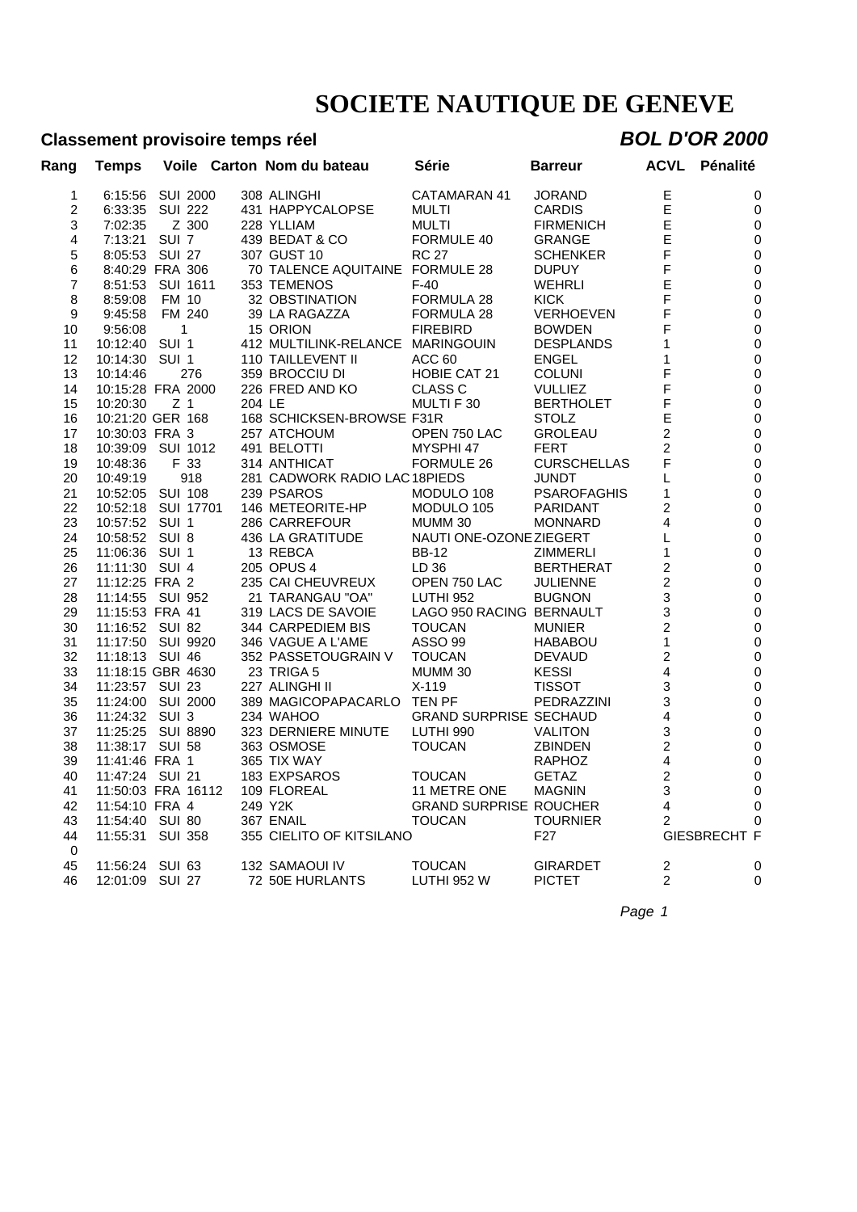# SOCIETE NAUTIQUE DE GENEVE

**Classement provisoire temps réel** — ***BOL D'OR 2000***

| Rang | Temps | Voile | Carton | Nom du bateau | Série | Barreur | ACVL | Pénalité |
|---|---|---|---|---|---|---|---|---|
| 1 | 6:15:56 | SUI 2000 | 308 | ALINGHI | CATAMARAN 41 | JORAND | E | 0 |
| 2 | 6:33:35 | SUI 222 | 431 | HAPPYCALOPSE | MULTI | CARDIS | E | 0 |
| 3 | 7:02:35 | Z 300 | 228 | YLLIAM | MULTI | FIRMENICH | E | 0 |
| 4 | 7:13:21 | SUI 7 | 439 | BEDAT & CO | FORMULE 40 | GRANGE | E | 0 |
| 5 | 8:05:53 | SUI 27 | 307 | GUST 10 | RC 27 | SCHENKER | F | 0 |
| 6 | 8:40:29 | FRA 306 | 70 | TALENCE AQUITAINE | FORMULE 28 | DUPUY | F | 0 |
| 7 | 8:51:53 | SUI 1611 | 353 | TEMENOS | F-40 | WEHRLI | E | 0 |
| 8 | 8:59:08 | FM 10 | 32 | OBSTINATION | FORMULA 28 | KICK | F | 0 |
| 9 | 9:45:58 | FM 240 | 39 | LA RAGAZZA | FORMULA 28 | VERHOEVEN | F | 0 |
| 10 | 9:56:08 | 1 | 15 | ORION | FIREBIRD | BOWDEN | F | 0 |
| 11 | 10:12:40 | SUI 1 | 412 | MULTILINK-RELANCE | MARINGOUIN | DESPLANDS | 1 | 0 |
| 12 | 10:14:30 | SUI 1 | 110 | TAILLEVENT II | ACC 60 | ENGEL | 1 | 0 |
| 13 | 10:14:46 | 276 | 359 | BROCCIU DI | HOBIE CAT 21 | COLUNI | F | 0 |
| 14 | 10:15:28 | FRA 2000 | 226 | FRED AND KO | CLASS C | VULLIEZ | F | 0 |
| 15 | 10:20:30 | Z 1 | 204 | LE | MULTI F 30 | BERTHOLET | F | 0 |
| 16 | 10:21:20 | GER 168 | 168 | SCHICKSEN-BROWSE | F31R | STOLZ | E | 0 |
| 17 | 10:30:03 | FRA 3 | 257 | ATCHOUM | OPEN 750 LAC | GROLEAU | 2 | 0 |
| 18 | 10:39:09 | SUI 1012 | 491 | BELOTTI | MYSPHI 47 | FERT | 2 | 0 |
| 19 | 10:48:36 | F 33 | 314 | ANTHICAT | FORMULE 26 | CURSCHELLAS | F | 0 |
| 20 | 10:49:19 | 918 | 281 | CADWORK RADIO LAC | 18PIEDS | JUNDT | L | 0 |
| 21 | 10:52:05 | SUI 108 | 239 | PSAROS | MODULO 108 | PSAROFAGHIS | 1 | 0 |
| 22 | 10:52:18 | SUI 17701 | 146 | METEORITE-HP | MODULO 105 | PARIDANT | 2 | 0 |
| 23 | 10:57:52 | SUI 1 | 286 | CARREFOUR | MUMM 30 | MONNARD | 4 | 0 |
| 24 | 10:58:52 | SUI 8 | 436 | LA GRATITUDE | NAUTI ONE-OZONE | ZIEGERT | L | 0 |
| 25 | 11:06:36 | SUI 1 | 13 | REBCA | BB-12 | ZIMMERLI | 1 | 0 |
| 26 | 11:11:30 | SUI 4 | 205 | OPUS 4 | LD 36 | BERTHERAT | 2 | 0 |
| 27 | 11:12:25 | FRA 2 | 235 | CAI CHEUVREUX | OPEN 750 LAC | JULIENNE | 2 | 0 |
| 28 | 11:14:55 | SUI 952 | 21 | TARANGAU "OA" | LUTHI 952 | BUGNON | 3 | 0 |
| 29 | 11:15:53 | FRA 41 | 319 | LACS DE SAVOIE | LAGO 950 RACING | BERNAULT | 3 | 0 |
| 30 | 11:16:52 | SUI 82 | 344 | CARPEDIEM BIS | TOUCAN | MUNIER | 2 | 0 |
| 31 | 11:17:50 | SUI 9920 | 346 | VAGUE A L'AME | ASSO 99 | HABABOU | 1 | 0 |
| 32 | 11:18:13 | SUI 46 | 352 | PASSETOUGRAIN V | TOUCAN | DEVAUD | 2 | 0 |
| 33 | 11:18:15 | GBR 4630 | 23 | TRIGA 5 | MUMM 30 | KESSI | 4 | 0 |
| 34 | 11:23:57 | SUI 23 | 227 | ALINGHI II | X-119 | TISSOT | 3 | 0 |
| 35 | 11:24:00 | SUI 2000 | 389 | MAGICOPAPACARLO | TEN PF | PEDRAZZINI | 3 | 0 |
| 36 | 11:24:32 | SUI 3 | 234 | WAHOO | GRAND SURPRISE | SECHAUD | 4 | 0 |
| 37 | 11:25:25 | SUI 8890 | 323 | DERNIERE MINUTE | LUTHI 990 | VALITON | 3 | 0 |
| 38 | 11:38:17 | SUI 58 | 363 | OSMOSE | TOUCAN | ZBINDEN | 2 | 0 |
| 39 | 11:41:46 | FRA 1 | 365 | TIX WAY | | RAPHOZ | 4 | 0 |
| 40 | 11:47:24 | SUI 21 | 183 | EXPSAROS | TOUCAN | GETAZ | 2 | 0 |
| 41 | 11:50:03 | FRA 16112 | 109 | FLOREAL | 11 METRE ONE | MAGNIN | 3 | 0 |
| 42 | 11:54:10 | FRA 4 | 249 | Y2K | GRAND SURPRISE | ROUCHER | 4 | 0 |
| 43 | 11:54:40 | SUI 80 | 367 | ENAIL | TOUCAN | TOURNIER | 2 | 0 |
| 44 | 11:55:31 | SUI 358 | 355 | CIELITO OF KITSILANO | | F27 | GIESBRECHT | F |
| 0 | | | | | | | | |
| 45 | 11:56:24 | SUI 63 | 132 | SAMAOUI IV | TOUCAN | GIRARDET | 2 | 0 |
| 46 | 12:01:09 | SUI 27 | 72 | 50E HURLANTS | LUTHI 952 W | PICTET | 2 | 0 |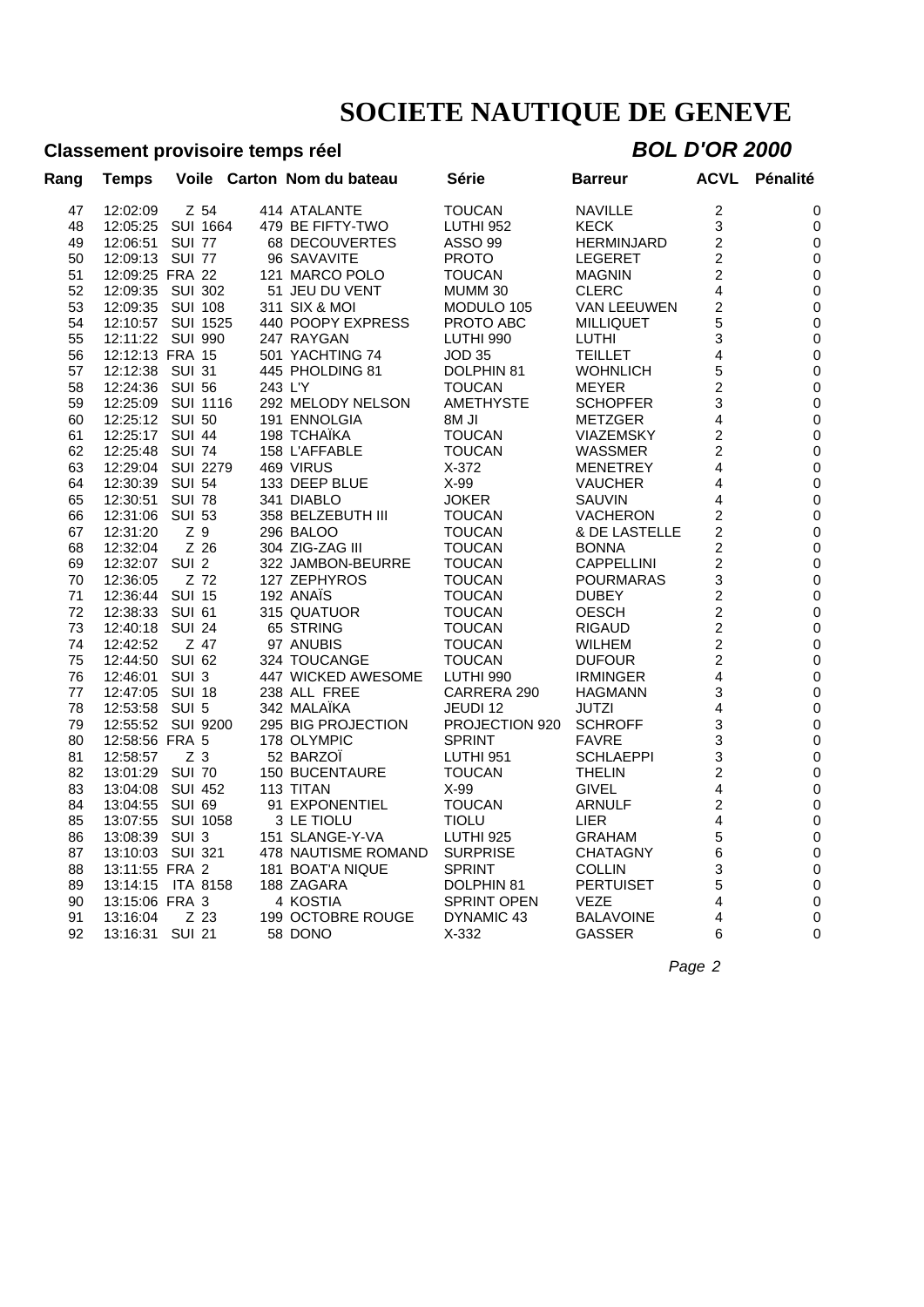# SOCIETE NAUTIQUE DE GENEVE

**Classement provisoire temps réel** ***BOL D'OR 2000***

| Rang | Temps | Voile | Carton | Nom du bateau | Série | Barreur | ACVL | Pénalité |
|---|---|---|---|---|---|---|---|---|
| 47 | 12:02:09 | Z 54 | 414 | ATALANTE | TOUCAN | NAVILLE | 2 | 0 |
| 48 | 12:05:25 | SUI 1664 | 479 | BE FIFTY-TWO | LUTHI 952 | KECK | 3 | 0 |
| 49 | 12:06:51 | SUI 77 | 68 | DECOUVERTES | ASSO 99 | HERMINJARD | 2 | 0 |
| 50 | 12:09:13 | SUI 77 | 96 | SAVAVITE | PROTO | LEGERET | 2 | 0 |
| 51 | 12:09:25 | FRA 22 | 121 | MARCO POLO | TOUCAN | MAGNIN | 2 | 0 |
| 52 | 12:09:35 | SUI 302 | 51 | JEU DU VENT | MUMM 30 | CLERC | 4 | 0 |
| 53 | 12:09:35 | SUI 108 | 311 | SIX & MOI | MODULO 105 | VAN LEEUWEN | 2 | 0 |
| 54 | 12:10:57 | SUI 1525 | 440 | POOPY EXPRESS | PROTO ABC | MILLIQUET | 5 | 0 |
| 55 | 12:11:22 | SUI 990 | 247 | RAYGAN | LUTHI 990 | LUTHI | 3 | 0 |
| 56 | 12:12:13 | FRA 15 | 501 | YACHTING 74 | JOD 35 | TEILLET | 4 | 0 |
| 57 | 12:12:38 | SUI 31 | 445 | PHOLDING 81 | DOLPHIN 81 | WOHNLICH | 5 | 0 |
| 58 | 12:24:36 | SUI 56 | 243 | L'Y | TOUCAN | MEYER | 2 | 0 |
| 59 | 12:25:09 | SUI 1116 | 292 | MELODY NELSON | AMETHYSTE | SCHOPFER | 3 | 0 |
| 60 | 12:25:12 | SUI 50 | 191 | ENNOLGIA | 8M JI | METZGER | 4 | 0 |
| 61 | 12:25:17 | SUI 44 | 198 | TCHAÏKA | TOUCAN | VIAZEMSKY | 2 | 0 |
| 62 | 12:25:48 | SUI 74 | 158 | L'AFFABLE | TOUCAN | WASSMER | 2 | 0 |
| 63 | 12:29:04 | SUI 2279 | 469 | VIRUS | X-372 | MENETREY | 4 | 0 |
| 64 | 12:30:39 | SUI 54 | 133 | DEEP BLUE | X-99 | VAUCHER | 4 | 0 |
| 65 | 12:30:51 | SUI 78 | 341 | DIABLO | JOKER | SAUVIN | 4 | 0 |
| 66 | 12:31:06 | SUI 53 | 358 | BELZEBUTH III | TOUCAN | VACHERON | 2 | 0 |
| 67 | 12:31:20 | Z 9 | 296 | BALOO | TOUCAN | & DE LASTELLE | 2 | 0 |
| 68 | 12:32:04 | Z 26 | 304 | ZIG-ZAG III | TOUCAN | BONNA | 2 | 0 |
| 69 | 12:32:07 | SUI 2 | 322 | JAMBON-BEURRE | TOUCAN | CAPPELLINI | 2 | 0 |
| 70 | 12:36:05 | Z 72 | 127 | ZEPHYROS | TOUCAN | POURMARAS | 3 | 0 |
| 71 | 12:36:44 | SUI 15 | 192 | ANAÏS | TOUCAN | DUBEY | 2 | 0 |
| 72 | 12:38:33 | SUI 61 | 315 | QUATUOR | TOUCAN | OESCH | 2 | 0 |
| 73 | 12:40:18 | SUI 24 | 65 | STRING | TOUCAN | RIGAUD | 2 | 0 |
| 74 | 12:42:52 | Z 47 | 97 | ANUBIS | TOUCAN | WILHEM | 2 | 0 |
| 75 | 12:44:50 | SUI 62 | 324 | TOUCANGE | TOUCAN | DUFOUR | 2 | 0 |
| 76 | 12:46:01 | SUI 3 | 447 | WICKED AWESOME | LUTHI 990 | IRMINGER | 4 | 0 |
| 77 | 12:47:05 | SUI 18 | 238 | ALL FREE | CARRERA 290 | HAGMANN | 3 | 0 |
| 78 | 12:53:58 | SUI 5 | 342 | MALAÏKA | JEUDI 12 | JUTZI | 4 | 0 |
| 79 | 12:55:52 | SUI 9200 | 295 | BIG PROJECTION | PROJECTION 920 | SCHROFF | 3 | 0 |
| 80 | 12:58:56 | FRA 5 | 178 | OLYMPIC | SPRINT | FAVRE | 3 | 0 |
| 81 | 12:58:57 | Z 3 | 52 | BARZOÏ | LUTHI 951 | SCHLAEPPI | 3 | 0 |
| 82 | 13:01:29 | SUI 70 | 150 | BUCENTAURE | TOUCAN | THELIN | 2 | 0 |
| 83 | 13:04:08 | SUI 452 | 113 | TITAN | X-99 | GIVEL | 4 | 0 |
| 84 | 13:04:55 | SUI 69 | 91 | EXPONENTIEL | TOUCAN | ARNULF | 2 | 0 |
| 85 | 13:07:55 | SUI 1058 | 3 | LE TIOLU | TIOLU | LIER | 4 | 0 |
| 86 | 13:08:39 | SUI 3 | 151 | SLANGE-Y-VA | LUTHI 925 | GRAHAM | 5 | 0 |
| 87 | 13:10:03 | SUI 321 | 478 | NAUTISME ROMAND | SURPRISE | CHATAGNY | 6 | 0 |
| 88 | 13:11:55 | FRA 2 | 181 | BOAT'A NIQUE | SPRINT | COLLIN | 3 | 0 |
| 89 | 13:14:15 | ITA 8158 | 188 | ZAGARA | DOLPHIN 81 | PERTUISET | 5 | 0 |
| 90 | 13:15:06 | FRA 3 | 4 | KOSTIA | SPRINT OPEN | VEZE | 4 | 0 |
| 91 | 13:16:04 | Z 23 | 199 | OCTOBRE ROUGE | DYNAMIC 43 | BALAVOINE | 4 | 0 |
| 92 | 13:16:31 | SUI 21 | 58 | DONO | X-332 | GASSER | 6 | 0 |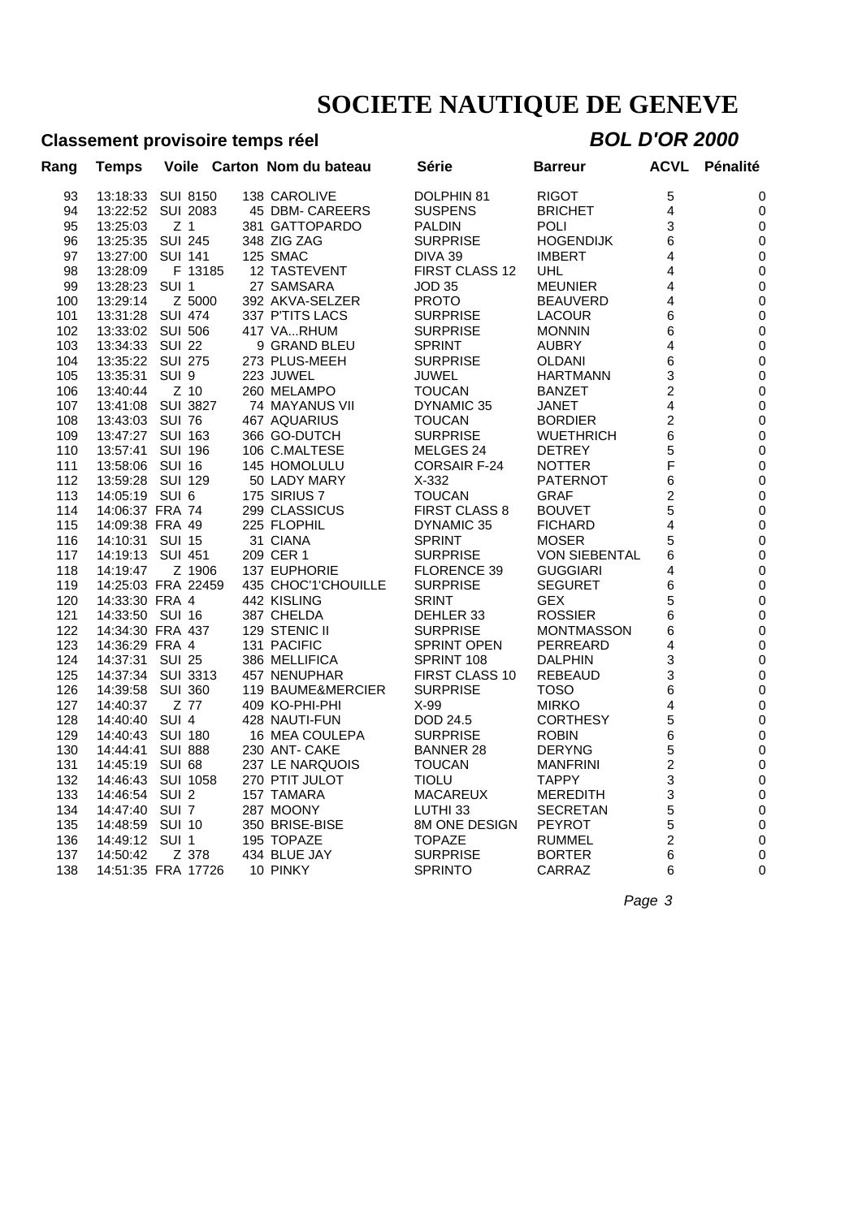# SOCIETE NAUTIQUE DE GENEVE

## Classement provisoire temps réel

## *BOL D'OR 2000*

| Rang | Temps | Voile | Carton | Nom du bateau | Série | Barreur | ACVL | Pénalité |
|---|---|---|---|---|---|---|---|---|
| 93 | 13:18:33 | SUI 8150 | 138 | CAROLIVE | DOLPHIN 81 | RIGOT | 5 | 0 |
| 94 | 13:22:52 | SUI 2083 | 45 | DBM- CAREERS | SUSPENS | BRICHET | 4 | 0 |
| 95 | 13:25:03 | Z 1 | 381 | GATTOPARDO | PALDIN | POLI | 3 | 0 |
| 96 | 13:25:35 | SUI 245 | 348 | ZIG ZAG | SURPRISE | HOGENDIJK | 6 | 0 |
| 97 | 13:27:00 | SUI 141 | 125 | SMAC | DIVA 39 | IMBERT | 4 | 0 |
| 98 | 13:28:09 | F 13185 | 12 | TASTEVENT | FIRST CLASS 12 | UHL | 4 | 0 |
| 99 | 13:28:23 | SUI 1 | 27 | SAMSARA | JOD 35 | MEUNIER | 4 | 0 |
| 100 | 13:29:14 | Z 5000 | 392 | AKVA-SELZER | PROTO | BEAUVERD | 4 | 0 |
| 101 | 13:31:28 | SUI 474 | 337 | P'TITS LACS | SURPRISE | LACOUR | 6 | 0 |
| 102 | 13:33:02 | SUI 506 | 417 | VA...RHUM | SURPRISE | MONNIN | 6 | 0 |
| 103 | 13:34:33 | SUI 22 | 9 | GRAND BLEU | SPRINT | AUBRY | 4 | 0 |
| 104 | 13:35:22 | SUI 275 | 273 | PLUS-MEEH | SURPRISE | OLDANI | 6 | 0 |
| 105 | 13:35:31 | SUI 9 | 223 | JUWEL | JUWEL | HARTMANN | 3 | 0 |
| 106 | 13:40:44 | Z 10 | 260 | MELAMPO | TOUCAN | BANZET | 2 | 0 |
| 107 | 13:41:08 | SUI 3827 | 74 | MAYANUS VII | DYNAMIC 35 | JANET | 4 | 0 |
| 108 | 13:43:03 | SUI 76 | 467 | AQUARIUS | TOUCAN | BORDIER | 2 | 0 |
| 109 | 13:47:27 | SUI 163 | 366 | GO-DUTCH | SURPRISE | WUETHRICH | 6 | 0 |
| 110 | 13:57:41 | SUI 196 | 106 | C.MALTESE | MELGES 24 | DETREY | 5 | 0 |
| 111 | 13:58:06 | SUI 16 | 145 | HOMOLULU | CORSAIR F-24 | NOTTER | F | 0 |
| 112 | 13:59:28 | SUI 129 | 50 | LADY MARY | X-332 | PATERNOT | 6 | 0 |
| 113 | 14:05:19 | SUI 6 | 175 | SIRIUS 7 | TOUCAN | GRAF | 2 | 0 |
| 114 | 14:06:37 | FRA 74 | 299 | CLASSICUS | FIRST CLASS 8 | BOUVET | 5 | 0 |
| 115 | 14:09:38 | FRA 49 | 225 | FLOPHIL | DYNAMIC 35 | FICHARD | 4 | 0 |
| 116 | 14:10:31 | SUI 15 | 31 | CIANA | SPRINT | MOSER | 5 | 0 |
| 117 | 14:19:13 | SUI 451 | 209 | CER 1 | SURPRISE | VON SIEBENTAL | 6 | 0 |
| 118 | 14:19:47 | Z 1906 | 137 | EUPHORIE | FLORENCE 39 | GUGGIARI | 4 | 0 |
| 119 | 14:25:03 | FRA 22459 | 435 | CHOC'1'CHOUILLE | SURPRISE | SEGURET | 6 | 0 |
| 120 | 14:33:30 | FRA 4 | 442 | KISLING | SRINT | GEX | 5 | 0 |
| 121 | 14:33:50 | SUI 16 | 387 | CHELDA | DEHLER 33 | ROSSIER | 6 | 0 |
| 122 | 14:34:30 | FRA 437 | 129 | STENIC II | SURPRISE | MONTMASSON | 6 | 0 |
| 123 | 14:36:29 | FRA 4 | 131 | PACIFIC | SPRINT OPEN | PERREARD | 4 | 0 |
| 124 | 14:37:31 | SUI 25 | 386 | MELLIFICA | SPRINT 108 | DALPHIN | 3 | 0 |
| 125 | 14:37:34 | SUI 3313 | 457 | NENUPHAR | FIRST CLASS 10 | REBEAUD | 3 | 0 |
| 126 | 14:39:58 | SUI 360 | 119 | BAUME&MERCIER | SURPRISE | TOSO | 6 | 0 |
| 127 | 14:40:37 | Z 77 | 409 | KO-PHI-PHI | X-99 | MIRKO | 4 | 0 |
| 128 | 14:40:40 | SUI 4 | 428 | NAUTI-FUN | DOD 24.5 | CORTHESY | 5 | 0 |
| 129 | 14:40:43 | SUI 180 | 16 | MEA COULEPA | SURPRISE | ROBIN | 6 | 0 |
| 130 | 14:44:41 | SUI 888 | 230 | ANT- CAKE | BANNER 28 | DERYNG | 5 | 0 |
| 131 | 14:45:19 | SUI 68 | 237 | LE NARQUOIS | TOUCAN | MANFRINI | 2 | 0 |
| 132 | 14:46:43 | SUI 1058 | 270 | PTIT JULOT | TIOLU | TAPPY | 3 | 0 |
| 133 | 14:46:54 | SUI 2 | 157 | TAMARA | MACAREUX | MEREDITH | 3 | 0 |
| 134 | 14:47:40 | SUI 7 | 287 | MOONY | LUTHI 33 | SECRETAN | 5 | 0 |
| 135 | 14:48:59 | SUI 10 | 350 | BRISE-BISE | 8M ONE DESIGN | PEYROT | 5 | 0 |
| 136 | 14:49:12 | SUI 1 | 195 | TOPAZE | TOPAZE | RUMMEL | 2 | 0 |
| 137 | 14:50:42 | Z 378 | 434 | BLUE JAY | SURPRISE | BORTER | 6 | 0 |
| 138 | 14:51:35 | FRA 17726 | 10 | PINKY | SPRINTO | CARRAZ | 6 | 0 |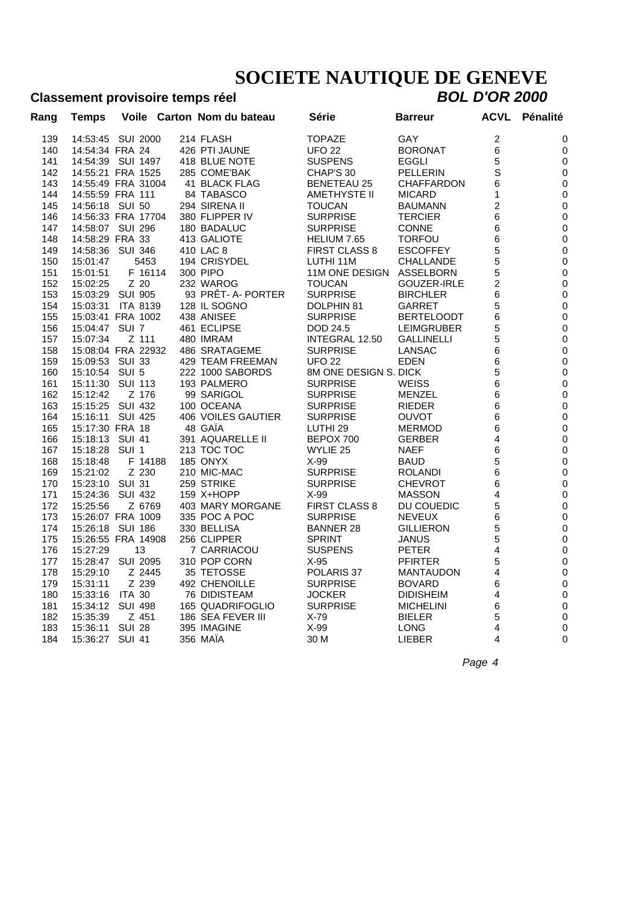# SOCIETE NAUTIQUE DE GENEVE

**Classement provisoire temps réel** ***BOL D'OR 2000***

| Rang | Temps | Voile | Carton | Nom du bateau | Série | Barreur | ACVL | Pénalité |
|---|---|---|---|---|---|---|---|---|
| 139 | 14:53:45 | SUI 2000 | 214 | FLASH | TOPAZE | GAY | 2 | 0 |
| 140 | 14:54:34 | FRA 24 | 426 | PTI JAUNE | UFO 22 | BORONAT | 6 | 0 |
| 141 | 14:54:39 | SUI 1497 | 418 | BLUE NOTE | SUSPENS | EGGLI | 5 | 0 |
| 142 | 14:55:21 | FRA 1525 | 285 | COME'BAK | CHAP'S 30 | PELLERIN | S | 0 |
| 143 | 14:55:49 | FRA 31004 | 41 | BLACK FLAG | BENETEAU 25 | CHAFFARDON | 6 | 0 |
| 144 | 14:55:59 | FRA 111 | 84 | TABASCO | AMETHYSTE II | MICARD | 1 | 0 |
| 145 | 14:56:18 | SUI 50 | 294 | SIRENA II | TOUCAN | BAUMANN | 2 | 0 |
| 146 | 14:56:33 | FRA 17704 | 380 | FLIPPER IV | SURPRISE | TERCIER | 6 | 0 |
| 147 | 14:58:07 | SUI 296 | 180 | BADALUC | SURPRISE | CONNE | 6 | 0 |
| 148 | 14:58:29 | FRA 33 | 413 | GALIOTE | HELIUM 7.65 | TORFOU | 6 | 0 |
| 149 | 14:58:36 | SUI 346 | 410 | LAC 8 | FIRST CLASS 8 | ESCOFFEY | 5 | 0 |
| 150 | 15:01:47 | 5453 | 194 | CRISYDEL | LUTHI 11M | CHALLANDE | 5 | 0 |
| 151 | 15:01:51 | F 16114 | 300 | PIPO | 11M ONE DESIGN | ASSELBORN | 5 | 0 |
| 152 | 15:02:25 | Z 20 | 232 | WAROG | TOUCAN | GOUZER-IRLE | 2 | 0 |
| 153 | 15:03:29 | SUI 905 | 93 | PRÊT- A- PORTER | SURPRISE | BIRCHLER | 6 | 0 |
| 154 | 15:03:31 | ITA 8139 | 128 | IL SOGNO | DOLPHIN 81 | GARRET | 5 | 0 |
| 155 | 15:03:41 | FRA 1002 | 438 | ANISEE | SURPRISE | BERTELOODT | 6 | 0 |
| 156 | 15:04:47 | SUI 7 | 461 | ECLIPSE | DOD 24.5 | LEIMGRUBER | 5 | 0 |
| 157 | 15:07:34 | Z 111 | 480 | IMRAM | INTEGRAL 12.50 | GALLINELLI | 5 | 0 |
| 158 | 15:08:04 | FRA 22932 | 486 | SRATAGEME | SURPRISE | LANSAC | 6 | 0 |
| 159 | 15:09:53 | SUI 33 | 429 | TEAM FREEMAN | UFO 22 | EDEN | 6 | 0 |
| 160 | 15:10:54 | SUI 5 | 222 | 1000 SABORDS | 8M ONE DESIGN S. | DICK | 5 | 0 |
| 161 | 15:11:30 | SUI 113 | 193 | PALMERO | SURPRISE | WEISS | 6 | 0 |
| 162 | 15:12:42 | Z 176 | 99 | SARIGOL | SURPRISE | MENZEL | 6 | 0 |
| 163 | 15:15:25 | SUI 432 | 100 | OCEANA | SURPRISE | RIEDER | 6 | 0 |
| 164 | 15:16:11 | SUI 425 | 406 | VOILES GAUTIER | SURPRISE | OUVOT | 6 | 0 |
| 165 | 15:17:30 | FRA 18 | 48 | GAÏA | LUTHI 29 | MERMOD | 6 | 0 |
| 166 | 15:18:13 | SUI 41 | 391 | AQUARELLE II | BEPOX 700 | GERBER | 4 | 0 |
| 167 | 15:18:28 | SUI 1 | 213 | TOC TOC | WYLIE 25 | NAEF | 6 | 0 |
| 168 | 15:18:48 | F 14188 | 185 | ONYX | X-99 | BAUD | 5 | 0 |
| 169 | 15:21:02 | Z 230 | 210 | MIC-MAC | SURPRISE | ROLANDI | 6 | 0 |
| 170 | 15:23:10 | SUI 31 | 259 | STRIKE | SURPRISE | CHEVROT | 6 | 0 |
| 171 | 15:24:36 | SUI 432 | 159 | X+HOPP | X-99 | MASSON | 4 | 0 |
| 172 | 15:25:56 | Z 6769 | 403 | MARY MORGANE | FIRST CLASS 8 | DU COUEDIC | 5 | 0 |
| 173 | 15:26:07 | FRA 1009 | 335 | POC A POC | SURPRISE | NEVEUX | 6 | 0 |
| 174 | 15:26:18 | SUI 186 | 330 | BELLISA | BANNER 28 | GILLIERON | 5 | 0 |
| 175 | 15:26:55 | FRA 14908 | 256 | CLIPPER | SPRINT | JANUS | 5 | 0 |
| 176 | 15:27:29 | 13 | 7 | CARRIACOU | SUSPENS | PETER | 4 | 0 |
| 177 | 15:28:47 | SUI 2095 | 310 | POP CORN | X-95 | PFIRTER | 5 | 0 |
| 178 | 15:29:10 | Z 2445 | 35 | TETOSSE | POLARIS 37 | MANTAUDON | 4 | 0 |
| 179 | 15:31:11 | Z 239 | 492 | CHENOILLE | SURPRISE | BOVARD | 6 | 0 |
| 180 | 15:33:16 | ITA 30 | 76 | DIDISTEAM | JOCKER | DIDISHEIM | 4 | 0 |
| 181 | 15:34:12 | SUI 498 | 165 | QUADRIFOGLIO | SURPRISE | MICHELINI | 6 | 0 |
| 182 | 15:35:39 | Z 451 | 186 | SEA FEVER III | X-79 | BIELER | 5 | 0 |
| 183 | 15:36:11 | SUI 28 | 395 | IMAGINE | X-99 | LONG | 4 | 0 |
| 184 | 15:36:27 | SUI 41 | 356 | MAÏA | 30 M | LIEBER | 4 | 0 |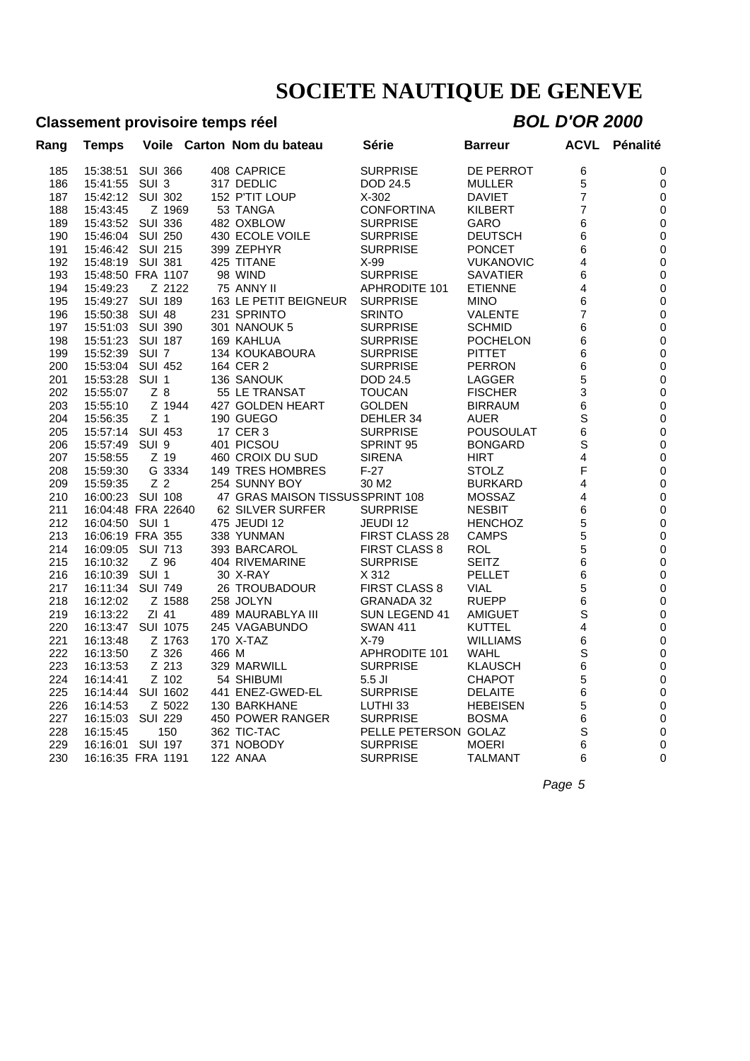# SOCIETE NAUTIQUE DE GENEVE

## Classement provisoire temps réel

## *BOL D'OR 2000*

| Rang | Temps | Voile | Carton | Nom du bateau | Série | Barreur | ACVL | Pénalité |
|---|---|---|---|---|---|---|---|---|
| 185 | 15:38:51 | SUI 366 | 408 | CAPRICE | SURPRISE | DE PERROT | 6 | 0 |
| 186 | 15:41:55 | SUI 3 | 317 | DEDLIC | DOD 24.5 | MULLER | 5 | 0 |
| 187 | 15:42:12 | SUI 302 | 152 | P'TIT LOUP | X-302 | DAVIET | 7 | 0 |
| 188 | 15:43:45 | Z 1969 | 53 | TANGA | CONFORTINA | KILBERT | 7 | 0 |
| 189 | 15:43:52 | SUI 336 | 482 | OXBLOW | SURPRISE | GARO | 6 | 0 |
| 190 | 15:46:04 | SUI 250 | 430 | ECOLE VOILE | SURPRISE | DEUTSCH | 6 | 0 |
| 191 | 15:46:42 | SUI 215 | 399 | ZEPHYR | SURPRISE | PONCET | 6 | 0 |
| 192 | 15:48:19 | SUI 381 | 425 | TITANE | X-99 | VUKANOVIC | 4 | 0 |
| 193 | 15:48:50 | FRA 1107 | 98 | WIND | SURPRISE | SAVATIER | 6 | 0 |
| 194 | 15:49:23 | Z 2122 | 75 | ANNY II | APHRODITE 101 | ETIENNE | 4 | 0 |
| 195 | 15:49:27 | SUI 189 | 163 | LE PETIT BEIGNEUR | SURPRISE | MINO | 6 | 0 |
| 196 | 15:50:38 | SUI 48 | 231 | SPRINTO | SRINTO | VALENTE | 7 | 0 |
| 197 | 15:51:03 | SUI 390 | 301 | NANOUK 5 | SURPRISE | SCHMID | 6 | 0 |
| 198 | 15:51:23 | SUI 187 | 169 | KAHLUA | SURPRISE | POCHELON | 6 | 0 |
| 199 | 15:52:39 | SUI 7 | 134 | KOUKABOURA | SURPRISE | PITTET | 6 | 0 |
| 200 | 15:53:04 | SUI 452 | 164 | CER 2 | SURPRISE | PERRON | 6 | 0 |
| 201 | 15:53:28 | SUI 1 | 136 | SANOUK | DOD 24.5 | LAGGER | 5 | 0 |
| 202 | 15:55:07 | Z 8 | 55 | LE TRANSAT | TOUCAN | FISCHER | 3 | 0 |
| 203 | 15:55:10 | Z 1944 | 427 | GOLDEN HEART | GOLDEN | BIRRAUM | 6 | 0 |
| 204 | 15:56:35 | Z 1 | 190 | GUEGO | DEHLER 34 | AUER | S | 0 |
| 205 | 15:57:14 | SUI 453 | 17 | CER 3 | SURPRISE | POUSOULAT | 6 | 0 |
| 206 | 15:57:49 | SUI 9 | 401 | PICSOU | SPRINT 95 | BONGARD | S | 0 |
| 207 | 15:58:55 | Z 19 | 460 | CROIX DU SUD | SIRENA | HIRT | 4 | 0 |
| 208 | 15:59:30 | G 3334 | 149 | TRES HOMBRES | F-27 | STOLZ | F | 0 |
| 209 | 15:59:35 | Z 2 | 254 | SUNNY BOY | 30 M2 | BURKARD | 4 | 0 |
| 210 | 16:00:23 | SUI 108 | 47 | GRAS MAISON TISSUS | SPRINT 108 | MOSSAZ | 4 | 0 |
| 211 | 16:04:48 | FRA 22640 | 62 | SILVER SURFER | SURPRISE | NESBIT | 6 | 0 |
| 212 | 16:04:50 | SUI 1 | 475 | JEUDI 12 | JEUDI 12 | HENCHOZ | 5 | 0 |
| 213 | 16:06:19 | FRA 355 | 338 | YUNMAN | FIRST CLASS 28 | CAMPS | 5 | 0 |
| 214 | 16:09:05 | SUI 713 | 393 | BARCAROL | FIRST CLASS 8 | ROL | 5 | 0 |
| 215 | 16:10:32 | Z 96 | 404 | RIVEMARINE | SURPRISE | SEITZ | 6 | 0 |
| 216 | 16:10:39 | SUI 1 | 30 | X-RAY | X 312 | PELLET | 6 | 0 |
| 217 | 16:11:34 | SUI 749 | 26 | TROUBADOUR | FIRST CLASS 8 | VIAL | 5 | 0 |
| 218 | 16:12:02 | Z 1588 | 258 | JOLYN | GRANADA 32 | RUEPP | 6 | 0 |
| 219 | 16:13:22 | ZI 41 | 489 | MAURABLYA III | SUN LEGEND 41 | AMIGUET | S | 0 |
| 220 | 16:13:47 | SUI 1075 | 245 | VAGABUNDO | SWAN 411 | KUTTEL | 4 | 0 |
| 221 | 16:13:48 | Z 1763 | 170 | X-TAZ | X-79 | WILLIAMS | 6 | 0 |
| 222 | 16:13:50 | Z 326 | 466 | M | APHRODITE 101 | WAHL | S | 0 |
| 223 | 16:13:53 | Z 213 | 329 | MARWILL | SURPRISE | KLAUSCH | 6 | 0 |
| 224 | 16:14:41 | Z 102 | 54 | SHIBUMI | 5.5 JI | CHAPOT | 5 | 0 |
| 225 | 16:14:44 | SUI 1602 | 441 | ENEZ-GWED-EL | SURPRISE | DELAITE | 6 | 0 |
| 226 | 16:14:53 | Z 5022 | 130 | BARKHANE | LUTHI 33 | HEBEISEN | 5 | 0 |
| 227 | 16:15:03 | SUI 229 | 450 | POWER RANGER | SURPRISE | BOSMA | 6 | 0 |
| 228 | 16:15:45 | 150 | 362 | TIC-TAC | PELLE PETERSON | GOLAZ | S | 0 |
| 229 | 16:16:01 | SUI 197 | 371 | NOBODY | SURPRISE | MOERI | 6 | 0 |
| 230 | 16:16:35 | FRA 1191 | 122 | ANAA | SURPRISE | TALMANT | 6 | 0 |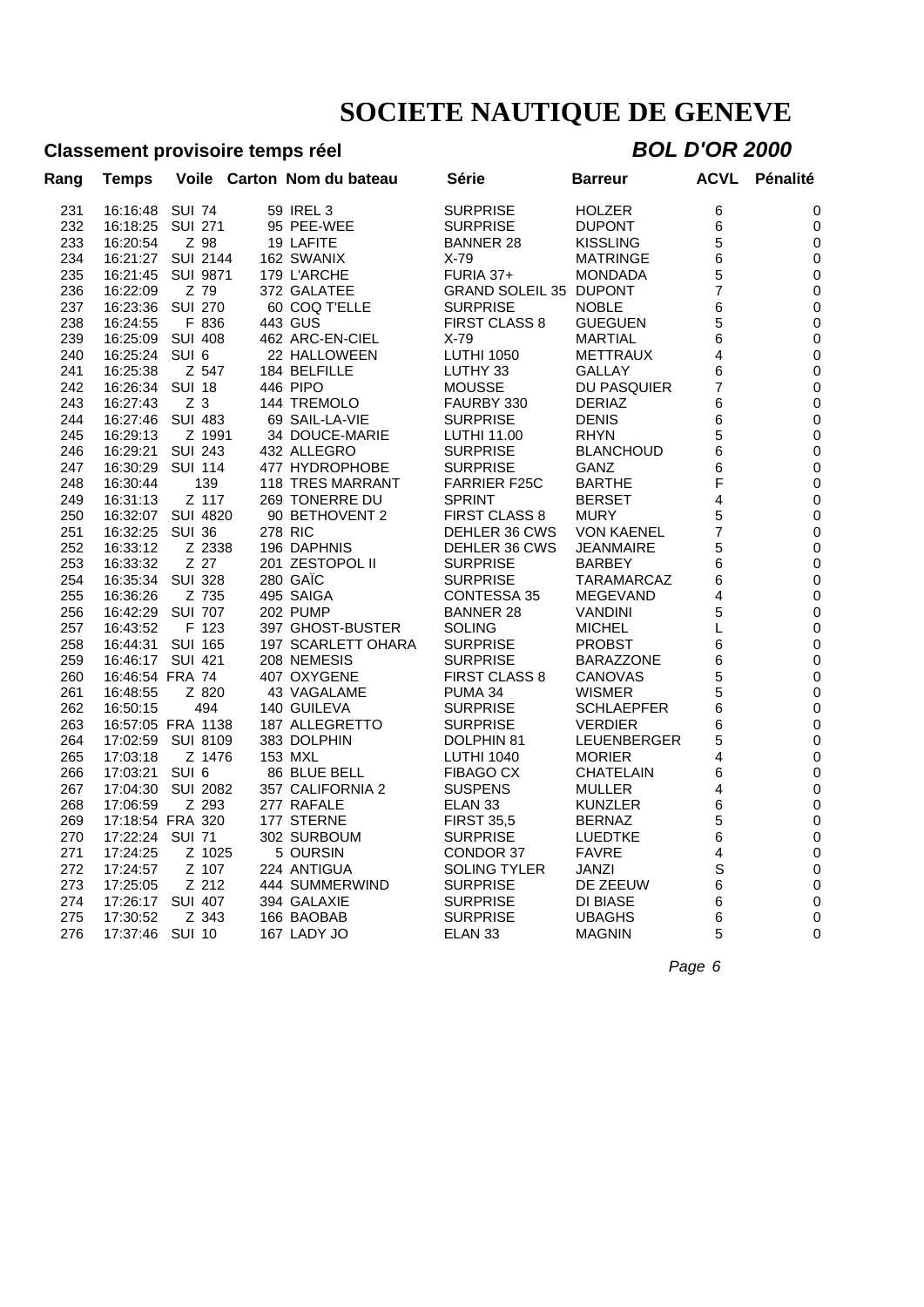# SOCIETE NAUTIQUE DE GENEVE

## Classement provisoire temps réel

## *BOL D'OR 2000*

| Rang | Temps | Voile | Carton | Nom du bateau | Série | Barreur | ACVL | Pénalité |
|---|---|---|---|---|---|---|---|---|
| 231 | 16:16:48 | SUI 74 | 59 | IREL 3 | SURPRISE | HOLZER | 6 | 0 |
| 232 | 16:18:25 | SUI 271 | 95 | PEE-WEE | SURPRISE | DUPONT | 6 | 0 |
| 233 | 16:20:54 | Z 98 | 19 | LAFITE | BANNER 28 | KISSLING | 5 | 0 |
| 234 | 16:21:27 | SUI 2144 | 162 | SWANIX | X-79 | MATRINGE | 6 | 0 |
| 235 | 16:21:45 | SUI 9871 | 179 | L'ARCHE | FURIA 37+ | MONDADA | 5 | 0 |
| 236 | 16:22:09 | Z 79 | 372 | GALATEE | GRAND SOLEIL 35 | DUPONT | 7 | 0 |
| 237 | 16:23:36 | SUI 270 | 60 | COQ T'ELLE | SURPRISE | NOBLE | 6 | 0 |
| 238 | 16:24:55 | F 836 | 443 | GUS | FIRST CLASS 8 | GUEGUEN | 5 | 0 |
| 239 | 16:25:09 | SUI 408 | 462 | ARC-EN-CIEL | X-79 | MARTIAL | 6 | 0 |
| 240 | 16:25:24 | SUI 6 | 22 | HALLOWEEN | LUTHI 1050 | METTRAUX | 4 | 0 |
| 241 | 16:25:38 | Z 547 | 184 | BELFILLE | LUTHY 33 | GALLAY | 6 | 0 |
| 242 | 16:26:34 | SUI 18 | 446 | PIPO | MOUSSE | DU PASQUIER | 7 | 0 |
| 243 | 16:27:43 | Z 3 | 144 | TREMOLO | FAURBY 330 | DERIAZ | 6 | 0 |
| 244 | 16:27:46 | SUI 483 | 69 | SAIL-LA-VIE | SURPRISE | DENIS | 6 | 0 |
| 245 | 16:29:13 | Z 1991 | 34 | DOUCE-MARIE | LUTHI 11.00 | RHYN | 5 | 0 |
| 246 | 16:29:21 | SUI 243 | 432 | ALLEGRO | SURPRISE | BLANCHOUD | 6 | 0 |
| 247 | 16:30:29 | SUI 114 | 477 | HYDROPHOBE | SURPRISE | GANZ | 6 | 0 |
| 248 | 16:30:44 | 139 | 118 | TRES MARRANT | FARRIER F25C | BARTHE | F | 0 |
| 249 | 16:31:13 | Z 117 | 269 | TONERRE DU | SPRINT | BERSET | 4 | 0 |
| 250 | 16:32:07 | SUI 4820 | 90 | BETHOVENT 2 | FIRST CLASS 8 | MURY | 5 | 0 |
| 251 | 16:32:25 | SUI 36 | 278 | RIC | DEHLER 36 CWS | VON KAENEL | 7 | 0 |
| 252 | 16:33:12 | Z 2338 | 196 | DAPHNIS | DEHLER 36 CWS | JEANMAIRE | 5 | 0 |
| 253 | 16:33:32 | Z 27 | 201 | ZESTOPOL II | SURPRISE | BARBEY | 6 | 0 |
| 254 | 16:35:34 | SUI 328 | 280 | GAÏC | SURPRISE | TARAMARCAZ | 6 | 0 |
| 255 | 16:36:26 | Z 735 | 495 | SAIGA | CONTESSA 35 | MEGEVAND | 4 | 0 |
| 256 | 16:42:29 | SUI 707 | 202 | PUMP | BANNER 28 | VANDINI | 5 | 0 |
| 257 | 16:43:52 | F 123 | 397 | GHOST-BUSTER | SOLING | MICHEL | L | 0 |
| 258 | 16:44:31 | SUI 165 | 197 | SCARLETT OHARA | SURPRISE | PROBST | 6 | 0 |
| 259 | 16:46:17 | SUI 421 | 208 | NEMESIS | SURPRISE | BARAZZONE | 6 | 0 |
| 260 | 16:46:54 | FRA 74 | 407 | OXYGENE | FIRST CLASS 8 | CANOVAS | 5 | 0 |
| 261 | 16:48:55 | Z 820 | 43 | VAGALAME | PUMA 34 | WISMER | 5 | 0 |
| 262 | 16:50:15 | 494 | 140 | GUILEVA | SURPRISE | SCHLAEPFER | 6 | 0 |
| 263 | 16:57:05 | FRA 1138 | 187 | ALLEGRETTO | SURPRISE | VERDIER | 6 | 0 |
| 264 | 17:02:59 | SUI 8109 | 383 | DOLPHIN | DOLPHIN 81 | LEUENBERGER | 5 | 0 |
| 265 | 17:03:18 | Z 1476 | 153 | MXL | LUTHI 1040 | MORIER | 4 | 0 |
| 266 | 17:03:21 | SUI 6 | 86 | BLUE BELL | FIBAGO CX | CHATELAIN | 6 | 0 |
| 267 | 17:04:30 | SUI 2082 | 357 | CALIFORNIA 2 | SUSPENS | MULLER | 4 | 0 |
| 268 | 17:06:59 | Z 293 | 277 | RAFALE | ELAN 33 | KUNZLER | 6 | 0 |
| 269 | 17:18:54 | FRA 320 | 177 | STERNE | FIRST 35,5 | BERNAZ | 5 | 0 |
| 270 | 17:22:24 | SUI 71 | 302 | SURBOUM | SURPRISE | LUEDTKE | 6 | 0 |
| 271 | 17:24:25 | Z 1025 | 5 | OURSIN | CONDOR 37 | FAVRE | 4 | 0 |
| 272 | 17:24:57 | Z 107 | 224 | ANTIGUA | SOLING TYLER | JANZI | S | 0 |
| 273 | 17:25:05 | Z 212 | 444 | SUMMERWIND | SURPRISE | DE ZEEUW | 6 | 0 |
| 274 | 17:26:17 | SUI 407 | 394 | GALAXIE | SURPRISE | DI BIASE | 6 | 0 |
| 275 | 17:30:52 | Z 343 | 166 | BAOBAB | SURPRISE | UBAGHS | 6 | 0 |
| 276 | 17:37:46 | SUI 10 | 167 | LADY JO | ELAN 33 | MAGNIN | 5 | 0 |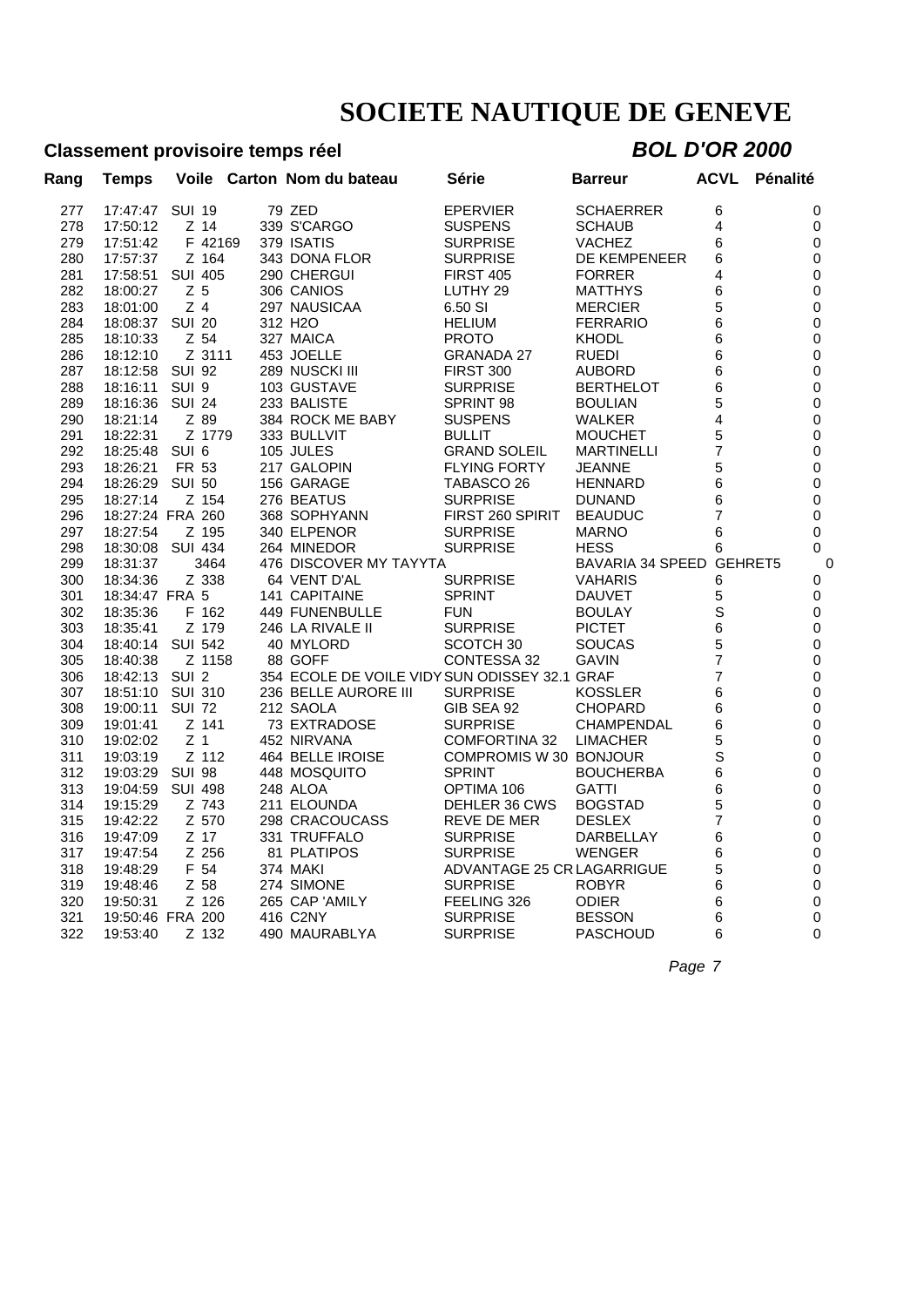# SOCIETE NAUTIQUE DE GENEVE

## Classement provisoire temps réel

## *BOL D'OR 2000*

| Rang | Temps | Voile | Carton | Nom du bateau | Série | Barreur | ACVL | Pénalité |
|---|---|---|---|---|---|---|---|---|
| 277 | 17:47:47 | SUI 19 | 79 | ZED | EPERVIER | SCHAERRER | 6 | 0 |
| 278 | 17:50:12 | Z 14 | 339 | S'CARGO | SUSPENS | SCHAUB | 4 | 0 |
| 279 | 17:51:42 | F 42169 | 379 | ISATIS | SURPRISE | VACHEZ | 6 | 0 |
| 280 | 17:57:37 | Z 164 | 343 | DONA FLOR | SURPRISE | DE KEMPENEER | 6 | 0 |
| 281 | 17:58:51 | SUI 405 | 290 | CHERGUI | FIRST 405 | FORRER | 4 | 0 |
| 282 | 18:00:27 | Z 5 | 306 | CANIOS | LUTHY 29 | MATTHYS | 6 | 0 |
| 283 | 18:01:00 | Z 4 | 297 | NAUSICAA | 6.50 SI | MERCIER | 5 | 0 |
| 284 | 18:08:37 | SUI 20 | 312 | H2O | HELIUM | FERRARIO | 6 | 0 |
| 285 | 18:10:33 | Z 54 | 327 | MAICA | PROTO | KHODL | 6 | 0 |
| 286 | 18:12:10 | Z 3111 | 453 | JOELLE | GRANADA 27 | RUEDI | 6 | 0 |
| 287 | 18:12:58 | SUI 92 | 289 | NUSCKI III | FIRST 300 | AUBORD | 6 | 0 |
| 288 | 18:16:11 | SUI 9 | 103 | GUSTAVE | SURPRISE | BERTHELOT | 6 | 0 |
| 289 | 18:16:36 | SUI 24 | 233 | BALISTE | SPRINT 98 | BOULIAN | 5 | 0 |
| 290 | 18:21:14 | Z 89 | 384 | ROCK ME BABY | SUSPENS | WALKER | 4 | 0 |
| 291 | 18:22:31 | Z 1779 | 333 | BULLVIT | BULLIT | MOUCHET | 5 | 0 |
| 292 | 18:25:48 | SUI 6 | 105 | JULES | GRAND SOLEIL | MARTINELLI | 7 | 0 |
| 293 | 18:26:21 | FR 53 | 217 | GALOPIN | FLYING FORTY | JEANNE | 5 | 0 |
| 294 | 18:26:29 | SUI 50 | 156 | GARAGE | TABASCO 26 | HENNARD | 6 | 0 |
| 295 | 18:27:14 | Z 154 | 276 | BEATUS | SURPRISE | DUNAND | 6 | 0 |
| 296 | 18:27:24 | FRA 260 | 368 | SOPHYANN | FIRST 260 SPIRIT | BEAUDUC | 7 | 0 |
| 297 | 18:27:54 | Z 195 | 340 | ELPENOR | SURPRISE | MARNO | 6 | 0 |
| 298 | 18:30:08 | SUI 434 | 264 | MINEDOR | SURPRISE | HESS | 6 | 0 |
| 299 | 18:31:37 | 3464 | 476 | DISCOVER MY TAYYTA | BAVARIA 34 SPEED | GEHRET | 5 | 0 |
| 300 | 18:34:36 | Z 338 | 64 | VENT D'AL | SURPRISE | VAHARIS | 6 | 0 |
| 301 | 18:34:47 | FRA 5 | 141 | CAPITAINE | SPRINT | DAUVET | 5 | 0 |
| 302 | 18:35:36 | F 162 | 449 | FUNENBULLE | FUN | BOULAY | S | 0 |
| 303 | 18:35:41 | Z 179 | 246 | LA RIVALE II | SURPRISE | PICTET | 6 | 0 |
| 304 | 18:40:14 | SUI 542 | 40 | MYLORD | SCOTCH 30 | SOUCAS | 5 | 0 |
| 305 | 18:40:38 | Z 1158 | 88 | GOFF | CONTESSA 32 | GAVIN | 7 | 0 |
| 306 | 18:42:13 | SUI 2 | 354 | ECOLE DE VOILE VIDY | SUN ODISSEY 32.1 | GRAF | 7 | 0 |
| 307 | 18:51:10 | SUI 310 | 236 | BELLE AURORE III | SURPRISE | KOSSLER | 6 | 0 |
| 308 | 19:00:11 | SUI 72 | 212 | SAOLA | GIB SEA 92 | CHOPARD | 6 | 0 |
| 309 | 19:01:41 | Z 141 | 73 | EXTRADOSE | SURPRISE | CHAMPENDAL | 6 | 0 |
| 310 | 19:02:02 | Z 1 | 452 | NIRVANA | COMFORTINA 32 | LIMACHER | 5 | 0 |
| 311 | 19:03:19 | Z 112 | 464 | BELLE IROISE | COMPROMIS W 30 | BONJOUR | S | 0 |
| 312 | 19:03:29 | SUI 98 | 448 | MOSQUITO | SPRINT | BOUCHERBA | 6 | 0 |
| 313 | 19:04:59 | SUI 498 | 248 | ALOA | OPTIMA 106 | GATTI | 6 | 0 |
| 314 | 19:15:29 | Z 743 | 211 | ELOUNDA | DEHLER 36 CWS | BOGSTAD | 5 | 0 |
| 315 | 19:42:22 | Z 570 | 298 | CRACOUCASS | REVE DE MER | DESLEX | 7 | 0 |
| 316 | 19:47:09 | Z 17 | 331 | TRUFFALO | SURPRISE | DARBELLAY | 6 | 0 |
| 317 | 19:47:54 | Z 256 | 81 | PLATIPOS | SURPRISE | WENGER | 6 | 0 |
| 318 | 19:48:29 | F 54 | 374 | MAKI | ADVANTAGE 25 CR | LAGARRIGUE | 5 | 0 |
| 319 | 19:48:46 | Z 58 | 274 | SIMONE | SURPRISE | ROBYR | 6 | 0 |
| 320 | 19:50:31 | Z 126 | 265 | CAP 'AMILY | FEELING 326 | ODIER | 6 | 0 |
| 321 | 19:50:46 | FRA 200 | 416 | C2NY | SURPRISE | BESSON | 6 | 0 |
| 322 | 19:53:40 | Z 132 | 490 | MAURABLYA | SURPRISE | PASCHOUD | 6 | 0 |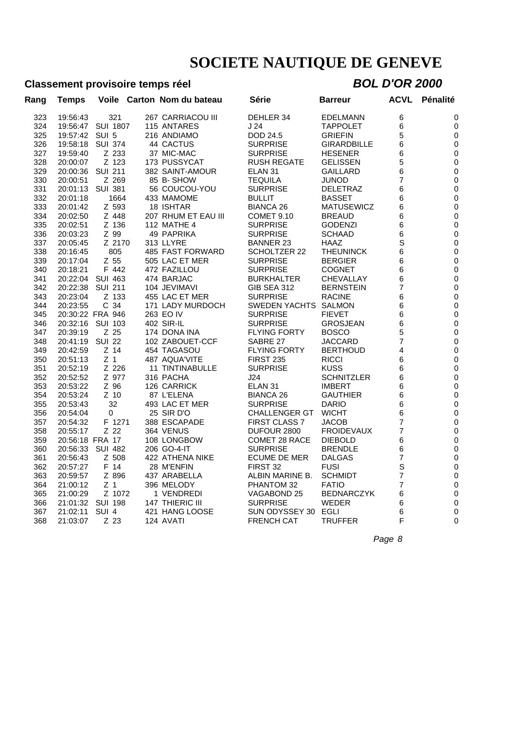# SOCIETE NAUTIQUE DE GENEVE

## Classement provisoire temps réel

## *BOL D'OR 2000*

| Rang | Temps | Voile | Carton | Nom du bateau | Série | Barreur | ACVL | Pénalité |
|---|---|---|---|---|---|---|---|---|
| 323 | 19:56:43 | 321 | 267 | CARRIACOU III | DEHLER 34 | EDELMANN | 6 | 0 |
| 324 | 19:56:47 | SUI 1807 | 115 | ANTARES | J 24 | TAPPOLET | 6 | 0 |
| 325 | 19:57:42 | SUI 5 | 216 | ANDIAMO | DOD 24.5 | GRIEFIN | 5 | 0 |
| 326 | 19:58:18 | SUI 374 | 44 | CACTUS | SURPRISE | GIRARDBILLE | 6 | 0 |
| 327 | 19:59:40 | Z 233 | 37 | MIC-MAC | SURPRISE | HESENER | 6 | 0 |
| 328 | 20:00:07 | Z 123 | 173 | PUSSYCAT | RUSH REGATE | GELISSEN | 5 | 0 |
| 329 | 20:00:36 | SUI 211 | 382 | SAINT-AMOUR | ELAN 31 | GAILLARD | 6 | 0 |
| 330 | 20:00:51 | Z 269 | 85 | B- SHOW | TEQUILA | JUNOD | 7 | 0 |
| 331 | 20:01:13 | SUI 381 | 56 | COUCOU-YOU | SURPRISE | DELETRAZ | 6 | 0 |
| 332 | 20:01:18 | 1664 | 433 | MAMOME | BULLIT | BASSET | 6 | 0 |
| 333 | 20:01:42 | Z 593 | 18 | ISHTAR | BIANCA 26 | MATUSEWICZ | 6 | 0 |
| 334 | 20:02:50 | Z 448 | 207 | RHUM ET EAU III | COMET 9.10 | BREAUD | 6 | 0 |
| 335 | 20:02:51 | Z 136 | 112 | MATHE 4 | SURPRISE | GODENZI | 6 | 0 |
| 336 | 20:03:23 | Z 99 | 49 | PAPRIKA | SURPRISE | SCHAAD | 6 | 0 |
| 337 | 20:05:45 | Z 2170 | 313 | LLYRE | BANNER 23 | HAAZ | S | 0 |
| 338 | 20:16:45 | 805 | 485 | FAST FORWARD | SCHOLTZER 22 | THEUNINCK | 6 | 0 |
| 339 | 20:17:04 | Z 55 | 505 | LAC ET MER | SURPRISE | BERGIER | 6 | 0 |
| 340 | 20:18:21 | F 442 | 472 | FAZILLOU | SURPRISE | COGNET | 6 | 0 |
| 341 | 20:22:04 | SUI 463 | 474 | BARJAC | BURKHALTER | CHEVALLAY | 6 | 0 |
| 342 | 20:22:38 | SUI 211 | 104 | JEVIMAVI | GIB SEA 312 | BERNSTEIN | 7 | 0 |
| 343 | 20:23:04 | Z 133 | 455 | LAC ET MER | SURPRISE | RACINE | 6 | 0 |
| 344 | 20:23:55 | C 34 | 171 | LADY MURDOCH | SWEDEN YACHTS | SALMON | 6 | 0 |
| 345 | 20:30:22 | FRA 946 | 263 | EO IV | SURPRISE | FIEVET | 6 | 0 |
| 346 | 20:32:16 | SUI 103 | 402 | SIR-IL | SURPRISE | GROSJEAN | 6 | 0 |
| 347 | 20:39:19 | Z 25 | 174 | DONA INA | FLYING FORTY | BOSCO | 5 | 0 |
| 348 | 20:41:19 | SUI 22 | 102 | ZABOUET-CCF | SABRE 27 | JACCARD | 7 | 0 |
| 349 | 20:42:59 | Z 14 | 454 | TAGASOU | FLYING FORTY | BERTHOUD | 4 | 0 |
| 350 | 20:51:13 | Z 1 | 487 | AQUA'VITE | FIRST 235 | RICCI | 6 | 0 |
| 351 | 20:52:19 | Z 226 | 11 | TINTINABULLE | SURPRISE | KUSS | 6 | 0 |
| 352 | 20:52:52 | Z 977 | 316 | PACHA | J24 | SCHNITZLER | 6 | 0 |
| 353 | 20:53:22 | Z 96 | 126 | CARRICK | ELAN 31 | IMBERT | 6 | 0 |
| 354 | 20:53:24 | Z 10 | 87 | L'ELENA | BIANCA 26 | GAUTHIER | 6 | 0 |
| 355 | 20:53:43 | 32 | 493 | LAC ET MER | SURPRISE | DARIO | 6 | 0 |
| 356 | 20:54:04 | 0 | 25 | SIR D'O | CHALLENGER GT | WICHT | 6 | 0 |
| 357 | 20:54:32 | F 1271 | 388 | ESCAPADE | FIRST CLASS 7 | JACOB | 7 | 0 |
| 358 | 20:55:17 | Z 22 | 364 | VENUS | DUFOUR 2800 | FROIDEVAUX | 7 | 0 |
| 359 | 20:56:18 | FRA 17 | 108 | LONGBOW | COMET 28 RACE | DIEBOLD | 6 | 0 |
| 360 | 20:56:33 | SUI 482 | 206 | GO-4-IT | SURPRISE | BRENDLE | 6 | 0 |
| 361 | 20:56:43 | Z 508 | 422 | ATHENA NIKE | ECUME DE MER | DALGAS | 7 | 0 |
| 362 | 20:57:27 | F 14 | 28 | M'ENFIN | FIRST 32 | FUSI | S | 0 |
| 363 | 20:59:57 | Z 896 | 437 | ARABELLA | ALBIN MARINE B. | SCHMIDT | 7 | 0 |
| 364 | 21:00:12 | Z 1 | 396 | MELODY | PHANTOM 32 | FATIO | 7 | 0 |
| 365 | 21:00:29 | Z 1072 | 1 | VENDREDI | VAGABOND 25 | BEDNARCZYK | 6 | 0 |
| 366 | 21:01:32 | SUI 198 | 147 | THIERIC III | SURPRISE | WEDER | 6 | 0 |
| 367 | 21:02:11 | SUI 4 | 421 | HANG LOOSE | SUN ODYSSEY 30 | EGLI | 6 | 0 |
| 368 | 21:03:07 | Z 23 | 124 | AVATI | FRENCH CAT | TRUFFER | F | 0 |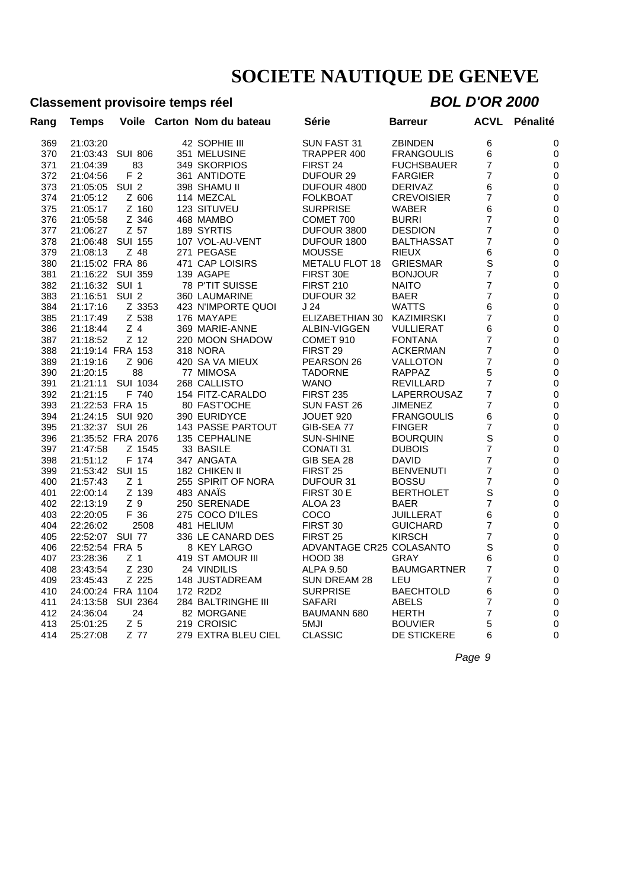# SOCIETE NAUTIQUE DE GENEVE

**Classement provisoire temps réel** ***BOL D'OR 2000***

| Rang | Temps | Voile | Carton | Nom du bateau | Série | Barreur | ACVL | Pénalité |
|---|---|---|---|---|---|---|---|---|
| 369 | 21:03:20 | | 42 | SOPHIE III | SUN FAST 31 | ZBINDEN | 6 | 0 |
| 370 | 21:03:43 | SUI 806 | 351 | MELUSINE | TRAPPER 400 | FRANGOULIS | 6 | 0 |
| 371 | 21:04:39 | 83 | 349 | SKORPIOS | FIRST 24 | FUCHSBAUER | 7 | 0 |
| 372 | 21:04:56 | F 2 | 361 | ANTIDOTE | DUFOUR 29 | FARGIER | 7 | 0 |
| 373 | 21:05:05 | SUI 2 | 398 | SHAMU II | DUFOUR 4800 | DERIVAZ | 6 | 0 |
| 374 | 21:05:12 | Z 606 | 114 | MEZCAL | FOLKBOAT | CREVOISIER | 7 | 0 |
| 375 | 21:05:17 | Z 160 | 123 | SITUVEU | SURPRISE | WABER | 6 | 0 |
| 376 | 21:05:58 | Z 346 | 468 | MAMBO | COMET 700 | BURRI | 7 | 0 |
| 377 | 21:06:27 | Z 57 | 189 | SYRTIS | DUFOUR 3800 | DESDION | 7 | 0 |
| 378 | 21:06:48 | SUI 155 | 107 | VOL-AU-VENT | DUFOUR 1800 | BALTHASSAT | 7 | 0 |
| 379 | 21:08:13 | Z 48 | 271 | PEGASE | MOUSSE | RIEUX | 6 | 0 |
| 380 | 21:15:02 | FRA 86 | 471 | CAP LOISIRS | METALU FLOT 18 | GRIESMAR | S | 0 |
| 381 | 21:16:22 | SUI 359 | 139 | AGAPE | FIRST 30E | BONJOUR | 7 | 0 |
| 382 | 21:16:32 | SUI 1 | 78 | P'TIT SUISSE | FIRST 210 | NAITO | 7 | 0 |
| 383 | 21:16:51 | SUI 2 | 360 | LAUMARINE | DUFOUR 32 | BAER | 7 | 0 |
| 384 | 21:17:16 | Z 3353 | 423 | N'IMPORTE QUOI | J 24 | WATTS | 6 | 0 |
| 385 | 21:17:49 | Z 538 | 176 | MAYAPE | ELIZABETHIAN 30 | KAZIMIRSKI | 7 | 0 |
| 386 | 21:18:44 | Z 4 | 369 | MARIE-ANNE | ALBIN-VIGGEN | VULLIERAT | 6 | 0 |
| 387 | 21:18:52 | Z 12 | 220 | MOON SHADOW | COMET 910 | FONTANA | 7 | 0 |
| 388 | 21:19:14 | FRA 153 | 318 | NORA | FIRST 29 | ACKERMAN | 7 | 0 |
| 389 | 21:19:16 | Z 906 | 420 | SA VA MIEUX | PEARSON 26 | VALLOTON | 7 | 0 |
| 390 | 21:20:15 | 88 | 77 | MIMOSA | TADORNE | RAPPAZ | 5 | 0 |
| 391 | 21:21:11 | SUI 1034 | 268 | CALLISTO | WANO | REVILLARD | 7 | 0 |
| 392 | 21:21:15 | F 740 | 154 | FITZ-CARALDO | FIRST 235 | LAPERROUSAZ | 7 | 0 |
| 393 | 21:22:53 | FRA 15 | 80 | FAST'OCHE | SUN FAST 26 | JIMENEZ | 7 | 0 |
| 394 | 21:24:15 | SUI 920 | 390 | EURIDYCE | JOUET 920 | FRANGOULIS | 6 | 0 |
| 395 | 21:32:37 | SUI 26 | 143 | PASSE PARTOUT | GIB-SEA 77 | FINGER | 7 | 0 |
| 396 | 21:35:52 | FRA 2076 | 135 | CEPHALINE | SUN-SHINE | BOURQUIN | S | 0 |
| 397 | 21:47:58 | Z 1545 | 33 | BASILE | CONATI 31 | DUBOIS | 7 | 0 |
| 398 | 21:51:12 | F 174 | 347 | ANGATA | GIB SEA 28 | DAVID | 7 | 0 |
| 399 | 21:53:42 | SUI 15 | 182 | CHIKEN II | FIRST 25 | BENVENUTI | 7 | 0 |
| 400 | 21:57:43 | Z 1 | 255 | SPIRIT OF NORA | DUFOUR 31 | BOSSU | 7 | 0 |
| 401 | 22:00:14 | Z 139 | 483 | ANAÏS | FIRST 30 E | BERTHOLET | S | 0 |
| 402 | 22:13:19 | Z 9 | 250 | SERENADE | ALOA 23 | BAER | 7 | 0 |
| 403 | 22:20:05 | F 36 | 275 | COCO D'ILES | COCO | JUILLERAT | 6 | 0 |
| 404 | 22:26:02 | 2508 | 481 | HELIUM | FIRST 30 | GUICHARD | 7 | 0 |
| 405 | 22:52:07 | SUI 77 | 336 | LE CANARD DES | FIRST 25 | KIRSCH | 7 | 0 |
| 406 | 22:52:54 | FRA 5 | 8 | KEY LARGO | ADVANTAGE CR25 | COLASANTO | S | 0 |
| 407 | 23:28:36 | Z 1 | 419 | ST AMOUR III | HOOD 38 | GRAY | 6 | 0 |
| 408 | 23:43:54 | Z 230 | 24 | VINDILIS | ALPA 9.50 | BAUMGARTNER | 7 | 0 |
| 409 | 23:45:43 | Z 225 | 148 | JUSTADREAM | SUN DREAM 28 | LEU | 7 | 0 |
| 410 | 24:00:24 | FRA 1104 | 172 | R2D2 | SURPRISE | BAECHTOLD | 6 | 0 |
| 411 | 24:13:58 | SUI 2364 | 284 | BALTRINGHE III | SAFARI | ABELS | 7 | 0 |
| 412 | 24:36:04 | 24 | 82 | MORGANE | BAUMANN 680 | HERTH | 7 | 0 |
| 413 | 25:01:25 | Z 5 | 219 | CROISIC | 5MJI | BOUVIER | 5 | 0 |
| 414 | 25:27:08 | Z 77 | 279 | EXTRA BLEU CIEL | CLASSIC | DE STICKERE | 6 | 0 |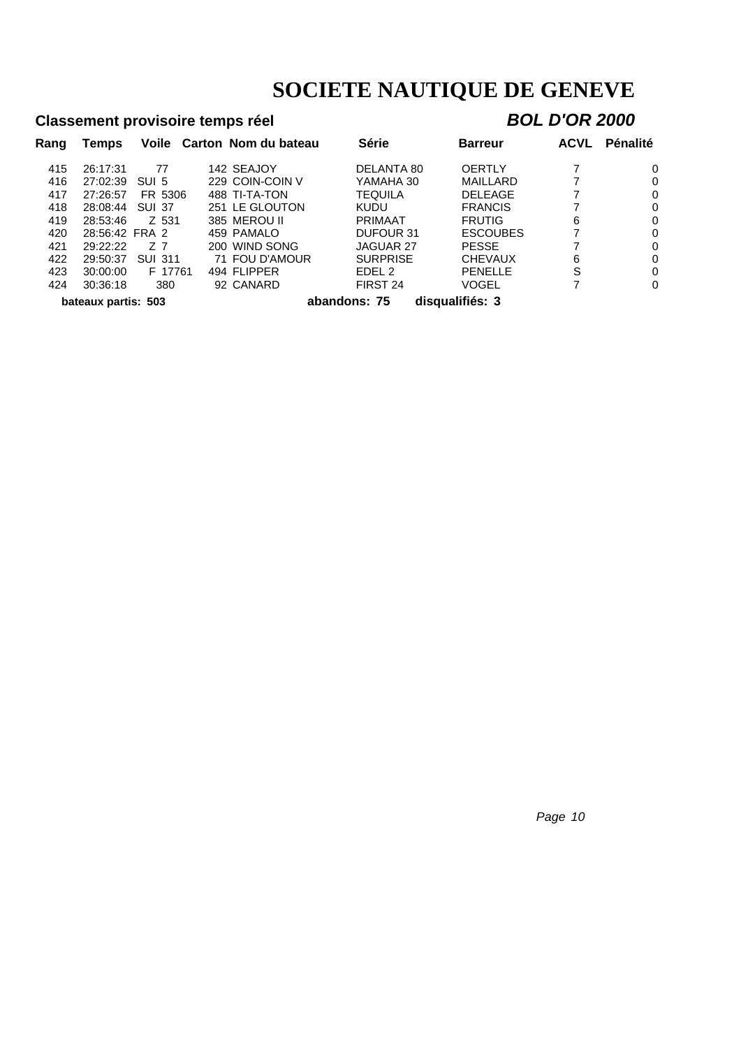# SOCIETE NAUTIQUE DE GENEVE

**Classement provisoire temps réel** ***BOL D'OR 2000***

| Rang | Temps | Voile | Carton | Nom du bateau | Série | Barreur | ACVL | Pénalité |
|---|---|---|---|---|---|---|---|---|
| 415 | 26:17:31 | 77 | 142 | SEAJOY | DELANTA 80 | OERTLY | 7 | 0 |
| 416 | 27:02:39 | SUI 5 | 229 | COIN-COIN V | YAMAHA 30 | MAILLARD | 7 | 0 |
| 417 | 27:26:57 | FR 5306 | 488 | TI-TA-TON | TEQUILA | DELEAGE | 7 | 0 |
| 418 | 28:08:44 | SUI 37 | 251 | LE GLOUTON | KUDU | FRANCIS | 7 | 0 |
| 419 | 28:53:46 | Z 531 | 385 | MEROU II | PRIMAAT | FRUTIG | 6 | 0 |
| 420 | 28:56:42 | FRA 2 | 459 | PAMALO | DUFOUR 31 | ESCOUBES | 7 | 0 |
| 421 | 29:22:22 | Z 7 | 200 | WIND SONG | JAGUAR 27 | PESSE | 7 | 0 |
| 422 | 29:50:37 | SUI 311 | 71 | FOU D'AMOUR | SURPRISE | CHEVAUX | 6 | 0 |
| 423 | 30:00:00 | F 17761 | 494 | FLIPPER | EDEL 2 | PENELLE | S | 0 |
| 424 | 30:36:18 | 380 | 92 | CANARD | FIRST 24 | VOGEL | 7 | 0 |

**bateaux partis: 503** **abandons: 75** **disqualifiés: 3**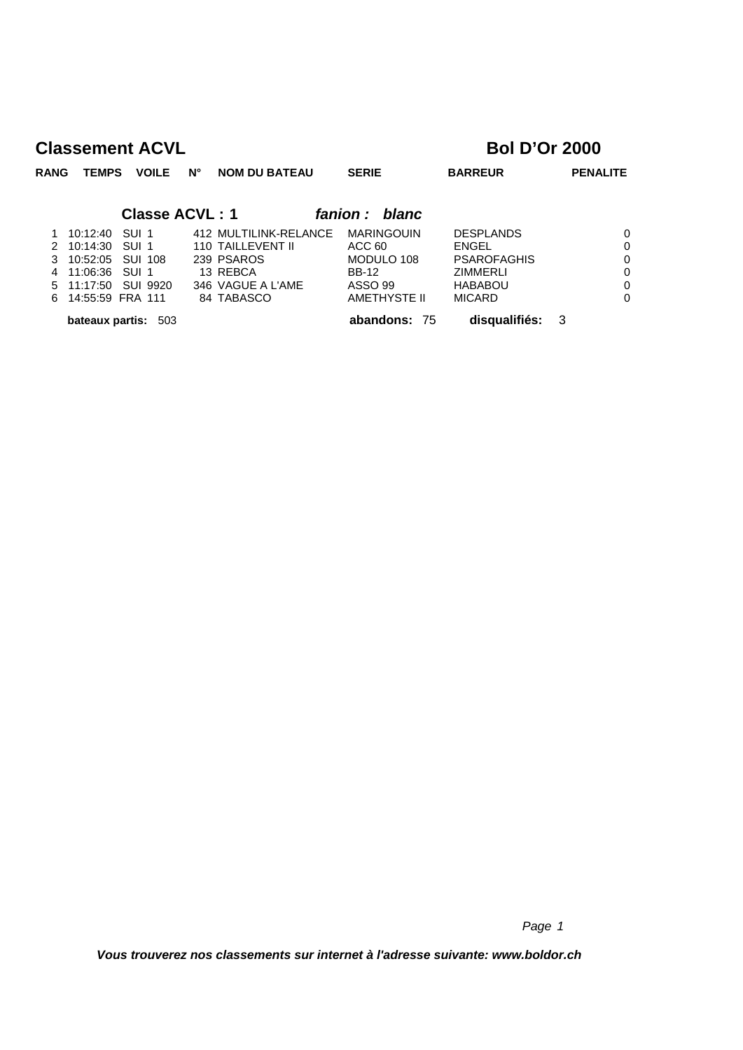# Classement ACVL

## Bol D'Or 2000

| RANG | TEMPS | VOILE | N° | NOM DU BATEAU | SERIE | BARREUR | PENALITE |
|---|---|---|---|---|---|---|---|
| | | | | **Classe ACVL : 1** | ***fanion : blanc*** | | |
| 1 | 10:12:40 | SUI 1 | 412 | MULTILINK-RELANCE | MARINGOUIN | DESPLANDS | 0 |
| 2 | 10:14:30 | SUI 1 | 110 | TAILLEVENT II | ACC 60 | ENGEL | 0 |
| 3 | 10:52:05 | SUI 108 | 239 | PSAROS | MODULO 108 | PSAROFAGHIS | 0 |
| 4 | 11:06:36 | SUI 1 | 13 | REBCA | BB-12 | ZIMMERLI | 0 |
| 5 | 11:17:50 | SUI 9920 | 346 | VAGUE A L'AME | ASSO 99 | HABABOU | 0 |
| 6 | 14:55:59 | FRA 111 | 84 | TABASCO | AMETHYSTE II | MICARD | 0 |

**bateaux partis:** 503 **abandons:** 75 **disqualifiés:** 3

***Vous trouverez nos classements sur internet à l'adresse suivante: www.boldor.ch***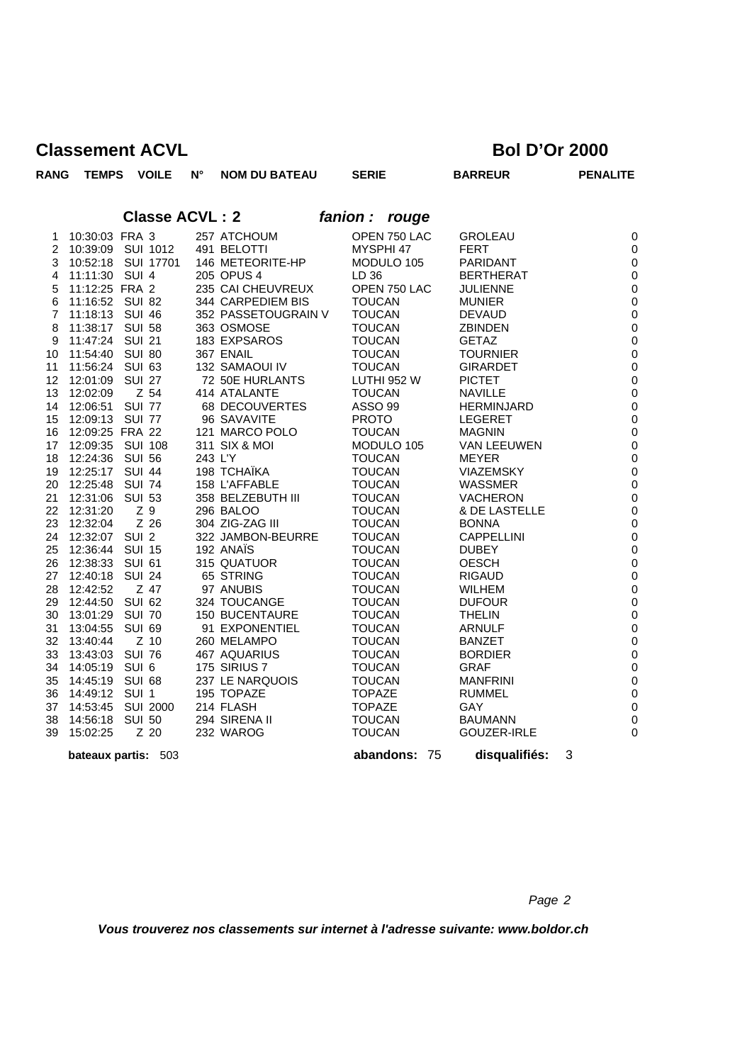# Classement ACVL

## Bol D'Or 2000

### Classe ACVL : 2 — *fanion : rouge*

| RANG | TEMPS | VOILE | N° | NOM DU BATEAU | SERIE | BARREUR | PENALITE |
|---|---|---|---|---|---|---|---|
| 1 | 10:30:03 | FRA 3 | 257 | ATCHOUM | OPEN 750 LAC | GROLEAU | 0 |
| 2 | 10:39:09 | SUI 1012 | 491 | BELOTTI | MYSPHI 47 | FERT | 0 |
| 3 | 10:52:18 | SUI 17701 | 146 | METEORITE-HP | MODULO 105 | PARIDANT | 0 |
| 4 | 11:11:30 | SUI 4 | 205 | OPUS 4 | LD 36 | BERTHERAT | 0 |
| 5 | 11:12:25 | FRA 2 | 235 | CAI CHEUVREUX | OPEN 750 LAC | JULIENNE | 0 |
| 6 | 11:16:52 | SUI 82 | 344 | CARPEDIEM BIS | TOUCAN | MUNIER | 0 |
| 7 | 11:18:13 | SUI 46 | 352 | PASSETOUGRAIN V | TOUCAN | DEVAUD | 0 |
| 8 | 11:38:17 | SUI 58 | 363 | OSMOSE | TOUCAN | ZBINDEN | 0 |
| 9 | 11:47:24 | SUI 21 | 183 | EXPSAROS | TOUCAN | GETAZ | 0 |
| 10 | 11:54:40 | SUI 80 | 367 | ENAIL | TOUCAN | TOURNIER | 0 |
| 11 | 11:56:24 | SUI 63 | 132 | SAMAOUI IV | TOUCAN | GIRARDET | 0 |
| 12 | 12:01:09 | SUI 27 | 72 | 50E HURLANTS | LUTHI 952 W | PICTET | 0 |
| 13 | 12:02:09 | Z 54 | 414 | ATALANTE | TOUCAN | NAVILLE | 0 |
| 14 | 12:06:51 | SUI 77 | 68 | DECOUVERTES | ASSO 99 | HERMINJARD | 0 |
| 15 | 12:09:13 | SUI 77 | 96 | SAVAVITE | PROTO | LEGERET | 0 |
| 16 | 12:09:25 | FRA 22 | 121 | MARCO POLO | TOUCAN | MAGNIN | 0 |
| 17 | 12:09:35 | SUI 108 | 311 | SIX & MOI | MODULO 105 | VAN LEEUWEN | 0 |
| 18 | 12:24:36 | SUI 56 | 243 | L'Y | TOUCAN | MEYER | 0 |
| 19 | 12:25:17 | SUI 44 | 198 | TCHAÏKA | TOUCAN | VIAZEMSKY | 0 |
| 20 | 12:25:48 | SUI 74 | 158 | L'AFFABLE | TOUCAN | WASSMER | 0 |
| 21 | 12:31:06 | SUI 53 | 358 | BELZEBUTH III | TOUCAN | VACHERON | 0 |
| 22 | 12:31:20 | Z 9 | 296 | BALOO | TOUCAN | & DE LASTELLE | 0 |
| 23 | 12:32:04 | Z 26 | 304 | ZIG-ZAG III | TOUCAN | BONNA | 0 |
| 24 | 12:32:07 | SUI 2 | 322 | JAMBON-BEURRE | TOUCAN | CAPPELLINI | 0 |
| 25 | 12:36:44 | SUI 15 | 192 | ANAÏS | TOUCAN | DUBEY | 0 |
| 26 | 12:38:33 | SUI 61 | 315 | QUATUOR | TOUCAN | OESCH | 0 |
| 27 | 12:40:18 | SUI 24 | 65 | STRING | TOUCAN | RIGAUD | 0 |
| 28 | 12:42:52 | Z 47 | 97 | ANUBIS | TOUCAN | WILHEM | 0 |
| 29 | 12:44:50 | SUI 62 | 324 | TOUCANGE | TOUCAN | DUFOUR | 0 |
| 30 | 13:01:29 | SUI 70 | 150 | BUCENTAURE | TOUCAN | THELIN | 0 |
| 31 | 13:04:55 | SUI 69 | 91 | EXPONENTIEL | TOUCAN | ARNULF | 0 |
| 32 | 13:40:44 | Z 10 | 260 | MELAMPO | TOUCAN | BANZET | 0 |
| 33 | 13:43:03 | SUI 76 | 467 | AQUARIUS | TOUCAN | BORDIER | 0 |
| 34 | 14:05:19 | SUI 6 | 175 | SIRIUS 7 | TOUCAN | GRAF | 0 |
| 35 | 14:45:19 | SUI 68 | 237 | LE NARQUOIS | TOUCAN | MANFRINI | 0 |
| 36 | 14:49:12 | SUI 1 | 195 | TOPAZE | TOPAZE | RUMMEL | 0 |
| 37 | 14:53:45 | SUI 2000 | 214 | FLASH | TOPAZE | GAY | 0 |
| 38 | 14:56:18 | SUI 50 | 294 | SIRENA II | TOUCAN | BAUMANN | 0 |
| 39 | 15:02:25 | Z 20 | 232 | WAROG | TOUCAN | GOUZER-IRLE | 0 |

**bateaux partis:** 503 **abandons:** 75 **disqualifiés:** 3

***Vous trouverez nos classements sur internet à l'adresse suivante: www.boldor.ch***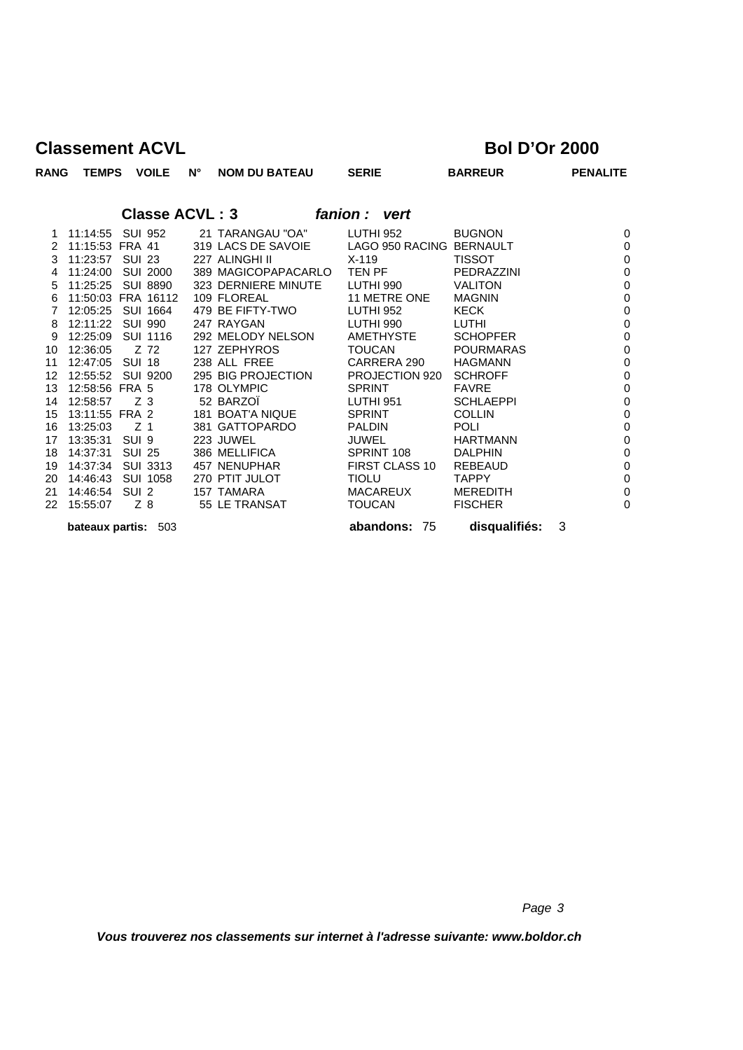# Classement ACVL

## Bol D'Or 2000

### Classe ACVL : 3 — *fanion : vert*

| RANG | TEMPS | VOILE | N° | NOM DU BATEAU | SERIE | BARREUR | PENALITE |
|---|---|---|---|---|---|---|---|
| 1 | 11:14:55 | SUI 952 | 21 | TARANGAU "OA" | LUTHI 952 | BUGNON | 0 |
| 2 | 11:15:53 | FRA 41 | 319 | LACS DE SAVOIE | LAGO 950 RACING | BERNAULT | 0 |
| 3 | 11:23:57 | SUI 23 | 227 | ALINGHI II | X-119 | TISSOT | 0 |
| 4 | 11:24:00 | SUI 2000 | 389 | MAGICOPAPACARLO | TEN PF | PEDRAZZINI | 0 |
| 5 | 11:25:25 | SUI 8890 | 323 | DERNIERE MINUTE | LUTHI 990 | VALITON | 0 |
| 6 | 11:50:03 | FRA 16112 | 109 | FLOREAL | 11 METRE ONE | MAGNIN | 0 |
| 7 | 12:05:25 | SUI 1664 | 479 | BE FIFTY-TWO | LUTHI 952 | KECK | 0 |
| 8 | 12:11:22 | SUI 990 | 247 | RAYGAN | LUTHI 990 | LUTHI | 0 |
| 9 | 12:25:09 | SUI 1116 | 292 | MELODY NELSON | AMETHYSTE | SCHOPFER | 0 |
| 10 | 12:36:05 | Z 72 | 127 | ZEPHYROS | TOUCAN | POURMARAS | 0 |
| 11 | 12:47:05 | SUI 18 | 238 | ALL FREE | CARRERA 290 | HAGMANN | 0 |
| 12 | 12:55:52 | SUI 9200 | 295 | BIG PROJECTION | PROJECTION 920 | SCHROFF | 0 |
| 13 | 12:58:56 | FRA 5 | 178 | OLYMPIC | SPRINT | FAVRE | 0 |
| 14 | 12:58:57 | Z 3 | 52 | BARZOÏ | LUTHI 951 | SCHLAEPPI | 0 |
| 15 | 13:11:55 | FRA 2 | 181 | BOAT'A NIQUE | SPRINT | COLLIN | 0 |
| 16 | 13:25:03 | Z 1 | 381 | GATTOPARDO | PALDIN | POLI | 0 |
| 17 | 13:35:31 | SUI 9 | 223 | JUWEL | JUWEL | HARTMANN | 0 |
| 18 | 14:37:31 | SUI 25 | 386 | MELLIFICA | SPRINT 108 | DALPHIN | 0 |
| 19 | 14:37:34 | SUI 3313 | 457 | NENUPHAR | FIRST CLASS 10 | REBEAUD | 0 |
| 20 | 14:46:43 | SUI 1058 | 270 | PTIT JULOT | TIOLU | TAPPY | 0 |
| 21 | 14:46:54 | SUI 2 | 157 | TAMARA | MACAREUX | MEREDITH | 0 |
| 22 | 15:55:07 | Z 8 | 55 | LE TRANSAT | TOUCAN | FISCHER | 0 |

**bateaux partis:** 503 **abandons:** 75 **disqualifiés:** 3

***Vous trouverez nos classements sur internet à l'adresse suivante: www.boldor.ch***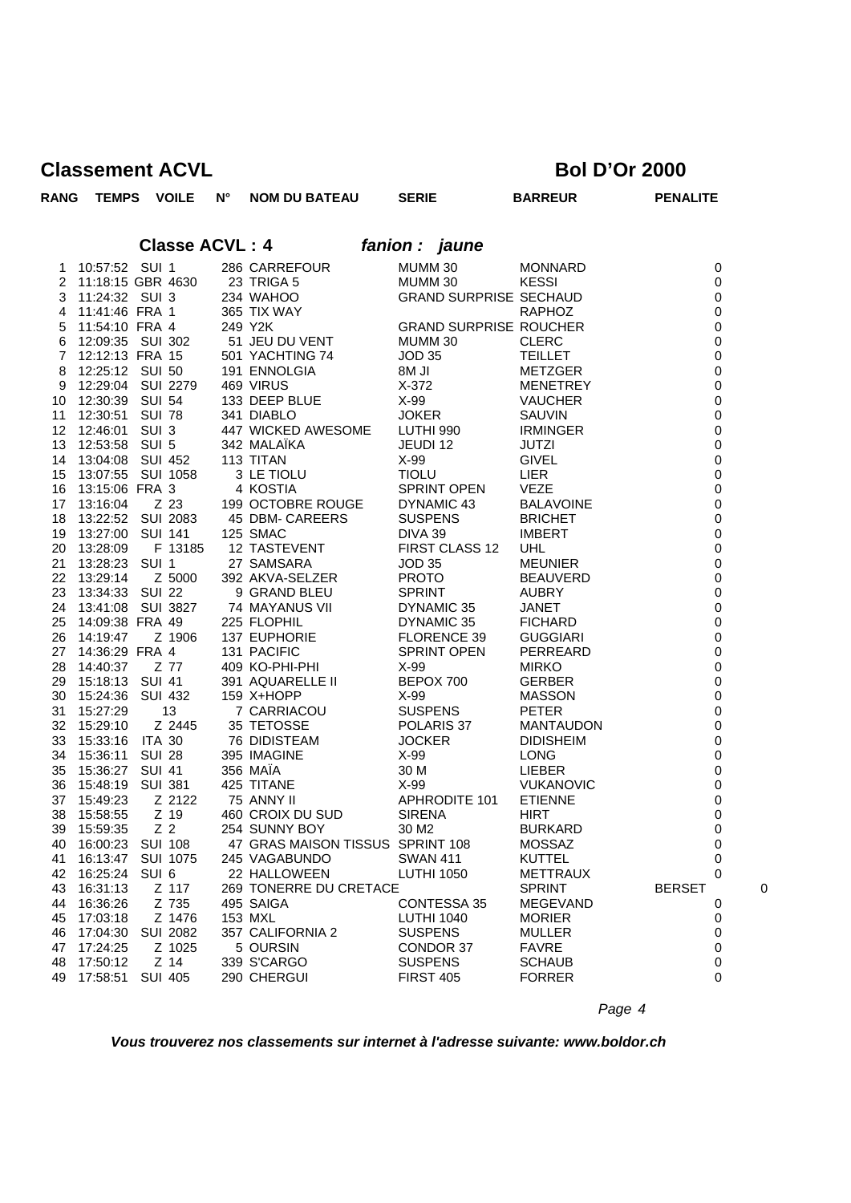## Classe ACVL : 4 *fanion : jaune*

| RANG | TEMPS | VOILE | N° | NOM DU BATEAU | SERIE | BARREUR | PENALITE |
|---|---|---|---|---|---|---|---|
| 1 | 10:57:52 | SUI 1 | 286 | CARREFOUR | MUMM 30 | MONNARD | 0 |
| 2 | 11:18:15 | GBR 4630 | 23 | TRIGA 5 | MUMM 30 | KESSI | 0 |
| 3 | 11:24:32 | SUI 3 | 234 | WAHOO | GRAND SURPRISE | SECHAUD | 0 |
| 4 | 11:41:46 | FRA 1 | 365 | TIX WAY | | RAPHOZ | 0 |
| 5 | 11:54:10 | FRA 4 | 249 | Y2K | GRAND SURPRISE | ROUCHER | 0 |
| 6 | 12:09:35 | SUI 302 | 51 | JEU DU VENT | MUMM 30 | CLERC | 0 |
| 7 | 12:12:13 | FRA 15 | 501 | YACHTING 74 | JOD 35 | TEILLET | 0 |
| 8 | 12:25:12 | SUI 50 | 191 | ENNOLGIA | 8M JI | METZGER | 0 |
| 9 | 12:29:04 | SUI 2279 | 469 | VIRUS | X-372 | MENETREY | 0 |
| 10 | 12:30:39 | SUI 54 | 133 | DEEP BLUE | X-99 | VAUCHER | 0 |
| 11 | 12:30:51 | SUI 78 | 341 | DIABLO | JOKER | SAUVIN | 0 |
| 12 | 12:46:01 | SUI 3 | 447 | WICKED AWESOME | LUTHI 990 | IRMINGER | 0 |
| 13 | 12:53:58 | SUI 5 | 342 | MALAÏKA | JEUDI 12 | JUTZI | 0 |
| 14 | 13:04:08 | SUI 452 | 113 | TITAN | X-99 | GIVEL | 0 |
| 15 | 13:07:55 | SUI 1058 | 3 | LE TIOLU | TIOLU | LIER | 0 |
| 16 | 13:15:06 | FRA 3 | 4 | KOSTIA | SPRINT OPEN | VEZE | 0 |
| 17 | 13:16:04 | Z 23 | 199 | OCTOBRE ROUGE | DYNAMIC 43 | BALAVOINE | 0 |
| 18 | 13:22:52 | SUI 2083 | 45 | DBM- CAREERS | SUSPENS | BRICHET | 0 |
| 19 | 13:27:00 | SUI 141 | 125 | SMAC | DIVA 39 | IMBERT | 0 |
| 20 | 13:28:09 | F 13185 | 12 | TASTEVENT | FIRST CLASS 12 | UHL | 0 |
| 21 | 13:28:23 | SUI 1 | 27 | SAMSARA | JOD 35 | MEUNIER | 0 |
| 22 | 13:29:14 | Z 5000 | 392 | AKVA-SELZER | PROTO | BEAUVERD | 0 |
| 23 | 13:34:33 | SUI 22 | 9 | GRAND BLEU | SPRINT | AUBRY | 0 |
| 24 | 13:41:08 | SUI 3827 | 74 | MAYANUS VII | DYNAMIC 35 | JANET | 0 |
| 25 | 14:09:38 | FRA 49 | 225 | FLOPHIL | DYNAMIC 35 | FICHARD | 0 |
| 26 | 14:19:47 | Z 1906 | 137 | EUPHORIE | FLORENCE 39 | GUGGIARI | 0 |
| 27 | 14:36:29 | FRA 4 | 131 | PACIFIC | SPRINT OPEN | PERREARD | 0 |
| 28 | 14:40:37 | Z 77 | 409 | KO-PHI-PHI | X-99 | MIRKO | 0 |
| 29 | 15:18:13 | SUI 41 | 391 | AQUARELLE II | BEPOX 700 | GERBER | 0 |
| 30 | 15:24:36 | SUI 432 | 159 | X+HOPP | X-99 | MASSON | 0 |
| 31 | 15:27:29 | 13 | 7 | CARRIACOU | SUSPENS | PETER | 0 |
| 32 | 15:29:10 | Z 2445 | 35 | TETOSSE | POLARIS 37 | MANTAUDON | 0 |
| 33 | 15:33:16 | ITA 30 | 76 | DIDISTEAM | JOCKER | DIDISHEIM | 0 |
| 34 | 15:36:11 | SUI 28 | 395 | IMAGINE | X-99 | LONG | 0 |
| 35 | 15:36:27 | SUI 41 | 356 | MAÏA | 30 M | LIEBER | 0 |
| 36 | 15:48:19 | SUI 381 | 425 | TITANE | X-99 | VUKANOVIC | 0 |
| 37 | 15:49:23 | Z 2122 | 75 | ANNY II | APHRODITE 101 | ETIENNE | 0 |
| 38 | 15:58:55 | Z 19 | 460 | CROIX DU SUD | SIRENA | HIRT | 0 |
| 39 | 15:59:35 | Z 2 | 254 | SUNNY BOY | 30 M2 | BURKARD | 0 |
| 40 | 16:00:23 | SUI 108 | 47 | GRAS MAISON TISSUS | SPRINT 108 | MOSSAZ | 0 |
| 41 | 16:13:47 | SUI 1075 | 245 | VAGABUNDO | SWAN 411 | KUTTEL | 0 |
| 42 | 16:25:24 | SUI 6 | 22 | HALLOWEEN | LUTHI 1050 | METTRAUX | 0 |
| 43 | 16:31:13 | Z 117 | 269 | TONERRE DU CRETACE | SPRINT | BERSET | 0 |
| 44 | 16:36:26 | Z 735 | 495 | SAIGA | CONTESSA 35 | MEGEVAND | 0 |
| 45 | 17:03:18 | Z 1476 | 153 | MXL | LUTHI 1040 | MORIER | 0 |
| 46 | 17:04:30 | SUI 2082 | 357 | CALIFORNIA 2 | SUSPENS | MULLER | 0 |
| 47 | 17:24:25 | Z 1025 | 5 | OURSIN | CONDOR 37 | FAVRE | 0 |
| 48 | 17:50:12 | Z 14 | 339 | S'CARGO | SUSPENS | SCHAUB | 0 |
| 49 | 17:58:51 | SUI 405 | 290 | CHERGUI | FIRST 405 | FORRER | 0 |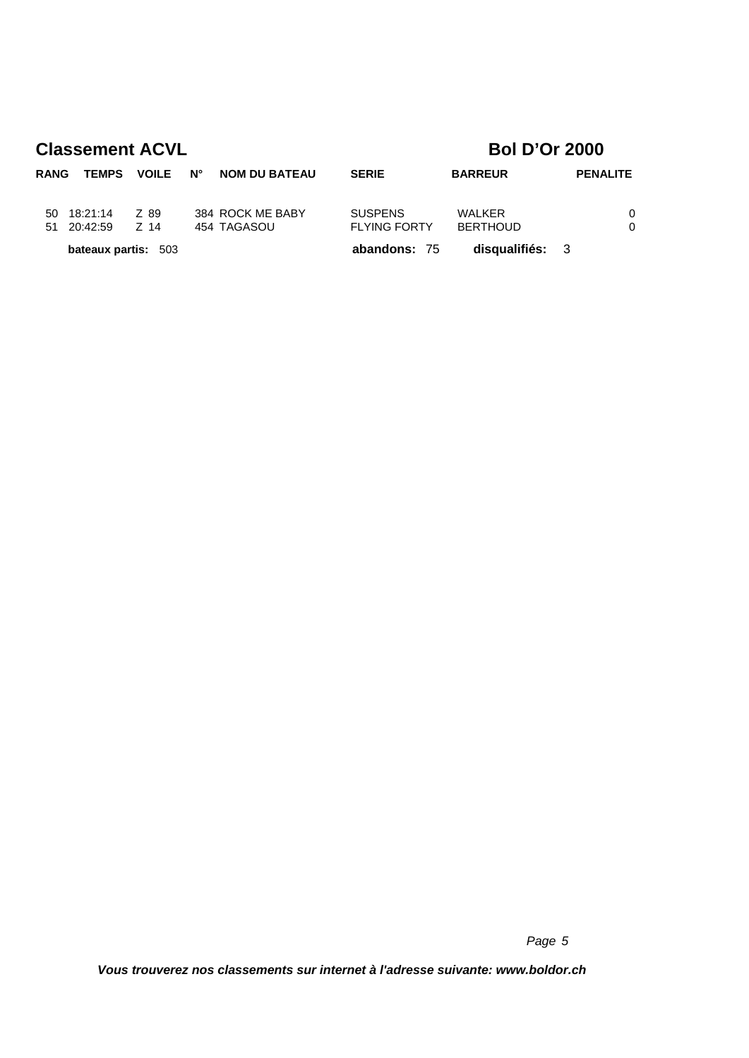## Classement ACVL

## Bol D'Or 2000

| RANG | TEMPS | VOILE | N° | NOM DU BATEAU | SERIE | BARREUR | PENALITE |
|---|---|---|---|---|---|---|---|
| 50 | 18:21:14 | Z 89 | 384 | ROCK ME BABY | SUSPENS | WALKER | 0 |
| 51 | 20:42:59 | Z 14 | 454 | TAGASOU | FLYING FORTY | BERTHOUD | 0 |

**bateaux partis:** 503 **abandons:** 75 **disqualifiés:** 3

*Vous trouverez nos classements sur internet à l'adresse suivante: www.boldor.ch*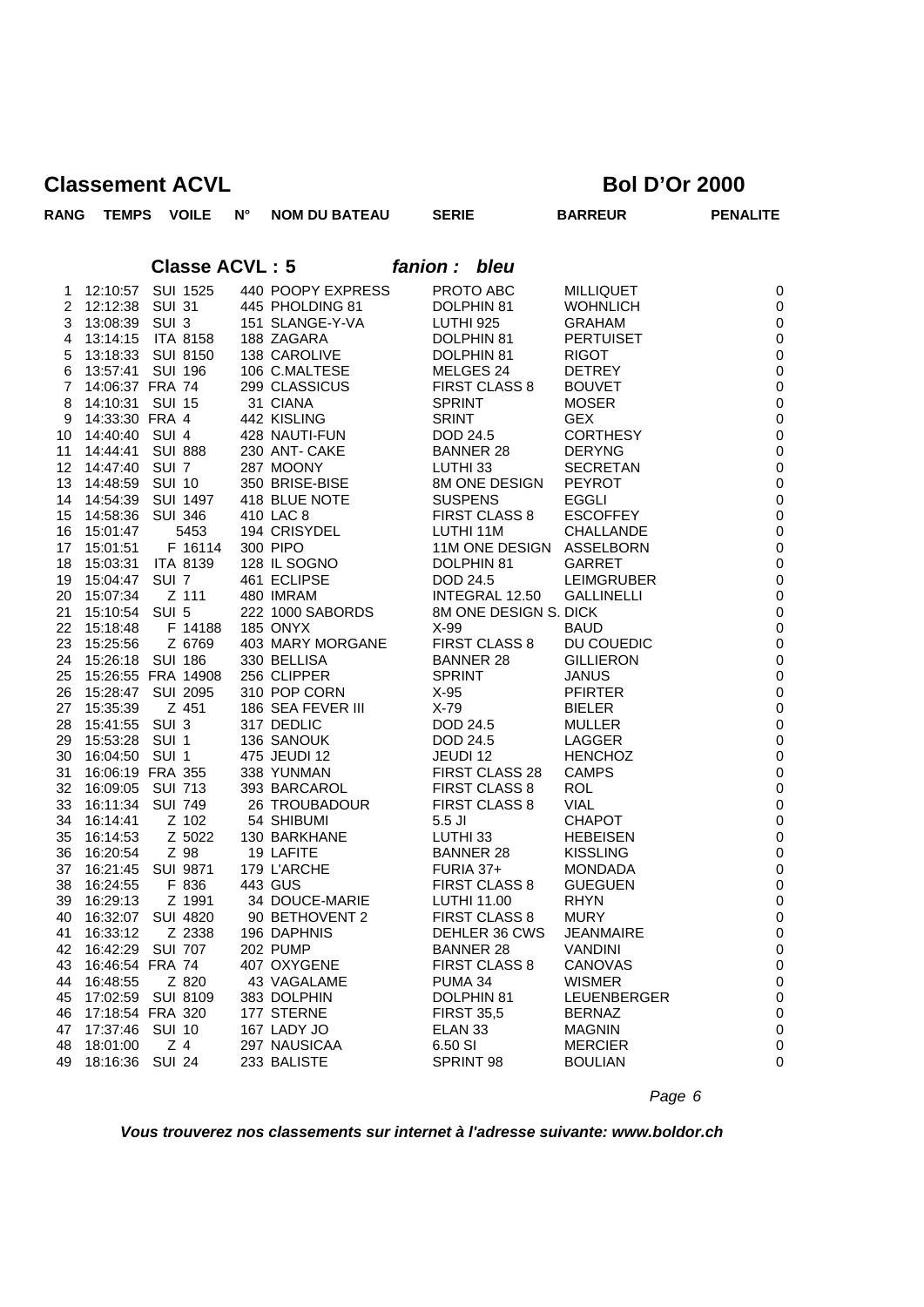# Classement ACVL

## Bol D'Or 2000

### Classe ACVL : 5 *fanion : bleu*

| RANG | TEMPS | VOILE | N° | NOM DU BATEAU | SERIE | BARREUR | PENALITE |
|---|---|---|---|---|---|---|---|
| 1 | 12:10:57 | SUI 1525 | 440 | POOPY EXPRESS | PROTO ABC | MILLIQUET | 0 |
| 2 | 12:12:38 | SUI 31 | 445 | PHOLDING 81 | DOLPHIN 81 | WOHNLICH | 0 |
| 3 | 13:08:39 | SUI 3 | 151 | SLANGE-Y-VA | LUTHI 925 | GRAHAM | 0 |
| 4 | 13:14:15 | ITA 8158 | 188 | ZAGARA | DOLPHIN 81 | PERTUISET | 0 |
| 5 | 13:18:33 | SUI 8150 | 138 | CAROLIVE | DOLPHIN 81 | RIGOT | 0 |
| 6 | 13:57:41 | SUI 196 | 106 | C.MALTESE | MELGES 24 | DETREY | 0 |
| 7 | 14:06:37 | FRA 74 | 299 | CLASSICUS | FIRST CLASS 8 | BOUVET | 0 |
| 8 | 14:10:31 | SUI 15 | 31 | CIANA | SPRINT | MOSER | 0 |
| 9 | 14:33:30 | FRA 4 | 442 | KISLING | SRINT | GEX | 0 |
| 10 | 14:40:40 | SUI 4 | 428 | NAUTI-FUN | DOD 24.5 | CORTHESY | 0 |
| 11 | 14:44:41 | SUI 888 | 230 | ANT- CAKE | BANNER 28 | DERYNG | 0 |
| 12 | 14:47:40 | SUI 7 | 287 | MOONY | LUTHI 33 | SECRETAN | 0 |
| 13 | 14:48:59 | SUI 10 | 350 | BRISE-BISE | 8M ONE DESIGN | PEYROT | 0 |
| 14 | 14:54:39 | SUI 1497 | 418 | BLUE NOTE | SUSPENS | EGGLI | 0 |
| 15 | 14:58:36 | SUI 346 | 410 | LAC 8 | FIRST CLASS 8 | ESCOFFEY | 0 |
| 16 | 15:01:47 | 5453 | 194 | CRISYDEL | LUTHI 11M | CHALLANDE | 0 |
| 17 | 15:01:51 | F 16114 | 300 | PIPO | 11M ONE DESIGN | ASSELBORN | 0 |
| 18 | 15:03:31 | ITA 8139 | 128 | IL SOGNO | DOLPHIN 81 | GARRET | 0 |
| 19 | 15:04:47 | SUI 7 | 461 | ECLIPSE | DOD 24.5 | LEIMGRUBER | 0 |
| 20 | 15:07:34 | Z 111 | 480 | IMRAM | INTEGRAL 12.50 | GALLINELLI | 0 |
| 21 | 15:10:54 | SUI 5 | 222 | 1000 SABORDS | 8M ONE DESIGN S. | DICK | 0 |
| 22 | 15:18:48 | F 14188 | 185 | ONYX | X-99 | BAUD | 0 |
| 23 | 15:25:56 | Z 6769 | 403 | MARY MORGANE | FIRST CLASS 8 | DU COUEDIC | 0 |
| 24 | 15:26:18 | SUI 186 | 330 | BELLISA | BANNER 28 | GILLIERON | 0 |
| 25 | 15:26:55 | FRA 14908 | 256 | CLIPPER | SPRINT | JANUS | 0 |
| 26 | 15:28:47 | SUI 2095 | 310 | POP CORN | X-95 | PFIRTER | 0 |
| 27 | 15:35:39 | Z 451 | 186 | SEA FEVER III | X-79 | BIELER | 0 |
| 28 | 15:41:55 | SUI 3 | 317 | DEDLIC | DOD 24.5 | MULLER | 0 |
| 29 | 15:53:28 | SUI 1 | 136 | SANOUK | DOD 24.5 | LAGGER | 0 |
| 30 | 16:04:50 | SUI 1 | 475 | JEUDI 12 | JEUDI 12 | HENCHOZ | 0 |
| 31 | 16:06:19 | FRA 355 | 338 | YUNMAN | FIRST CLASS 28 | CAMPS | 0 |
| 32 | 16:09:05 | SUI 713 | 393 | BARCAROL | FIRST CLASS 8 | ROL | 0 |
| 33 | 16:11:34 | SUI 749 | 26 | TROUBADOUR | FIRST CLASS 8 | VIAL | 0 |
| 34 | 16:14:41 | Z 102 | 54 | SHIBUMI | 5.5 JI | CHAPOT | 0 |
| 35 | 16:14:53 | Z 5022 | 130 | BARKHANE | LUTHI 33 | HEBEISEN | 0 |
| 36 | 16:20:54 | Z 98 | 19 | LAFITE | BANNER 28 | KISSLING | 0 |
| 37 | 16:21:45 | SUI 9871 | 179 | L'ARCHE | FURIA 37+ | MONDADA | 0 |
| 38 | 16:24:55 | F 836 | 443 | GUS | FIRST CLASS 8 | GUEGUEN | 0 |
| 39 | 16:29:13 | Z 1991 | 34 | DOUCE-MARIE | LUTHI 11.00 | RHYN | 0 |
| 40 | 16:32:07 | SUI 4820 | 90 | BETHOVENT 2 | FIRST CLASS 8 | MURY | 0 |
| 41 | 16:33:12 | Z 2338 | 196 | DAPHNIS | DEHLER 36 CWS | JEANMAIRE | 0 |
| 42 | 16:42:29 | SUI 707 | 202 | PUMP | BANNER 28 | VANDINI | 0 |
| 43 | 16:46:54 | FRA 74 | 407 | OXYGENE | FIRST CLASS 8 | CANOVAS | 0 |
| 44 | 16:48:55 | Z 820 | 43 | VAGALAME | PUMA 34 | WISMER | 0 |
| 45 | 17:02:59 | SUI 8109 | 383 | DOLPHIN | DOLPHIN 81 | LEUENBERGER | 0 |
| 46 | 17:18:54 | FRA 320 | 177 | STERNE | FIRST 35,5 | BERNAZ | 0 |
| 47 | 17:37:46 | SUI 10 | 167 | LADY JO | ELAN 33 | MAGNIN | 0 |
| 48 | 18:01:00 | Z 4 | 297 | NAUSICAA | 6.50 SI | MERCIER | 0 |
| 49 | 18:16:36 | SUI 24 | 233 | BALISTE | SPRINT 98 | BOULIAN | 0 |

*Vous trouverez nos classements sur internet à l'adresse suivante: www.boldor.ch*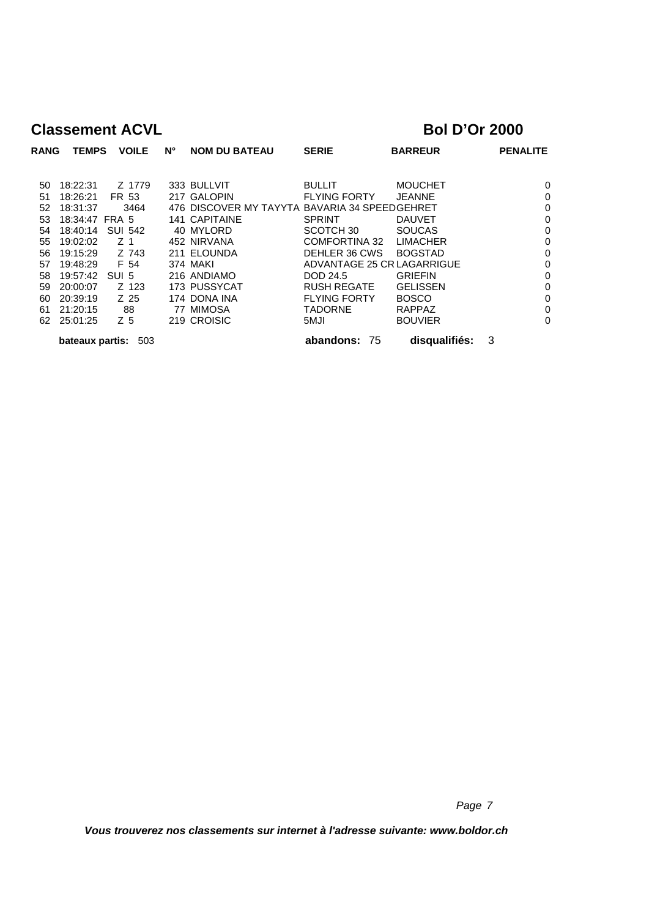# Classement ACVL

## Bol D'Or 2000

| RANG | TEMPS | VOILE | N° | NOM DU BATEAU | SERIE | BARREUR | PENALITE |
|---|---|---|---|---|---|---|---|
| 50 | 18:22:31 | Z 1779 | 333 | BULLVIT | BULLIT | MOUCHET | 0 |
| 51 | 18:26:21 | FR 53 | 217 | GALOPIN | FLYING FORTY | JEANNE | 0 |
| 52 | 18:31:37 | 3464 | 476 | DISCOVER MY TAYYTA | BAVARIA 34 SPEED | GEHRET | 0 |
| 53 | 18:34:47 | FRA 5 | 141 | CAPITAINE | SPRINT | DAUVET | 0 |
| 54 | 18:40:14 | SUI 542 | 40 | MYLORD | SCOTCH 30 | SOUCAS | 0 |
| 55 | 19:02:02 | Z 1 | 452 | NIRVANA | COMFORTINA 32 | LIMACHER | 0 |
| 56 | 19:15:29 | Z 743 | 211 | ELOUNDA | DEHLER 36 CWS | BOGSTAD | 0 |
| 57 | 19:48:29 | F 54 | 374 | MAKI | ADVANTAGE 25 CR | LAGARRIGUE | 0 |
| 58 | 19:57:42 | SUI 5 | 216 | ANDIAMO | DOD 24.5 | GRIEFIN | 0 |
| 59 | 20:00:07 | Z 123 | 173 | PUSSYCAT | RUSH REGATE | GELISSEN | 0 |
| 60 | 20:39:19 | Z 25 | 174 | DONA INA | FLYING FORTY | BOSCO | 0 |
| 61 | 21:20:15 | 88 | 77 | MIMOSA | TADORNE | RAPPAZ | 0 |
| 62 | 25:01:25 | Z 5 | 219 | CROISIC | 5MJI | BOUVIER | 0 |

**bateaux partis:** 503 **abandons:** 75 **disqualifiés:** 3

*Vous trouverez nos classements sur internet à l'adresse suivante: www.boldor.ch*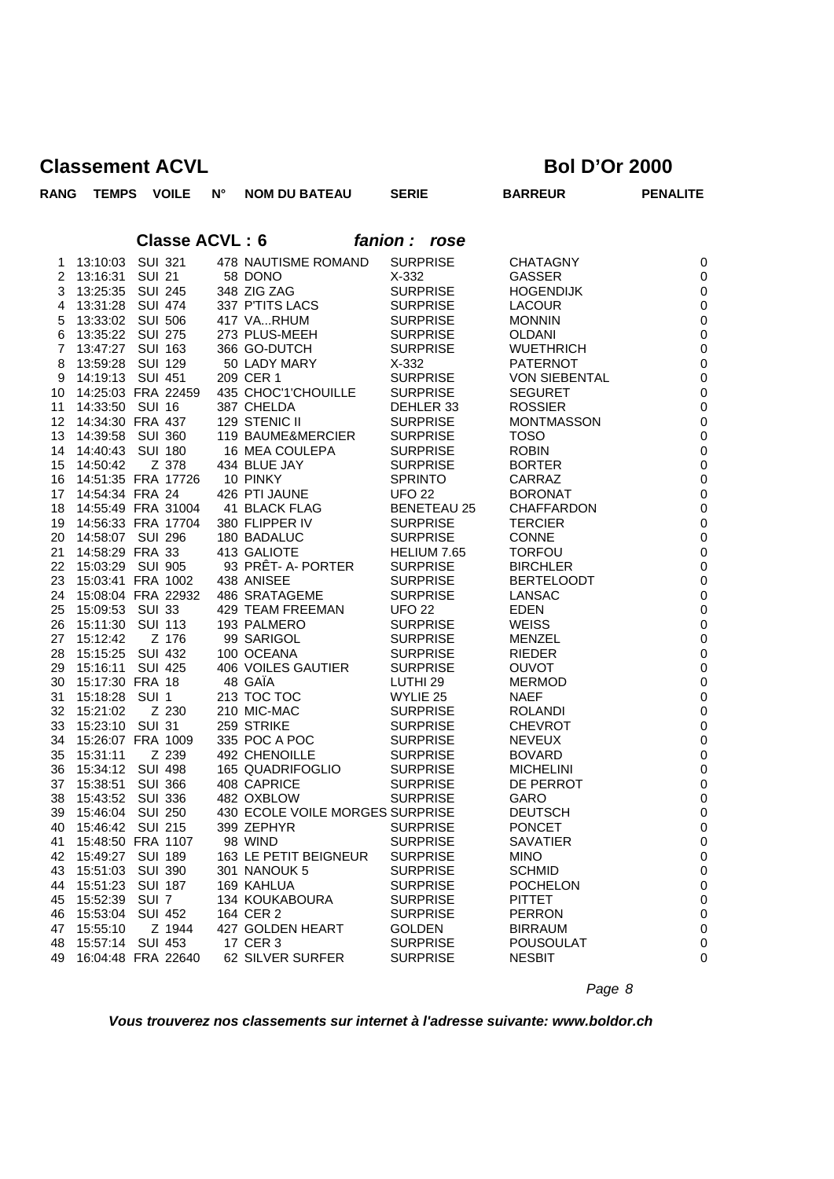# Classement ACVL

## Bol D'Or 2000

### Classe ACVL : 6 — *fanion : rose*

| RANG | TEMPS | VOILE | N° | NOM DU BATEAU | SERIE | BARREUR | PENALITE |
|---|---|---|---|---|---|---|---|
| 1 | 13:10:03 | SUI 321 | 478 | NAUTISME ROMAND | SURPRISE | CHATAGNY | 0 |
| 2 | 13:16:31 | SUI 21 | 58 | DONO | X-332 | GASSER | 0 |
| 3 | 13:25:35 | SUI 245 | 348 | ZIG ZAG | SURPRISE | HOGENDIJK | 0 |
| 4 | 13:31:28 | SUI 474 | 337 | P'TITS LACS | SURPRISE | LACOUR | 0 |
| 5 | 13:33:02 | SUI 506 | 417 | VA...RHUM | SURPRISE | MONNIN | 0 |
| 6 | 13:35:22 | SUI 275 | 273 | PLUS-MEEH | SURPRISE | OLDANI | 0 |
| 7 | 13:47:27 | SUI 163 | 366 | GO-DUTCH | SURPRISE | WUETHRICH | 0 |
| 8 | 13:59:28 | SUI 129 | 50 | LADY MARY | X-332 | PATERNOT | 0 |
| 9 | 14:19:13 | SUI 451 | 209 | CER 1 | SURPRISE | VON SIEBENTAL | 0 |
| 10 | 14:25:03 | FRA 22459 | 435 | CHOC'1'CHOUILLE | SURPRISE | SEGURET | 0 |
| 11 | 14:33:50 | SUI 16 | 387 | CHELDA | DEHLER 33 | ROSSIER | 0 |
| 12 | 14:34:30 | FRA 437 | 129 | STENIC II | SURPRISE | MONTMASSON | 0 |
| 13 | 14:39:58 | SUI 360 | 119 | BAUME&MERCIER | SURPRISE | TOSO | 0 |
| 14 | 14:40:43 | SUI 180 | 16 | MEA COULEPA | SURPRISE | ROBIN | 0 |
| 15 | 14:50:42 | Z 378 | 434 | BLUE JAY | SURPRISE | BORTER | 0 |
| 16 | 14:51:35 | FRA 17726 | 10 | PINKY | SPRINTO | CARRAZ | 0 |
| 17 | 14:54:34 | FRA 24 | 426 | PTI JAUNE | UFO 22 | BORONAT | 0 |
| 18 | 14:55:49 | FRA 31004 | 41 | BLACK FLAG | BENETEAU 25 | CHAFFARDON | 0 |
| 19 | 14:56:33 | FRA 17704 | 380 | FLIPPER IV | SURPRISE | TERCIER | 0 |
| 20 | 14:58:07 | SUI 296 | 180 | BADALUC | SURPRISE | CONNE | 0 |
| 21 | 14:58:29 | FRA 33 | 413 | GALIOTE | HELIUM 7.65 | TORFOU | 0 |
| 22 | 15:03:29 | SUI 905 | 93 | PRÊT- A- PORTER | SURPRISE | BIRCHLER | 0 |
| 23 | 15:03:41 | FRA 1002 | 438 | ANISEE | SURPRISE | BERTELOODT | 0 |
| 24 | 15:08:04 | FRA 22932 | 486 | SRATAGEME | SURPRISE | LANSAC | 0 |
| 25 | 15:09:53 | SUI 33 | 429 | TEAM FREEMAN | UFO 22 | EDEN | 0 |
| 26 | 15:11:30 | SUI 113 | 193 | PALMERO | SURPRISE | WEISS | 0 |
| 27 | 15:12:42 | Z 176 | 99 | SARIGOL | SURPRISE | MENZEL | 0 |
| 28 | 15:15:25 | SUI 432 | 100 | OCEANA | SURPRISE | RIEDER | 0 |
| 29 | 15:16:11 | SUI 425 | 406 | VOILES GAUTIER | SURPRISE | OUVOT | 0 |
| 30 | 15:17:30 | FRA 18 | 48 | GAÏA | LUTHI 29 | MERMOD | 0 |
| 31 | 15:18:28 | SUI 1 | 213 | TOC TOC | WYLIE 25 | NAEF | 0 |
| 32 | 15:21:02 | Z 230 | 210 | MIC-MAC | SURPRISE | ROLANDI | 0 |
| 33 | 15:23:10 | SUI 31 | 259 | STRIKE | SURPRISE | CHEVROT | 0 |
| 34 | 15:26:07 | FRA 1009 | 335 | POC A POC | SURPRISE | NEVEUX | 0 |
| 35 | 15:31:11 | Z 239 | 492 | CHENOILLE | SURPRISE | BOVARD | 0 |
| 36 | 15:34:12 | SUI 498 | 165 | QUADRIFOGLIO | SURPRISE | MICHELINI | 0 |
| 37 | 15:38:51 | SUI 366 | 408 | CAPRICE | SURPRISE | DE PERROT | 0 |
| 38 | 15:43:52 | SUI 336 | 482 | OXBLOW | SURPRISE | GARO | 0 |
| 39 | 15:46:04 | SUI 250 | 430 | ECOLE VOILE MORGES | SURPRISE | DEUTSCH | 0 |
| 40 | 15:46:42 | SUI 215 | 399 | ZEPHYR | SURPRISE | PONCET | 0 |
| 41 | 15:48:50 | FRA 1107 | 98 | WIND | SURPRISE | SAVATIER | 0 |
| 42 | 15:49:27 | SUI 189 | 163 | LE PETIT BEIGNEUR | SURPRISE | MINO | 0 |
| 43 | 15:51:03 | SUI 390 | 301 | NANOUK 5 | SURPRISE | SCHMID | 0 |
| 44 | 15:51:23 | SUI 187 | 169 | KAHLUA | SURPRISE | POCHELON | 0 |
| 45 | 15:52:39 | SUI 7 | 134 | KOUKABOURA | SURPRISE | PITTET | 0 |
| 46 | 15:53:04 | SUI 452 | 164 | CER 2 | SURPRISE | PERRON | 0 |
| 47 | 15:55:10 | Z 1944 | 427 | GOLDEN HEART | GOLDEN | BIRRAUM | 0 |
| 48 | 15:57:14 | SUI 453 | 17 | CER 3 | SURPRISE | POUSOULAT | 0 |
| 49 | 16:04:48 | FRA 22640 | 62 | SILVER SURFER | SURPRISE | NESBIT | 0 |

***Vous trouverez nos classements sur internet à l'adresse suivante: www.boldor.ch***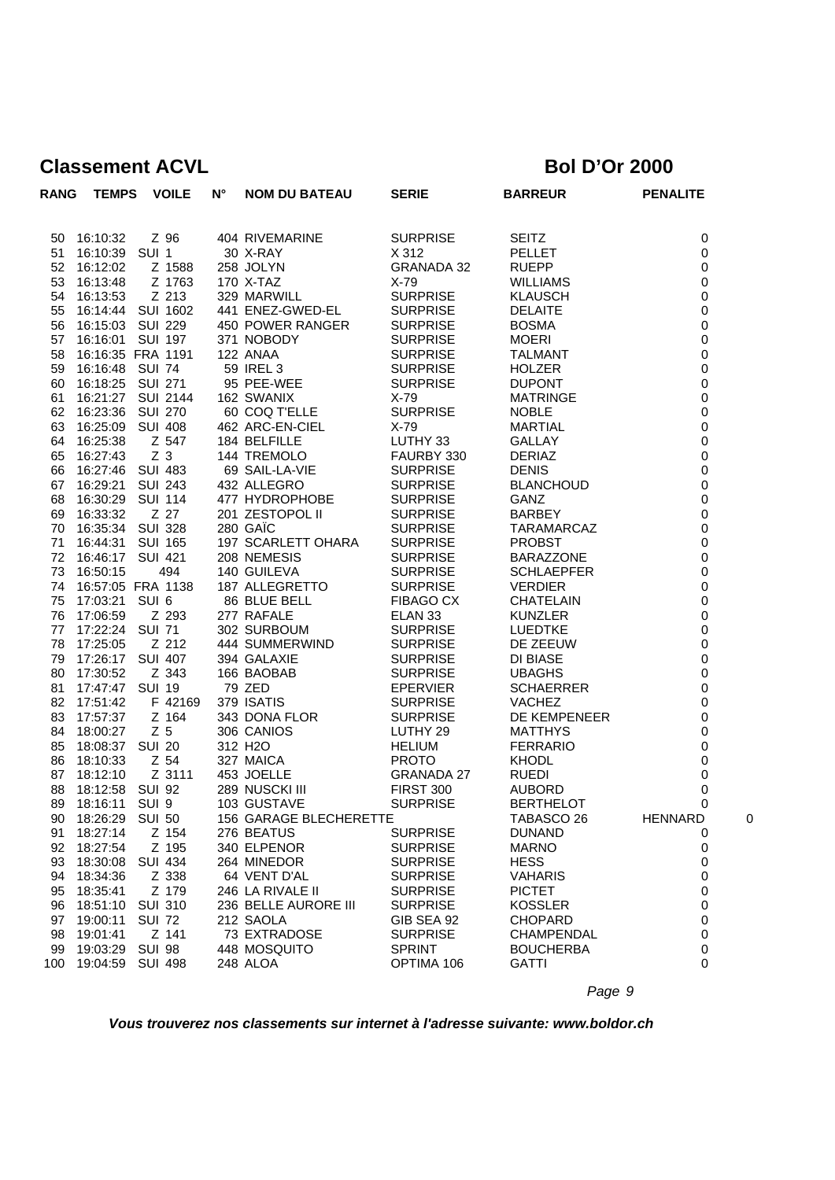# Classement ACVL

## Bol D'Or 2000

| RANG | TEMPS | VOILE | N° | NOM DU BATEAU | SERIE | BARREUR | PENALITE | |
|---|---|---|---|---|---|---|---|---|
| 50 | 16:10:32 | Z 96 | 404 | RIVEMARINE | SURPRISE | SEITZ | 0 | |
| 51 | 16:10:39 | SUI 1 | 30 | X-RAY | X 312 | PELLET | 0 | |
| 52 | 16:12:02 | Z 1588 | 258 | JOLYN | GRANADA 32 | RUEPP | 0 | |
| 53 | 16:13:48 | Z 1763 | 170 | X-TAZ | X-79 | WILLIAMS | 0 | |
| 54 | 16:13:53 | Z 213 | 329 | MARWILL | SURPRISE | KLAUSCH | 0 | |
| 55 | 16:14:44 | SUI 1602 | 441 | ENEZ-GWED-EL | SURPRISE | DELAITE | 0 | |
| 56 | 16:15:03 | SUI 229 | 450 | POWER RANGER | SURPRISE | BOSMA | 0 | |
| 57 | 16:16:01 | SUI 197 | 371 | NOBODY | SURPRISE | MOERI | 0 | |
| 58 | 16:16:35 | FRA 1191 | 122 | ANAA | SURPRISE | TALMANT | 0 | |
| 59 | 16:16:48 | SUI 74 | 59 | IREL 3 | SURPRISE | HOLZER | 0 | |
| 60 | 16:18:25 | SUI 271 | 95 | PEE-WEE | SURPRISE | DUPONT | 0 | |
| 61 | 16:21:27 | SUI 2144 | 162 | SWANIX | X-79 | MATRINGE | 0 | |
| 62 | 16:23:36 | SUI 270 | 60 | COQ T'ELLE | SURPRISE | NOBLE | 0 | |
| 63 | 16:25:09 | SUI 408 | 462 | ARC-EN-CIEL | X-79 | MARTIAL | 0 | |
| 64 | 16:25:38 | Z 547 | 184 | BELFILLE | LUTHY 33 | GALLAY | 0 | |
| 65 | 16:27:43 | Z 3 | 144 | TREMOLO | FAURBY 330 | DERIAZ | 0 | |
| 66 | 16:27:46 | SUI 483 | 69 | SAIL-LA-VIE | SURPRISE | DENIS | 0 | |
| 67 | 16:29:21 | SUI 243 | 432 | ALLEGRO | SURPRISE | BLANCHOUD | 0 | |
| 68 | 16:30:29 | SUI 114 | 477 | HYDROPHOBE | SURPRISE | GANZ | 0 | |
| 69 | 16:33:32 | Z 27 | 201 | ZESTOPOL II | SURPRISE | BARBEY | 0 | |
| 70 | 16:35:34 | SUI 328 | 280 | GAÏC | SURPRISE | TARAMARCAZ | 0 | |
| 71 | 16:44:31 | SUI 165 | 197 | SCARLETT OHARA | SURPRISE | PROBST | 0 | |
| 72 | 16:46:17 | SUI 421 | 208 | NEMESIS | SURPRISE | BARAZZONE | 0 | |
| 73 | 16:50:15 | 494 | 140 | GUILEVA | SURPRISE | SCHLAEPFER | 0 | |
| 74 | 16:57:05 | FRA 1138 | 187 | ALLEGRETTO | SURPRISE | VERDIER | 0 | |
| 75 | 17:03:21 | SUI 6 | 86 | BLUE BELL | FIBAGO CX | CHATELAIN | 0 | |
| 76 | 17:06:59 | Z 293 | 277 | RAFALE | ELAN 33 | KUNZLER | 0 | |
| 77 | 17:22:24 | SUI 71 | 302 | SURBOUM | SURPRISE | LUEDTKE | 0 | |
| 78 | 17:25:05 | Z 212 | 444 | SUMMERWIND | SURPRISE | DE ZEEUW | 0 | |
| 79 | 17:26:17 | SUI 407 | 394 | GALAXIE | SURPRISE | DI BIASE | 0 | |
| 80 | 17:30:52 | Z 343 | 166 | BAOBAB | SURPRISE | UBAGHS | 0 | |
| 81 | 17:47:47 | SUI 19 | 79 | ZED | EPERVIER | SCHAERRER | 0 | |
| 82 | 17:51:42 | F 42169 | 379 | ISATIS | SURPRISE | VACHEZ | 0 | |
| 83 | 17:57:37 | Z 164 | 343 | DONA FLOR | SURPRISE | DE KEMPENEER | 0 | |
| 84 | 18:00:27 | Z 5 | 306 | CANIOS | LUTHY 29 | MATTHYS | 0 | |
| 85 | 18:08:37 | SUI 20 | 312 | H2O | HELIUM | FERRARIO | 0 | |
| 86 | 18:10:33 | Z 54 | 327 | MAICA | PROTO | KHODL | 0 | |
| 87 | 18:12:10 | Z 3111 | 453 | JOELLE | GRANADA 27 | RUEDI | 0 | |
| 88 | 18:12:58 | SUI 92 | 289 | NUSCKI III | FIRST 300 | AUBORD | 0 | |
| 89 | 18:16:11 | SUI 9 | 103 | GUSTAVE | SURPRISE | BERTHELOT | 0 | |
| 90 | 18:26:29 | SUI 50 | 156 | GARAGE BLECHERETTE | | TABASCO 26 | HENNARD | 0 |
| 91 | 18:27:14 | Z 154 | 276 | BEATUS | SURPRISE | DUNAND | 0 | |
| 92 | 18:27:54 | Z 195 | 340 | ELPENOR | SURPRISE | MARNO | 0 | |
| 93 | 18:30:08 | SUI 434 | 264 | MINEDOR | SURPRISE | HESS | 0 | |
| 94 | 18:34:36 | Z 338 | 64 | VENT D'AL | SURPRISE | VAHARIS | 0 | |
| 95 | 18:35:41 | Z 179 | 246 | LA RIVALE II | SURPRISE | PICTET | 0 | |
| 96 | 18:51:10 | SUI 310 | 236 | BELLE AURORE III | SURPRISE | KOSSLER | 0 | |
| 97 | 19:00:11 | SUI 72 | 212 | SAOLA | GIB SEA 92 | CHOPARD | 0 | |
| 98 | 19:01:41 | Z 141 | 73 | EXTRADOSE | SURPRISE | CHAMPENDAL | 0 | |
| 99 | 19:03:29 | SUI 98 | 448 | MOSQUITO | SPRINT | BOUCHERBA | 0 | |
| 100 | 19:04:59 | SUI 498 | 248 | ALOA | OPTIMA 106 | GATTI | 0 | |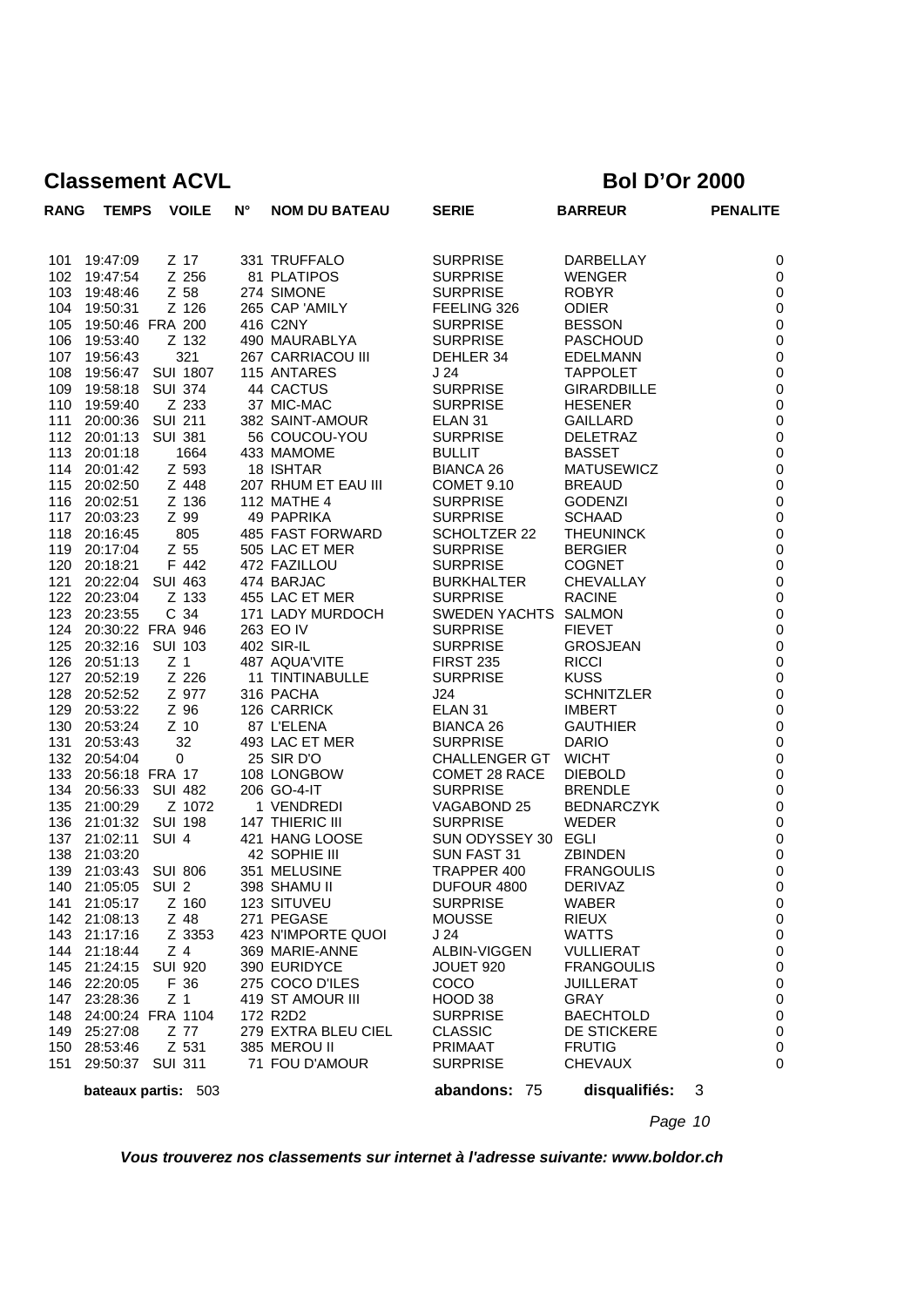# Classement ACVL

# Bol D'Or 2000

| RANG | TEMPS | VOILE | N° | NOM DU BATEAU | SERIE | BARREUR | PENALITE |
|---|---|---|---|---|---|---|---|
| 101 | 19:47:09 | Z 17 | 331 | TRUFFALO | SURPRISE | DARBELLAY | 0 |
| 102 | 19:47:54 | Z 256 | 81 | PLATIPOS | SURPRISE | WENGER | 0 |
| 103 | 19:48:46 | Z 58 | 274 | SIMONE | SURPRISE | ROBYR | 0 |
| 104 | 19:50:31 | Z 126 | 265 | CAP 'AMILY | FEELING 326 | ODIER | 0 |
| 105 | 19:50:46 | FRA 200 | 416 | C2NY | SURPRISE | BESSON | 0 |
| 106 | 19:53:40 | Z 132 | 490 | MAURABLYA | SURPRISE | PASCHOUD | 0 |
| 107 | 19:56:43 | 321 | 267 | CARRIACOU III | DEHLER 34 | EDELMANN | 0 |
| 108 | 19:56:47 | SUI 1807 | 115 | ANTARES | J 24 | TAPPOLET | 0 |
| 109 | 19:58:18 | SUI 374 | 44 | CACTUS | SURPRISE | GIRARDBILLE | 0 |
| 110 | 19:59:40 | Z 233 | 37 | MIC-MAC | SURPRISE | HESENER | 0 |
| 111 | 20:00:36 | SUI 211 | 382 | SAINT-AMOUR | ELAN 31 | GAILLARD | 0 |
| 112 | 20:01:13 | SUI 381 | 56 | COUCOU-YOU | SURPRISE | DELETRAZ | 0 |
| 113 | 20:01:18 | 1664 | 433 | MAMOME | BULLIT | BASSET | 0 |
| 114 | 20:01:42 | Z 593 | 18 | ISHTAR | BIANCA 26 | MATUSEWICZ | 0 |
| 115 | 20:02:50 | Z 448 | 207 | RHUM ET EAU III | COMET 9.10 | BREAUD | 0 |
| 116 | 20:02:51 | Z 136 | 112 | MATHE 4 | SURPRISE | GODENZI | 0 |
| 117 | 20:03:23 | Z 99 | 49 | PAPRIKA | SURPRISE | SCHAAD | 0 |
| 118 | 20:16:45 | 805 | 485 | FAST FORWARD | SCHOLTZER 22 | THEUNINCK | 0 |
| 119 | 20:17:04 | Z 55 | 505 | LAC ET MER | SURPRISE | BERGIER | 0 |
| 120 | 20:18:21 | F 442 | 472 | FAZILLOU | SURPRISE | COGNET | 0 |
| 121 | 20:22:04 | SUI 463 | 474 | BARJAC | BURKHALTER | CHEVALLAY | 0 |
| 122 | 20:23:04 | Z 133 | 455 | LAC ET MER | SURPRISE | RACINE | 0 |
| 123 | 20:23:55 | C 34 | 171 | LADY MURDOCH | SWEDEN YACHTS | SALMON | 0 |
| 124 | 20:30:22 | FRA 946 | 263 | EO IV | SURPRISE | FIEVET | 0 |
| 125 | 20:32:16 | SUI 103 | 402 | SIR-IL | SURPRISE | GROSJEAN | 0 |
| 126 | 20:51:13 | Z 1 | 487 | AQUA'VITE | FIRST 235 | RICCI | 0 |
| 127 | 20:52:19 | Z 226 | 11 | TINTINABULLE | SURPRISE | KUSS | 0 |
| 128 | 20:52:52 | Z 977 | 316 | PACHA | J24 | SCHNITZLER | 0 |
| 129 | 20:53:22 | Z 96 | 126 | CARRICK | ELAN 31 | IMBERT | 0 |
| 130 | 20:53:24 | Z 10 | 87 | L'ELENA | BIANCA 26 | GAUTHIER | 0 |
| 131 | 20:53:43 | 32 | 493 | LAC ET MER | SURPRISE | DARIO | 0 |
| 132 | 20:54:04 | 0 | 25 | SIR D'O | CHALLENGER GT | WICHT | 0 |
| 133 | 20:56:18 | FRA 17 | 108 | LONGBOW | COMET 28 RACE | DIEBOLD | 0 |
| 134 | 20:56:33 | SUI 482 | 206 | GO-4-IT | SURPRISE | BRENDLE | 0 |
| 135 | 21:00:29 | Z 1072 | 1 | VENDREDI | VAGABOND 25 | BEDNARCZYK | 0 |
| 136 | 21:01:32 | SUI 198 | 147 | THIERIC III | SURPRISE | WEDER | 0 |
| 137 | 21:02:11 | SUI 4 | 421 | HANG LOOSE | SUN ODYSSEY 30 | EGLI | 0 |
| 138 | 21:03:20 | | 42 | SOPHIE III | SUN FAST 31 | ZBINDEN | 0 |
| 139 | 21:03:43 | SUI 806 | 351 | MELUSINE | TRAPPER 400 | FRANGOULIS | 0 |
| 140 | 21:05:05 | SUI 2 | 398 | SHAMU II | DUFOUR 4800 | DERIVAZ | 0 |
| 141 | 21:05:17 | Z 160 | 123 | SITUVEU | SURPRISE | WABER | 0 |
| 142 | 21:08:13 | Z 48 | 271 | PEGASE | MOUSSE | RIEUX | 0 |
| 143 | 21:17:16 | Z 3353 | 423 | N'IMPORTE QUOI | J 24 | WATTS | 0 |
| 144 | 21:18:44 | Z 4 | 369 | MARIE-ANNE | ALBIN-VIGGEN | VULLIERAT | 0 |
| 145 | 21:24:15 | SUI 920 | 390 | EURIDYCE | JOUET 920 | FRANGOULIS | 0 |
| 146 | 22:20:05 | F 36 | 275 | COCO D'ILES | COCO | JUILLERAT | 0 |
| 147 | 23:28:36 | Z 1 | 419 | ST AMOUR III | HOOD 38 | GRAY | 0 |
| 148 | 24:00:24 | FRA 1104 | 172 | R2D2 | SURPRISE | BAECHTOLD | 0 |
| 149 | 25:27:08 | Z 77 | 279 | EXTRA BLEU CIEL | CLASSIC | DE STICKERE | 0 |
| 150 | 28:53:46 | Z 531 | 385 | MEROU II | PRIMAAT | FRUTIG | 0 |
| 151 | 29:50:37 | SUI 311 | 71 | FOU D'AMOUR | SURPRISE | CHEVAUX | 0 |

**bateaux partis:** 503 **abandons:** 75 **disqualifiés:** 3

***Vous trouverez nos classements sur internet à l'adresse suivante: www.boldor.ch***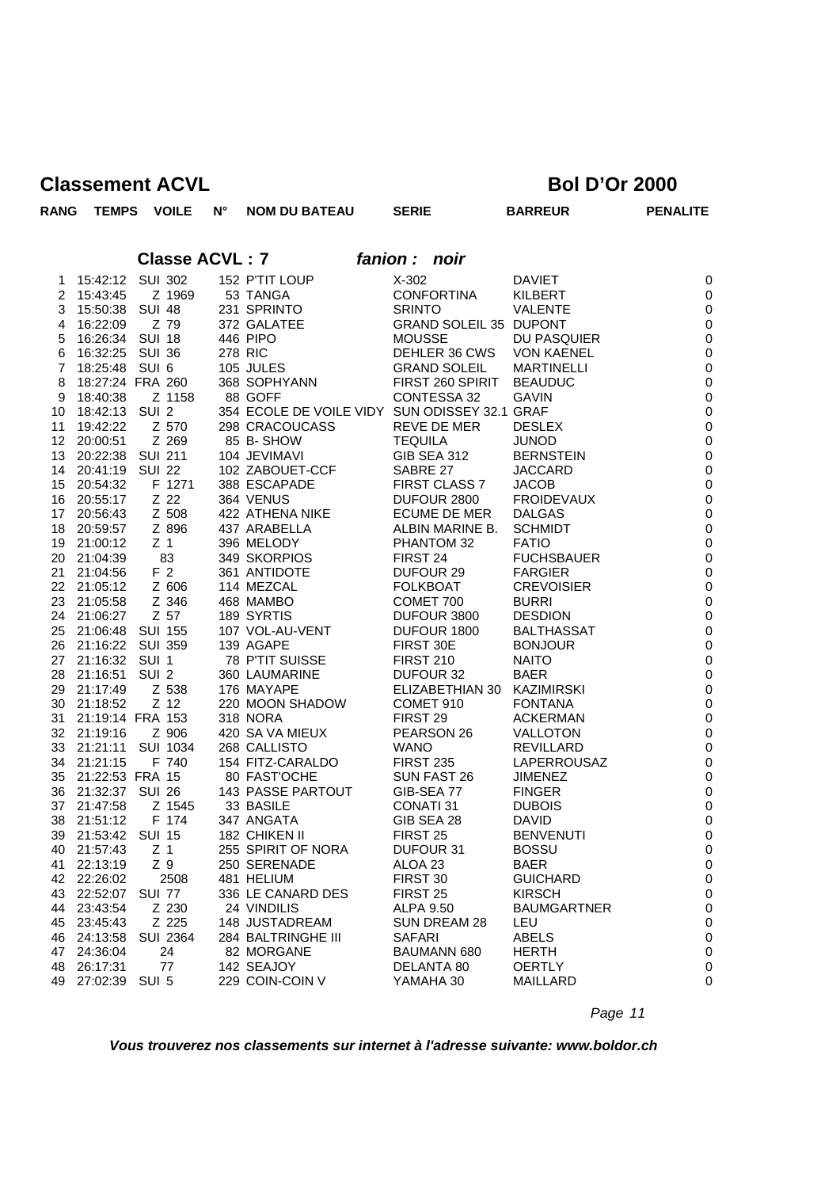# Classement ACVL

# Bol D'Or 2000

## Classe ACVL : 7 *fanion : noir*

| RANG | TEMPS | VOILE | N° | NOM DU BATEAU | SERIE | BARREUR | PENALITE |
|---|---|---|---|---|---|---|---|
| 1 | 15:42:12 | SUI 302 | 152 | P'TIT LOUP | X-302 | DAVIET | 0 |
| 2 | 15:43:45 | Z 1969 | 53 | TANGA | CONFORTINA | KILBERT | 0 |
| 3 | 15:50:38 | SUI 48 | 231 | SPRINTO | SRINTO | VALENTE | 0 |
| 4 | 16:22:09 | Z 79 | 372 | GALATEE | GRAND SOLEIL 35 | DUPONT | 0 |
| 5 | 16:26:34 | SUI 18 | 446 | PIPO | MOUSSE | DU PASQUIER | 0 |
| 6 | 16:32:25 | SUI 36 | 278 | RIC | DEHLER 36 CWS | VON KAENEL | 0 |
| 7 | 18:25:48 | SUI 6 | 105 | JULES | GRAND SOLEIL | MARTINELLI | 0 |
| 8 | 18:27:24 | FRA 260 | 368 | SOPHYANN | FIRST 260 SPIRIT | BEAUDUC | 0 |
| 9 | 18:40:38 | Z 1158 | 88 | GOFF | CONTESSA 32 | GAVIN | 0 |
| 10 | 18:42:13 | SUI 2 | 354 | ECOLE DE VOILE VIDY | SUN ODISSEY 32.1 | GRAF | 0 |
| 11 | 19:42:22 | Z 570 | 298 | CRACOUCASS | REVE DE MER | DESLEX | 0 |
| 12 | 20:00:51 | Z 269 | 85 | B- SHOW | TEQUILA | JUNOD | 0 |
| 13 | 20:22:38 | SUI 211 | 104 | JEVIMAVI | GIB SEA 312 | BERNSTEIN | 0 |
| 14 | 20:41:19 | SUI 22 | 102 | ZABOUET-CCF | SABRE 27 | JACCARD | 0 |
| 15 | 20:54:32 | F 1271 | 388 | ESCAPADE | FIRST CLASS 7 | JACOB | 0 |
| 16 | 20:55:17 | Z 22 | 364 | VENUS | DUFOUR 2800 | FROIDEVAUX | 0 |
| 17 | 20:56:43 | Z 508 | 422 | ATHENA NIKE | ECUME DE MER | DALGAS | 0 |
| 18 | 20:59:57 | Z 896 | 437 | ARABELLA | ALBIN MARINE B. | SCHMIDT | 0 |
| 19 | 21:00:12 | Z 1 | 396 | MELODY | PHANTOM 32 | FATIO | 0 |
| 20 | 21:04:39 | 83 | 349 | SKORPIOS | FIRST 24 | FUCHSBAUER | 0 |
| 21 | 21:04:56 | F 2 | 361 | ANTIDOTE | DUFOUR 29 | FARGIER | 0 |
| 22 | 21:05:12 | Z 606 | 114 | MEZCAL | FOLKBOAT | CREVOISIER | 0 |
| 23 | 21:05:58 | Z 346 | 468 | MAMBO | COMET 700 | BURRI | 0 |
| 24 | 21:06:27 | Z 57 | 189 | SYRTIS | DUFOUR 3800 | DESDION | 0 |
| 25 | 21:06:48 | SUI 155 | 107 | VOL-AU-VENT | DUFOUR 1800 | BALTHASSAT | 0 |
| 26 | 21:16:22 | SUI 359 | 139 | AGAPE | FIRST 30E | BONJOUR | 0 |
| 27 | 21:16:32 | SUI 1 | 78 | P'TIT SUISSE | FIRST 210 | NAITO | 0 |
| 28 | 21:16:51 | SUI 2 | 360 | LAUMARINE | DUFOUR 32 | BAER | 0 |
| 29 | 21:17:49 | Z 538 | 176 | MAYAPE | ELIZABETHIAN 30 | KAZIMIRSKI | 0 |
| 30 | 21:18:52 | Z 12 | 220 | MOON SHADOW | COMET 910 | FONTANA | 0 |
| 31 | 21:19:14 | FRA 153 | 318 | NORA | FIRST 29 | ACKERMAN | 0 |
| 32 | 21:19:16 | Z 906 | 420 | SA VA MIEUX | PEARSON 26 | VALLOTON | 0 |
| 33 | 21:21:11 | SUI 1034 | 268 | CALLISTO | WANO | REVILLARD | 0 |
| 34 | 21:21:15 | F 740 | 154 | FITZ-CARALDO | FIRST 235 | LAPERROUSAZ | 0 |
| 35 | 21:22:53 | FRA 15 | 80 | FAST'OCHE | SUN FAST 26 | JIMENEZ | 0 |
| 36 | 21:32:37 | SUI 26 | 143 | PASSE PARTOUT | GIB-SEA 77 | FINGER | 0 |
| 37 | 21:47:58 | Z 1545 | 33 | BASILE | CONATI 31 | DUBOIS | 0 |
| 38 | 21:51:12 | F 174 | 347 | ANGATA | GIB SEA 28 | DAVID | 0 |
| 39 | 21:53:42 | SUI 15 | 182 | CHIKEN II | FIRST 25 | BENVENUTI | 0 |
| 40 | 21:57:43 | Z 1 | 255 | SPIRIT OF NORA | DUFOUR 31 | BOSSU | 0 |
| 41 | 22:13:19 | Z 9 | 250 | SERENADE | ALOA 23 | BAER | 0 |
| 42 | 22:26:02 | 2508 | 481 | HELIUM | FIRST 30 | GUICHARD | 0 |
| 43 | 22:52:07 | SUI 77 | 336 | LE CANARD DES | FIRST 25 | KIRSCH | 0 |
| 44 | 23:43:54 | Z 230 | 24 | VINDILIS | ALPA 9.50 | BAUMGARTNER | 0 |
| 45 | 23:45:43 | Z 225 | 148 | JUSTADREAM | SUN DREAM 28 | LEU | 0 |
| 46 | 24:13:58 | SUI 2364 | 284 | BALTRINGHE III | SAFARI | ABELS | 0 |
| 47 | 24:36:04 | 24 | 82 | MORGANE | BAUMANN 680 | HERTH | 0 |
| 48 | 26:17:31 | 77 | 142 | SEAJOY | DELANTA 80 | OERTLY | 0 |
| 49 | 27:02:39 | SUI 5 | 229 | COIN-COIN V | YAMAHA 30 | MAILLARD | 0 |

*Vous trouverez nos classements sur internet à l'adresse suivante: www.boldor.ch*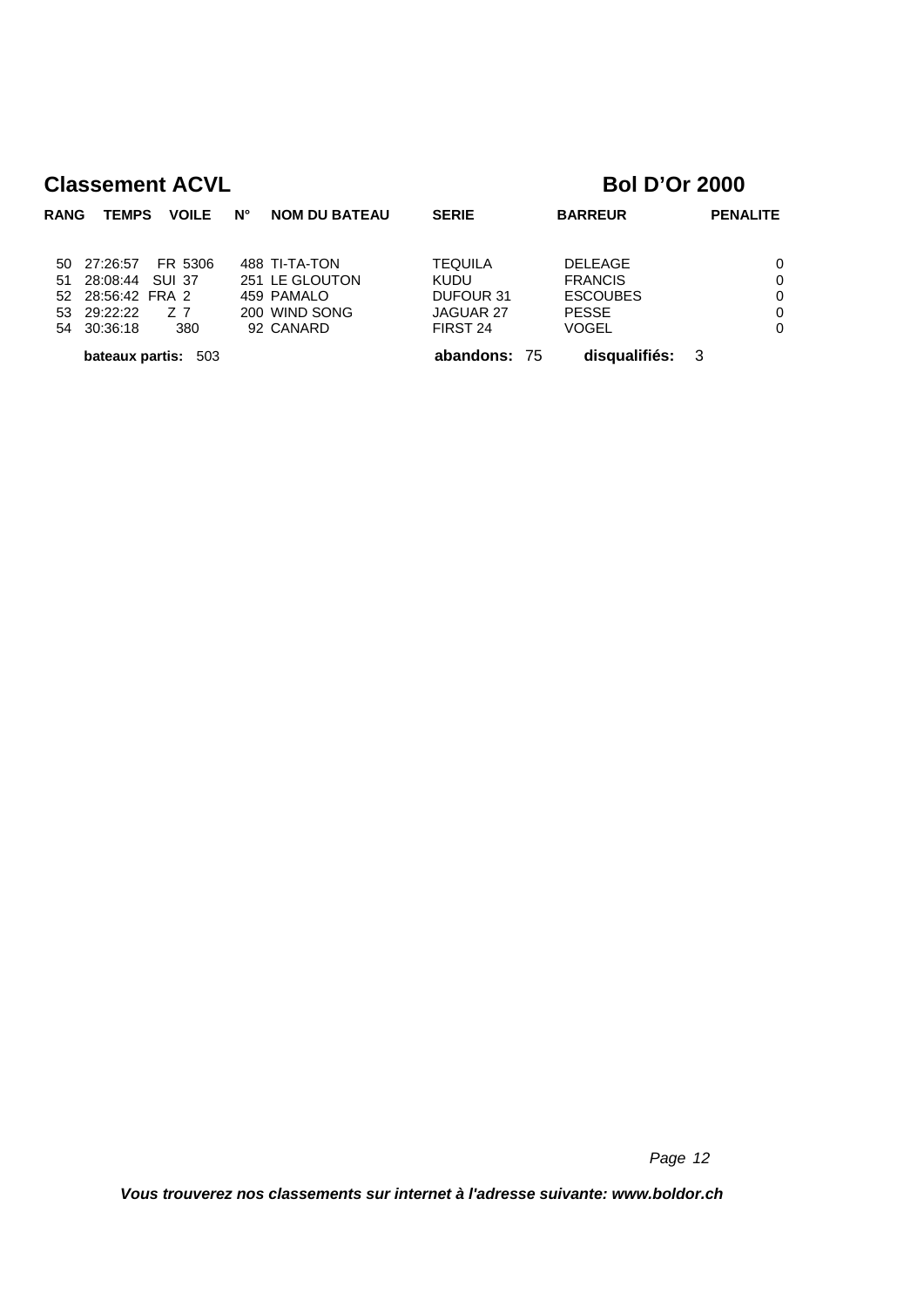## Classement ACVL

## Bol D'Or 2000

| RANG | TEMPS | VOILE | N° | NOM DU BATEAU | SERIE | BARREUR | PENALITE |
|---|---|---|---|---|---|---|---|
| 50 | 27:26:57 | FR 5306 | 488 | TI-TA-TON | TEQUILA | DELEAGE | 0 |
| 51 | 28:08:44 | SUI 37 | 251 | LE GLOUTON | KUDU | FRANCIS | 0 |
| 52 | 28:56:42 | FRA 2 | 459 | PAMALO | DUFOUR 31 | ESCOUBES | 0 |
| 53 | 29:22:22 | Z 7 | 200 | WIND SONG | JAGUAR 27 | PESSE | 0 |
| 54 | 30:36:18 | 380 | 92 | CANARD | FIRST 24 | VOGEL | 0 |

**bateaux partis:** 503 **abandons:** 75 **disqualifiés:** 3

*Vous trouverez nos classements sur internet à l'adresse suivante: www.boldor.ch*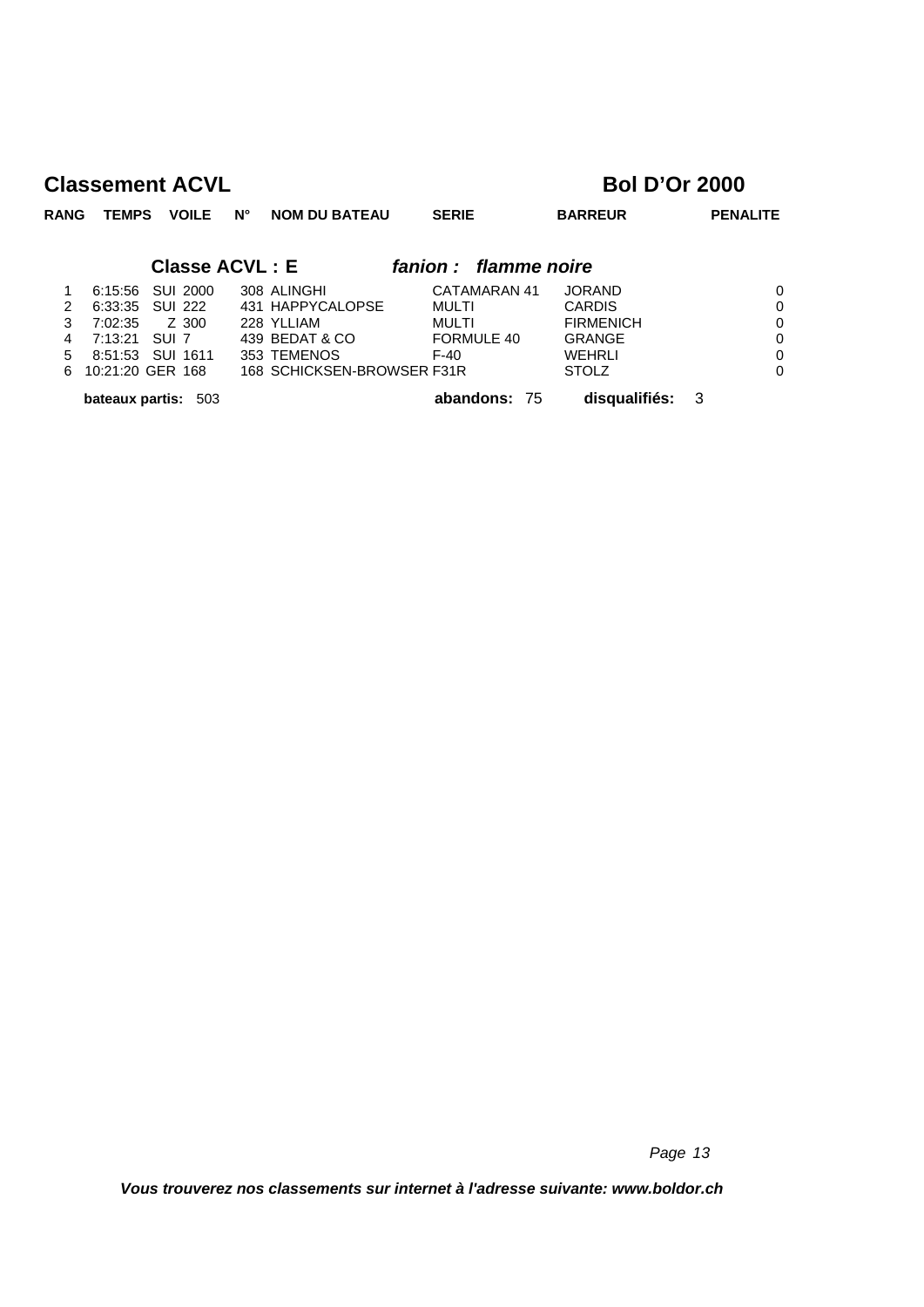# Classement ACVL

## Bol D'Or 2000

### Classe ACVL : E — *fanion : flamme noire*

| RANG | TEMPS | VOILE | N° | NOM DU BATEAU | SERIE | BARREUR | PENALITE |
|---|---|---|---|---|---|---|---|
| 1 | 6:15:56 | SUI 2000 | 308 | ALINGHI | CATAMARAN 41 | JORAND | 0 |
| 2 | 6:33:35 | SUI 222 | 431 | HAPPYCALOPSE | MULTI | CARDIS | 0 |
| 3 | 7:02:35 | Z 300 | 228 | YLLIAM | MULTI | FIRMENICH | 0 |
| 4 | 7:13:21 | SUI 7 | 439 | BEDAT & CO | FORMULE 40 | GRANGE | 0 |
| 5 | 8:51:53 | SUI 1611 | 353 | TEMENOS | F-40 | WEHRLI | 0 |
| 6 | 10:21:20 | GER 168 | 168 | SCHICKSEN-BROWSER | F31R | STOLZ | 0 |

**bateaux partis:** 503 **abandons:** 75 **disqualifiés:** 3

*Vous trouverez nos classements sur internet à l'adresse suivante: www.boldor.ch*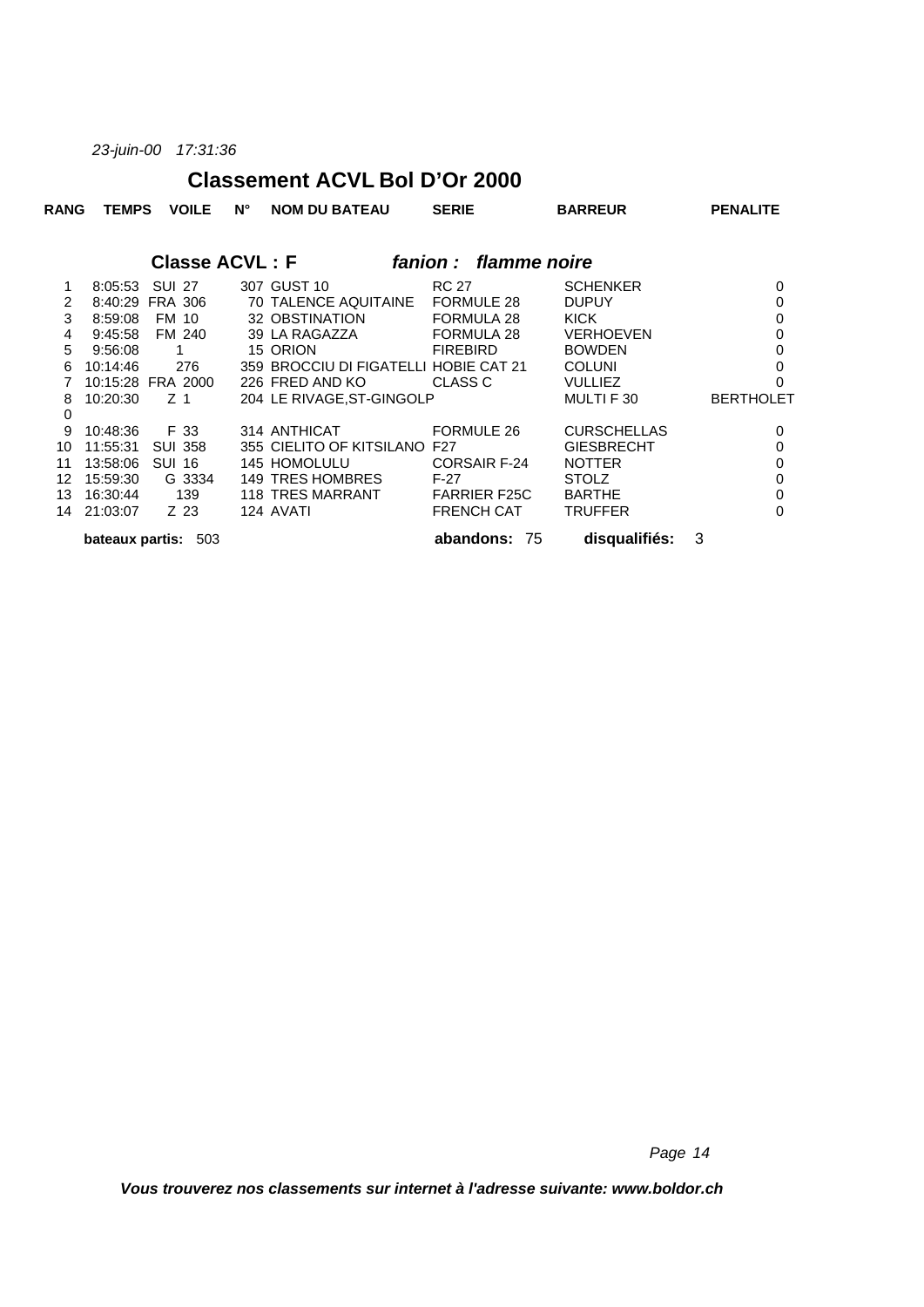*23-juin-00 17:31:36*

## Classement ACVL Bol D'Or 2000

### Classe ACVL : F *fanion : flamme noire*

| RANG | TEMPS | VOILE | N° | NOM DU BATEAU | SERIE | BARREUR | PENALITE |
|---|---|---|---|---|---|---|---|
| 1 | 8:05:53 | SUI 27 | 307 | GUST 10 | RC 27 | SCHENKER | 0 |
| 2 | 8:40:29 | FRA 306 | 70 | TALENCE AQUITAINE | FORMULE 28 | DUPUY | 0 |
| 3 | 8:59:08 | FM 10 | 32 | OBSTINATION | FORMULA 28 | KICK | 0 |
| 4 | 9:45:58 | FM 240 | 39 | LA RAGAZZA | FORMULA 28 | VERHOEVEN | 0 |
| 5 | 9:56:08 | 1 | 15 | ORION | FIREBIRD | BOWDEN | 0 |
| 6 | 10:14:46 | 276 | 359 | BROCCIU DI FIGATELLI | HOBIE CAT 21 | COLUNI | 0 |
| 7 | 10:15:28 | FRA 2000 | 226 | FRED AND KO | CLASS C | VULLIEZ | 0 |
| 8 | 10:20:30 | Z 1 | 204 | LE RIVAGE,ST-GINGOLP | | MULTI F 30 | BERTHOLET |
| 0 | | | | | | | |
| 9 | 10:48:36 | F 33 | 314 | ANTHICAT | FORMULE 26 | CURSCHELLAS | 0 |
| 10 | 11:55:31 | SUI 358 | 355 | CIELITO OF KITSILANO | F27 | GIESBRECHT | 0 |
| 11 | 13:58:06 | SUI 16 | 145 | HOMOLULU | CORSAIR F-24 | NOTTER | 0 |
| 12 | 15:59:30 | G 3334 | 149 | TRES HOMBRES | F-27 | STOLZ | 0 |
| 13 | 16:30:44 | 139 | 118 | TRES MARRANT | FARRIER F25C | BARTHE | 0 |
| 14 | 21:03:07 | Z 23 | 124 | AVATI | FRENCH CAT | TRUFFER | 0 |

**bateaux partis:** 503 **abandons:** 75 **disqualifiés:** 3

***Vous trouverez nos classements sur internet à l'adresse suivante: www.boldor.ch***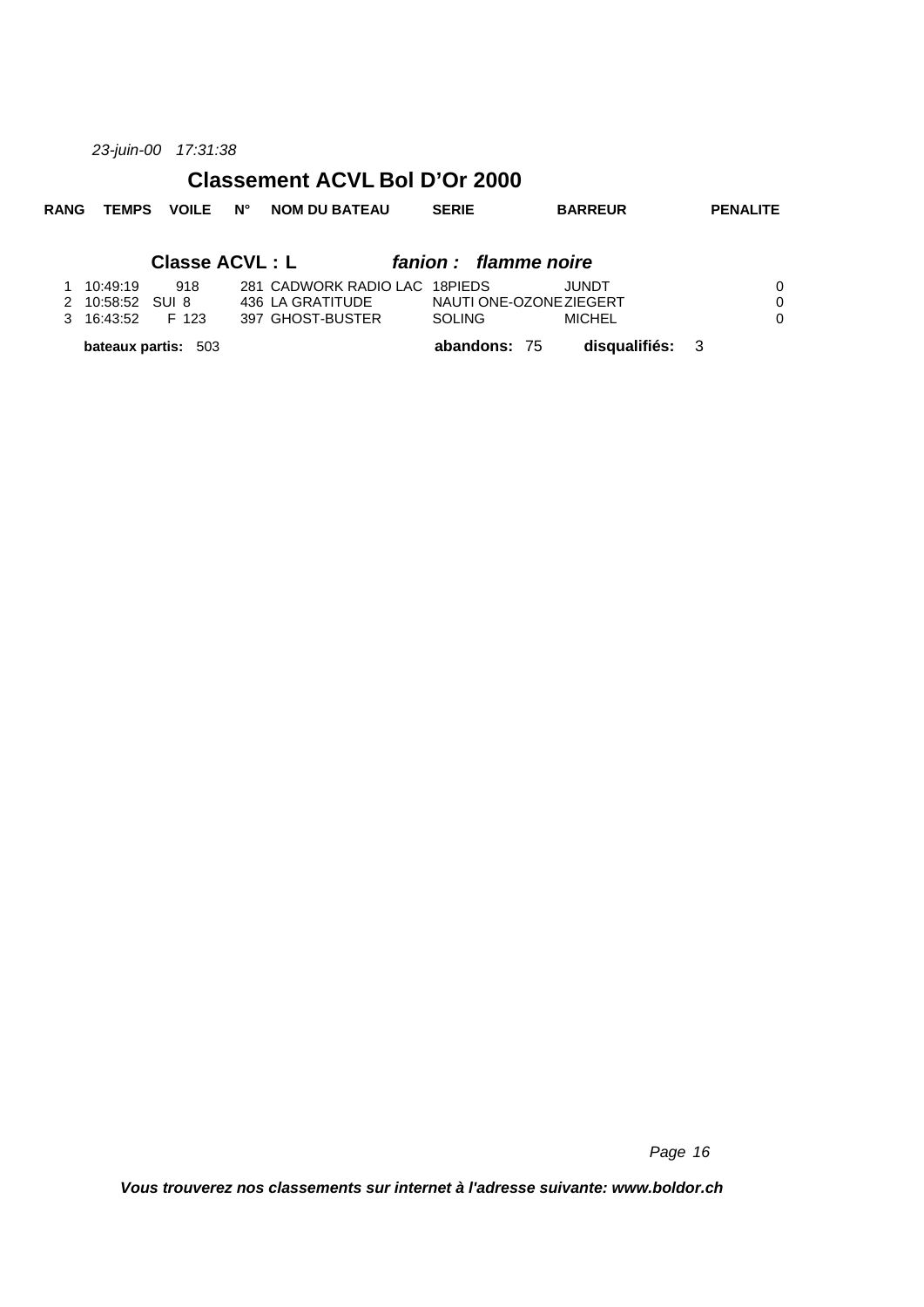*23-juin-00 17:31:38*

# Classement ACVL Bol D'Or 2000

## Classe ACVL : L *fanion : flamme noire*

| RANG | TEMPS | VOILE | N° | NOM DU BATEAU | SERIE | BARREUR | PENALITE |
|---|---|---|---|---|---|---|---|
| 1 | 10:49:19 | 918 | 281 | CADWORK RADIO LAC | 18PIEDS | JUNDT | 0 |
| 2 | 10:58:52 | SUI 8 | 436 | LA GRATITUDE | NAUTI ONE-OZONE | ZIEGERT | 0 |
| 3 | 16:43:52 | F 123 | 397 | GHOST-BUSTER | SOLING | MICHEL | 0 |

**bateaux partis:** 503 **abandons:** 75 **disqualifiés:** 3

***Vous trouverez nos classements sur internet à l'adresse suivante: www.boldor.ch***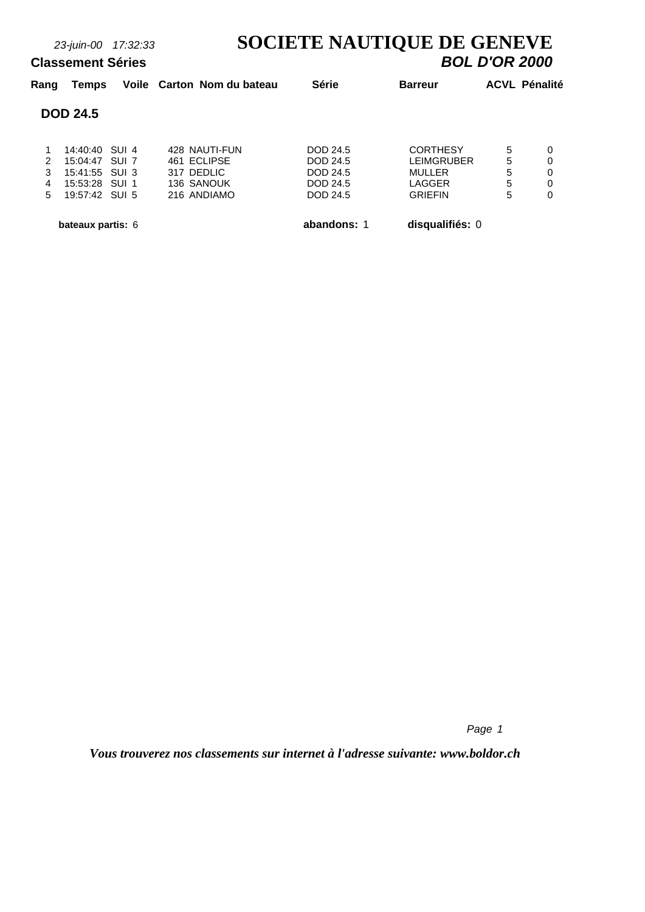*23-juin-00 17:32:33*

# SOCIETE NAUTIQUE DE GENEVE

**Classement Séries** ***BOL D'OR 2000***

| Rang | Temps | Voile | Carton | Nom du bateau | Série | Barreur | ACVL | Pénalité |
|---|---|---|---|---|---|---|---|---|
| **DOD 24.5** | | | | | | | | |
| 1 | 14:40:40 | SUI 4 | 428 | NAUTI-FUN | DOD 24.5 | CORTHESY | 5 | 0 |
| 2 | 15:04:47 | SUI 7 | 461 | ECLIPSE | DOD 24.5 | LEIMGRUBER | 5 | 0 |
| 3 | 15:41:55 | SUI 3 | 317 | DEDLIC | DOD 24.5 | MULLER | 5 | 0 |
| 4 | 15:53:28 | SUI 1 | 136 | SANOUK | DOD 24.5 | LAGGER | 5 | 0 |
| 5 | 19:57:42 | SUI 5 | 216 | ANDIAMO | DOD 24.5 | GRIEFIN | 5 | 0 |

**bateaux partis:** 6 **abandons:** 1 **disqualifiés:** 0

***Vous trouverez nos classements sur internet à l'adresse suivante: www.boldor.ch***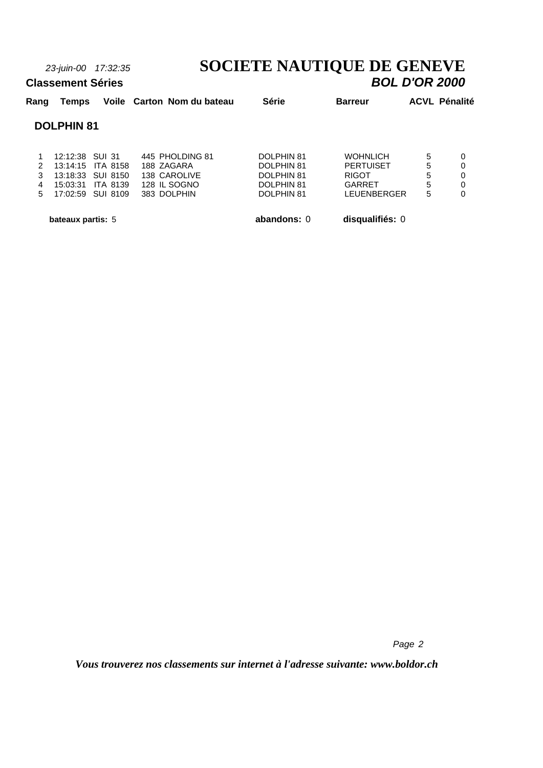*23-juin-00 17:32:35*

# SOCIETE NAUTIQUE DE GENEVE

**Classement Séries**

***BOL D'OR 2000***

## DOLPHIN 81

| Rang | Temps | Voile | Carton | Nom du bateau | Série | Barreur | ACVL | Pénalité |
|---|---|---|---|---|---|---|---|---|
| 1 | 12:12:38 | SUI 31 | 445 | PHOLDING 81 | DOLPHIN 81 | WOHNLICH | 5 | 0 |
| 2 | 13:14:15 | ITA 8158 | 188 | ZAGARA | DOLPHIN 81 | PERTUISET | 5 | 0 |
| 3 | 13:18:33 | SUI 8150 | 138 | CAROLIVE | DOLPHIN 81 | RIGOT | 5 | 0 |
| 4 | 15:03:31 | ITA 8139 | 128 | IL SOGNO | DOLPHIN 81 | GARRET | 5 | 0 |
| 5 | 17:02:59 | SUI 8109 | 383 | DOLPHIN | DOLPHIN 81 | LEUENBERGER | 5 | 0 |

**bateaux partis:** 5 **abandons:** 0 **disqualifiés:** 0

*Vous trouverez nos classements sur internet à l'adresse suivante: www.boldor.ch*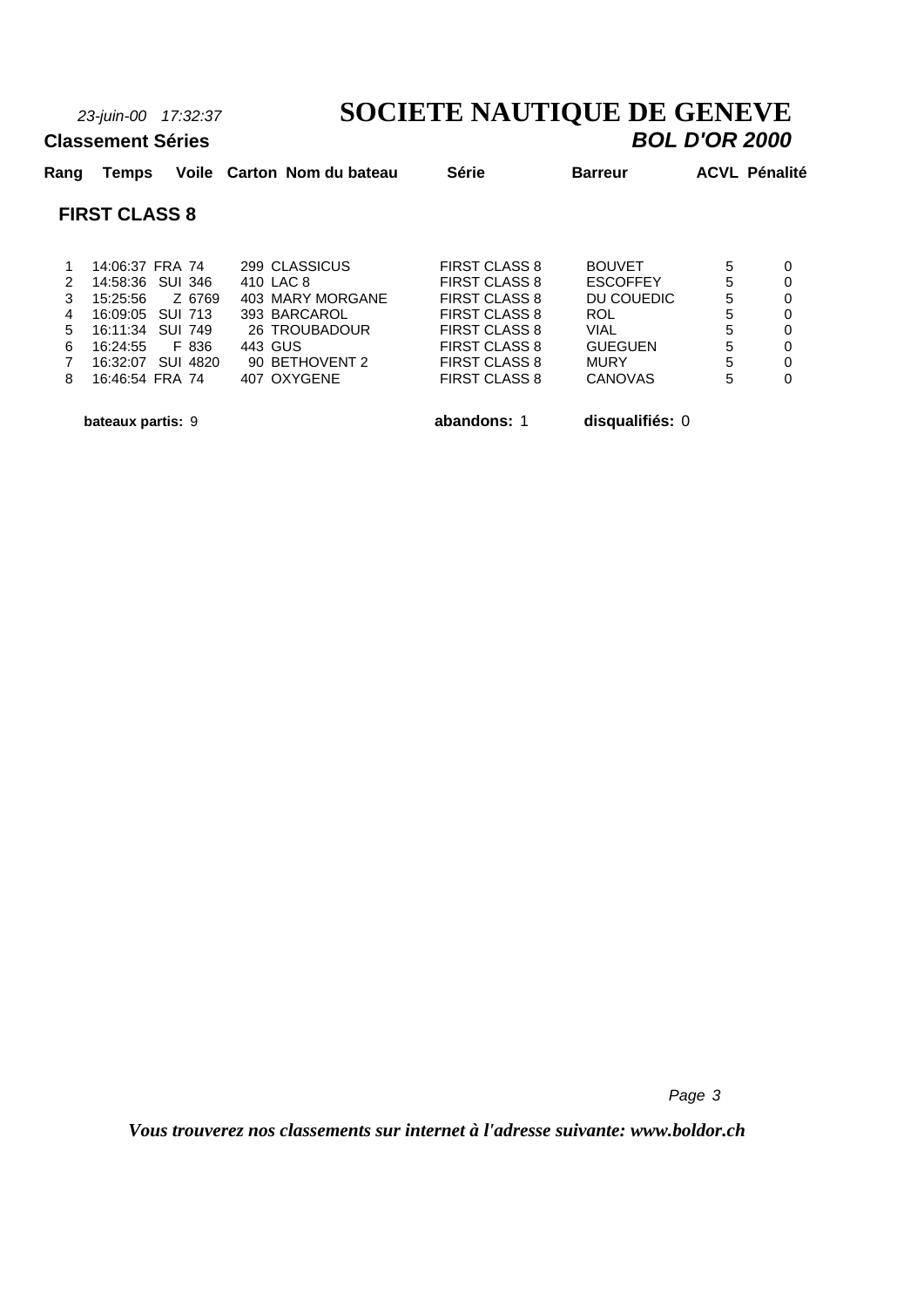*23-juin-00 17:32:37*

# SOCIETE NAUTIQUE DE GENEVE

**Classement Séries**

***BOL D'OR 2000***

## FIRST CLASS 8

| Rang | Temps | Voile | Carton | Nom du bateau | Série | Barreur | ACVL | Pénalité |
|---|---|---|---|---|---|---|---|---|
| 1 | 14:06:37 | FRA 74 | 299 | CLASSICUS | FIRST CLASS 8 | BOUVET | 5 | 0 |
| 2 | 14:58:36 | SUI 346 | 410 | LAC 8 | FIRST CLASS 8 | ESCOFFEY | 5 | 0 |
| 3 | 15:25:56 | Z 6769 | 403 | MARY MORGANE | FIRST CLASS 8 | DU COUEDIC | 5 | 0 |
| 4 | 16:09:05 | SUI 713 | 393 | BARCAROL | FIRST CLASS 8 | ROL | 5 | 0 |
| 5 | 16:11:34 | SUI 749 | 26 | TROUBADOUR | FIRST CLASS 8 | VIAL | 5 | 0 |
| 6 | 16:24:55 | F 836 | 443 | GUS | FIRST CLASS 8 | GUEGUEN | 5 | 0 |
| 7 | 16:32:07 | SUI 4820 | 90 | BETHOVENT 2 | FIRST CLASS 8 | MURY | 5 | 0 |
| 8 | 16:46:54 | FRA 74 | 407 | OXYGENE | FIRST CLASS 8 | CANOVAS | 5 | 0 |

**bateaux partis:** 9 **abandons:** 1 **disqualifiés:** 0

***Vous trouverez nos classements sur internet à l'adresse suivante: www.boldor.ch***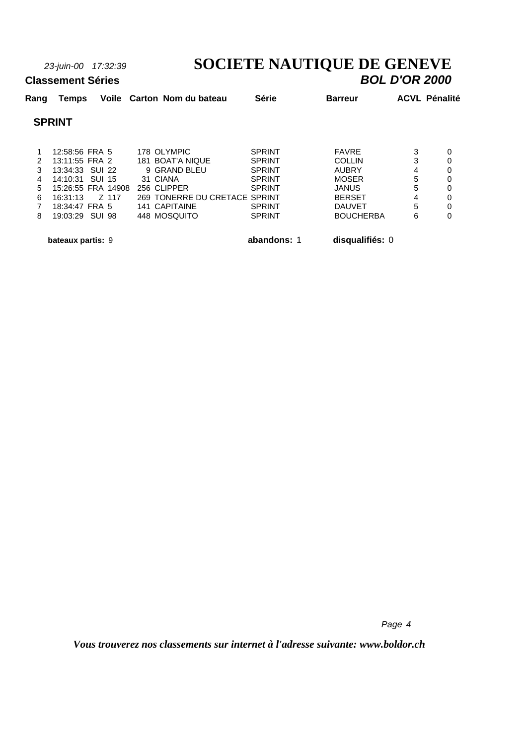*23-juin-00 17:32:39*

# SOCIETE NAUTIQUE DE GENEVE

**Classement Séries** ***BOL D'OR 2000***

## SPRINT

| Rang | Temps | Voile | Carton | Nom du bateau | Série | Barreur | ACVL | Pénalité |
|---|---|---|---|---|---|---|---|---|
| 1 | 12:58:56 | FRA 5 | 178 | OLYMPIC | SPRINT | FAVRE | 3 | 0 |
| 2 | 13:11:55 | FRA 2 | 181 | BOAT'A NIQUE | SPRINT | COLLIN | 3 | 0 |
| 3 | 13:34:33 | SUI 22 | 9 | GRAND BLEU | SPRINT | AUBRY | 4 | 0 |
| 4 | 14:10:31 | SUI 15 | 31 | CIANA | SPRINT | MOSER | 5 | 0 |
| 5 | 15:26:55 | FRA 14908 | 256 | CLIPPER | SPRINT | JANUS | 5 | 0 |
| 6 | 16:31:13 | Z 117 | 269 | TONERRE DU CRETACE | SPRINT | BERSET | 4 | 0 |
| 7 | 18:34:47 | FRA 5 | 141 | CAPITAINE | SPRINT | DAUVET | 5 | 0 |
| 8 | 19:03:29 | SUI 98 | 448 | MOSQUITO | SPRINT | BOUCHERBA | 6 | 0 |

**bateaux partis:** 9 **abandons:** 1 **disqualifiés:** 0

***Vous trouverez nos classements sur internet à l'adresse suivante: www.boldor.ch***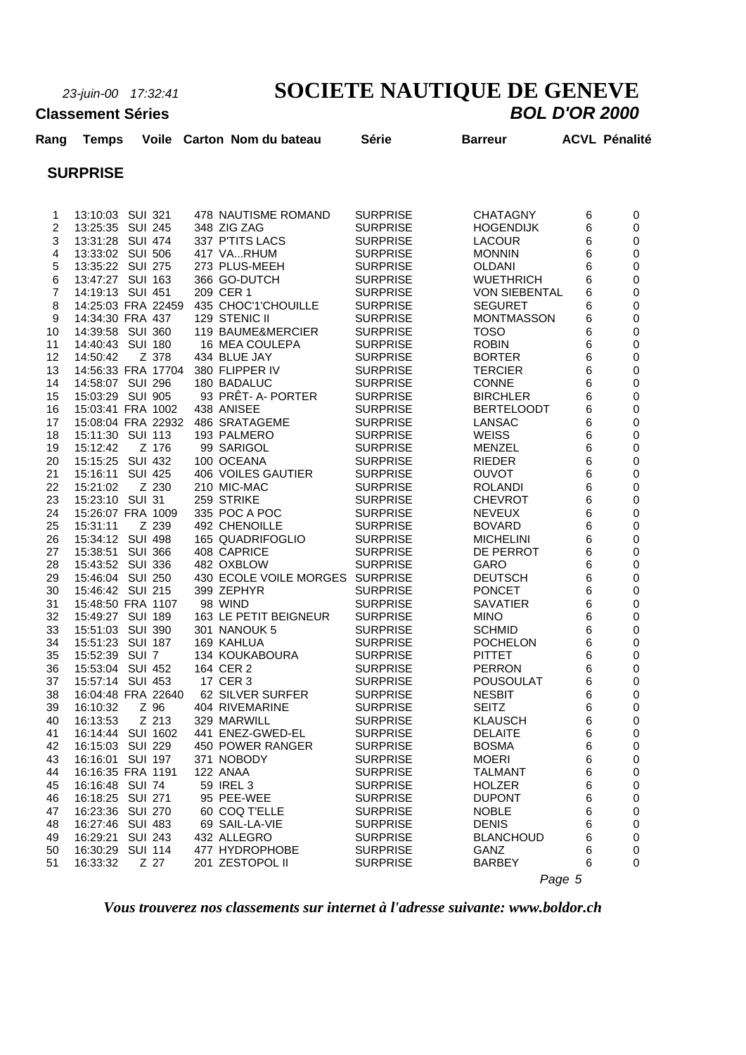*23-juin-00 17:32:41*

# SOCIETE NAUTIQUE DE GENEVE

**Classement Séries** ***BOL D'OR 2000***

## SURPRISE

| Rang | Temps | Voile | Carton | Nom du bateau | Série | Barreur | ACVL | Pénalité |
|---|---|---|---|---|---|---|---|---|
| 1 | 13:10:03 | SUI 321 | 478 | NAUTISME ROMAND | SURPRISE | CHATAGNY | 6 | 0 |
| 2 | 13:25:35 | SUI 245 | 348 | ZIG ZAG | SURPRISE | HOGENDIJK | 6 | 0 |
| 3 | 13:31:28 | SUI 474 | 337 | P'TITS LACS | SURPRISE | LACOUR | 6 | 0 |
| 4 | 13:33:02 | SUI 506 | 417 | VA...RHUM | SURPRISE | MONNIN | 6 | 0 |
| 5 | 13:35:22 | SUI 275 | 273 | PLUS-MEEH | SURPRISE | OLDANI | 6 | 0 |
| 6 | 13:47:27 | SUI 163 | 366 | GO-DUTCH | SURPRISE | WUETHRICH | 6 | 0 |
| 7 | 14:19:13 | SUI 451 | 209 | CER 1 | SURPRISE | VON SIEBENTAL | 6 | 0 |
| 8 | 14:25:03 | FRA 22459 | 435 | CHOC'1'CHOUILLE | SURPRISE | SEGURET | 6 | 0 |
| 9 | 14:34:30 | FRA 437 | 129 | STENIC II | SURPRISE | MONTMASSON | 6 | 0 |
| 10 | 14:39:58 | SUI 360 | 119 | BAUME&MERCIER | SURPRISE | TOSO | 6 | 0 |
| 11 | 14:40:43 | SUI 180 | 16 | MEA COULEPA | SURPRISE | ROBIN | 6 | 0 |
| 12 | 14:50:42 | Z 378 | 434 | BLUE JAY | SURPRISE | BORTER | 6 | 0 |
| 13 | 14:56:33 | FRA 17704 | 380 | FLIPPER IV | SURPRISE | TERCIER | 6 | 0 |
| 14 | 14:58:07 | SUI 296 | 180 | BADALUC | SURPRISE | CONNE | 6 | 0 |
| 15 | 15:03:29 | SUI 905 | 93 | PRÊT- A- PORTER | SURPRISE | BIRCHLER | 6 | 0 |
| 16 | 15:03:41 | FRA 1002 | 438 | ANISEE | SURPRISE | BERTELOODT | 6 | 0 |
| 17 | 15:08:04 | FRA 22932 | 486 | SRATAGEME | SURPRISE | LANSAC | 6 | 0 |
| 18 | 15:11:30 | SUI 113 | 193 | PALMERO | SURPRISE | WEISS | 6 | 0 |
| 19 | 15:12:42 | Z 176 | 99 | SARIGOL | SURPRISE | MENZEL | 6 | 0 |
| 20 | 15:15:25 | SUI 432 | 100 | OCEANA | SURPRISE | RIEDER | 6 | 0 |
| 21 | 15:16:11 | SUI 425 | 406 | VOILES GAUTIER | SURPRISE | OUVOT | 6 | 0 |
| 22 | 15:21:02 | Z 230 | 210 | MIC-MAC | SURPRISE | ROLANDI | 6 | 0 |
| 23 | 15:23:10 | SUI 31 | 259 | STRIKE | SURPRISE | CHEVROT | 6 | 0 |
| 24 | 15:26:07 | FRA 1009 | 335 | POC A POC | SURPRISE | NEVEUX | 6 | 0 |
| 25 | 15:31:11 | Z 239 | 492 | CHENOILLE | SURPRISE | BOVARD | 6 | 0 |
| 26 | 15:34:12 | SUI 498 | 165 | QUADRIFOGLIO | SURPRISE | MICHELINI | 6 | 0 |
| 27 | 15:38:51 | SUI 366 | 408 | CAPRICE | SURPRISE | DE PERROT | 6 | 0 |
| 28 | 15:43:52 | SUI 336 | 482 | OXBLOW | SURPRISE | GARO | 6 | 0 |
| 29 | 15:46:04 | SUI 250 | 430 | ECOLE VOILE MORGES | SURPRISE | DEUTSCH | 6 | 0 |
| 30 | 15:46:42 | SUI 215 | 399 | ZEPHYR | SURPRISE | PONCET | 6 | 0 |
| 31 | 15:48:50 | FRA 1107 | 98 | WIND | SURPRISE | SAVATIER | 6 | 0 |
| 32 | 15:49:27 | SUI 189 | 163 | LE PETIT BEIGNEUR | SURPRISE | MINO | 6 | 0 |
| 33 | 15:51:03 | SUI 390 | 301 | NANOUK 5 | SURPRISE | SCHMID | 6 | 0 |
| 34 | 15:51:23 | SUI 187 | 169 | KAHLUA | SURPRISE | POCHELON | 6 | 0 |
| 35 | 15:52:39 | SUI 7 | 134 | KOUKABOURA | SURPRISE | PITTET | 6 | 0 |
| 36 | 15:53:04 | SUI 452 | 164 | CER 2 | SURPRISE | PERRON | 6 | 0 |
| 37 | 15:57:14 | SUI 453 | 17 | CER 3 | SURPRISE | POUSOULAT | 6 | 0 |
| 38 | 16:04:48 | FRA 22640 | 62 | SILVER SURFER | SURPRISE | NESBIT | 6 | 0 |
| 39 | 16:10:32 | Z 96 | 404 | RIVEMARINE | SURPRISE | SEITZ | 6 | 0 |
| 40 | 16:13:53 | Z 213 | 329 | MARWILL | SURPRISE | KLAUSCH | 6 | 0 |
| 41 | 16:14:44 | SUI 1602 | 441 | ENEZ-GWED-EL | SURPRISE | DELAITE | 6 | 0 |
| 42 | 16:15:03 | SUI 229 | 450 | POWER RANGER | SURPRISE | BOSMA | 6 | 0 |
| 43 | 16:16:01 | SUI 197 | 371 | NOBODY | SURPRISE | MOERI | 6 | 0 |
| 44 | 16:16:35 | FRA 1191 | 122 | ANAA | SURPRISE | TALMANT | 6 | 0 |
| 45 | 16:16:48 | SUI 74 | 59 | IREL 3 | SURPRISE | HOLZER | 6 | 0 |
| 46 | 16:18:25 | SUI 271 | 95 | PEE-WEE | SURPRISE | DUPONT | 6 | 0 |
| 47 | 16:23:36 | SUI 270 | 60 | COQ T'ELLE | SURPRISE | NOBLE | 6 | 0 |
| 48 | 16:27:46 | SUI 483 | 69 | SAIL-LA-VIE | SURPRISE | DENIS | 6 | 0 |
| 49 | 16:29:21 | SUI 243 | 432 | ALLEGRO | SURPRISE | BLANCHOUD | 6 | 0 |
| 50 | 16:30:29 | SUI 114 | 477 | HYDROPHOBE | SURPRISE | GANZ | 6 | 0 |
| 51 | 16:33:32 | Z 27 | 201 | ZESTOPOL II | SURPRISE | BARBEY | 6 | 0 |

*Vous trouverez nos classements sur internet à l'adresse suivante: www.boldor.ch*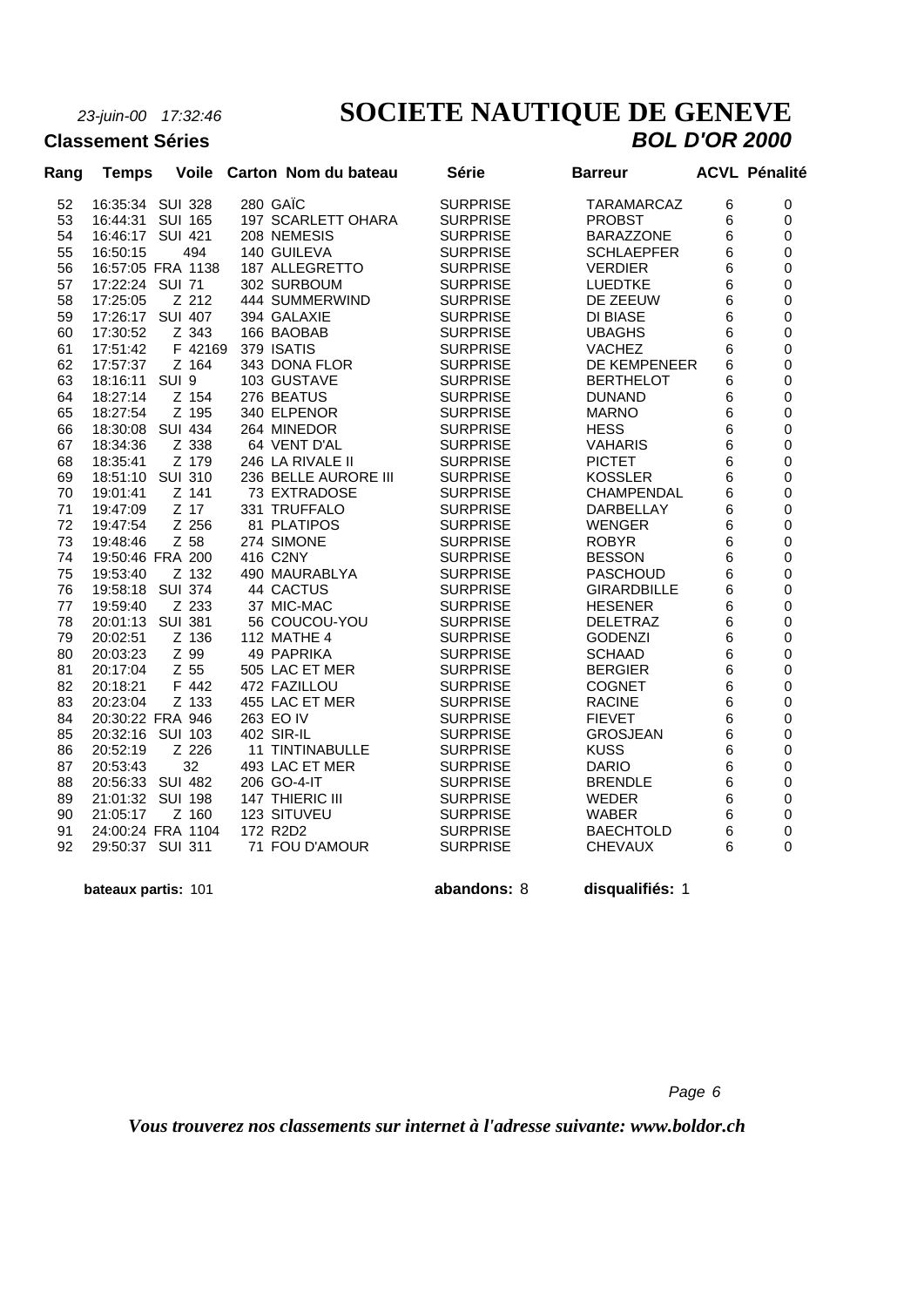*23-juin-00 17:32:46*

# SOCIETE NAUTIQUE DE GENEVE

**Classement Séries** ***BOL D'OR 2000***

| Rang | Temps | Voile | Carton | Nom du bateau | Série | Barreur | ACVL | Pénalité |
|---|---|---|---|---|---|---|---|---|
| 52 | 16:35:34 | SUI 328 | 280 | GAÏC | SURPRISE | TARAMARCAZ | 6 | 0 |
| 53 | 16:44:31 | SUI 165 | 197 | SCARLETT OHARA | SURPRISE | PROBST | 6 | 0 |
| 54 | 16:46:17 | SUI 421 | 208 | NEMESIS | SURPRISE | BARAZZONE | 6 | 0 |
| 55 | 16:50:15 | 494 | 140 | GUILEVA | SURPRISE | SCHLAEPFER | 6 | 0 |
| 56 | 16:57:05 | FRA 1138 | 187 | ALLEGRETTO | SURPRISE | VERDIER | 6 | 0 |
| 57 | 17:22:24 | SUI 71 | 302 | SURBOUM | SURPRISE | LUEDTKE | 6 | 0 |
| 58 | 17:25:05 | Z 212 | 444 | SUMMERWIND | SURPRISE | DE ZEEUW | 6 | 0 |
| 59 | 17:26:17 | SUI 407 | 394 | GALAXIE | SURPRISE | DI BIASE | 6 | 0 |
| 60 | 17:30:52 | Z 343 | 166 | BAOBAB | SURPRISE | UBAGHS | 6 | 0 |
| 61 | 17:51:42 | F 42169 | 379 | ISATIS | SURPRISE | VACHEZ | 6 | 0 |
| 62 | 17:57:37 | Z 164 | 343 | DONA FLOR | SURPRISE | DE KEMPENEER | 6 | 0 |
| 63 | 18:16:11 | SUI 9 | 103 | GUSTAVE | SURPRISE | BERTHELOT | 6 | 0 |
| 64 | 18:27:14 | Z 154 | 276 | BEATUS | SURPRISE | DUNAND | 6 | 0 |
| 65 | 18:27:54 | Z 195 | 340 | ELPENOR | SURPRISE | MARNO | 6 | 0 |
| 66 | 18:30:08 | SUI 434 | 264 | MINEDOR | SURPRISE | HESS | 6 | 0 |
| 67 | 18:34:36 | Z 338 | 64 | VENT D'AL | SURPRISE | VAHARIS | 6 | 0 |
| 68 | 18:35:41 | Z 179 | 246 | LA RIVALE II | SURPRISE | PICTET | 6 | 0 |
| 69 | 18:51:10 | SUI 310 | 236 | BELLE AURORE III | SURPRISE | KOSSLER | 6 | 0 |
| 70 | 19:01:41 | Z 141 | 73 | EXTRADOSE | SURPRISE | CHAMPENDAL | 6 | 0 |
| 71 | 19:47:09 | Z 17 | 331 | TRUFFALO | SURPRISE | DARBELLAY | 6 | 0 |
| 72 | 19:47:54 | Z 256 | 81 | PLATIPOS | SURPRISE | WENGER | 6 | 0 |
| 73 | 19:48:46 | Z 58 | 274 | SIMONE | SURPRISE | ROBYR | 6 | 0 |
| 74 | 19:50:46 | FRA 200 | 416 | C2NY | SURPRISE | BESSON | 6 | 0 |
| 75 | 19:53:40 | Z 132 | 490 | MAURABLYA | SURPRISE | PASCHOUD | 6 | 0 |
| 76 | 19:58:18 | SUI 374 | 44 | CACTUS | SURPRISE | GIRARDBILLE | 6 | 0 |
| 77 | 19:59:40 | Z 233 | 37 | MIC-MAC | SURPRISE | HESENER | 6 | 0 |
| 78 | 20:01:13 | SUI 381 | 56 | COUCOU-YOU | SURPRISE | DELETRAZ | 6 | 0 |
| 79 | 20:02:51 | Z 136 | 112 | MATHE 4 | SURPRISE | GODENZI | 6 | 0 |
| 80 | 20:03:23 | Z 99 | 49 | PAPRIKA | SURPRISE | SCHAAD | 6 | 0 |
| 81 | 20:17:04 | Z 55 | 505 | LAC ET MER | SURPRISE | BERGIER | 6 | 0 |
| 82 | 20:18:21 | F 442 | 472 | FAZILLOU | SURPRISE | COGNET | 6 | 0 |
| 83 | 20:23:04 | Z 133 | 455 | LAC ET MER | SURPRISE | RACINE | 6 | 0 |
| 84 | 20:30:22 | FRA 946 | 263 | EO IV | SURPRISE | FIEVET | 6 | 0 |
| 85 | 20:32:16 | SUI 103 | 402 | SIR-IL | SURPRISE | GROSJEAN | 6 | 0 |
| 86 | 20:52:19 | Z 226 | 11 | TINTINABULLE | SURPRISE | KUSS | 6 | 0 |
| 87 | 20:53:43 | 32 | 493 | LAC ET MER | SURPRISE | DARIO | 6 | 0 |
| 88 | 20:56:33 | SUI 482 | 206 | GO-4-IT | SURPRISE | BRENDLE | 6 | 0 |
| 89 | 21:01:32 | SUI 198 | 147 | THIERIC III | SURPRISE | WEDER | 6 | 0 |
| 90 | 21:05:17 | Z 160 | 123 | SITUVEU | SURPRISE | WABER | 6 | 0 |
| 91 | 24:00:24 | FRA 1104 | 172 | R2D2 | SURPRISE | BAECHTOLD | 6 | 0 |
| 92 | 29:50:37 | SUI 311 | 71 | FOU D'AMOUR | SURPRISE | CHEVAUX | 6 | 0 |

**bateaux partis:** 101 **abandons:** 8 **disqualifiés:** 1

*Vous trouverez nos classements sur internet à l'adresse suivante: www.boldor.ch*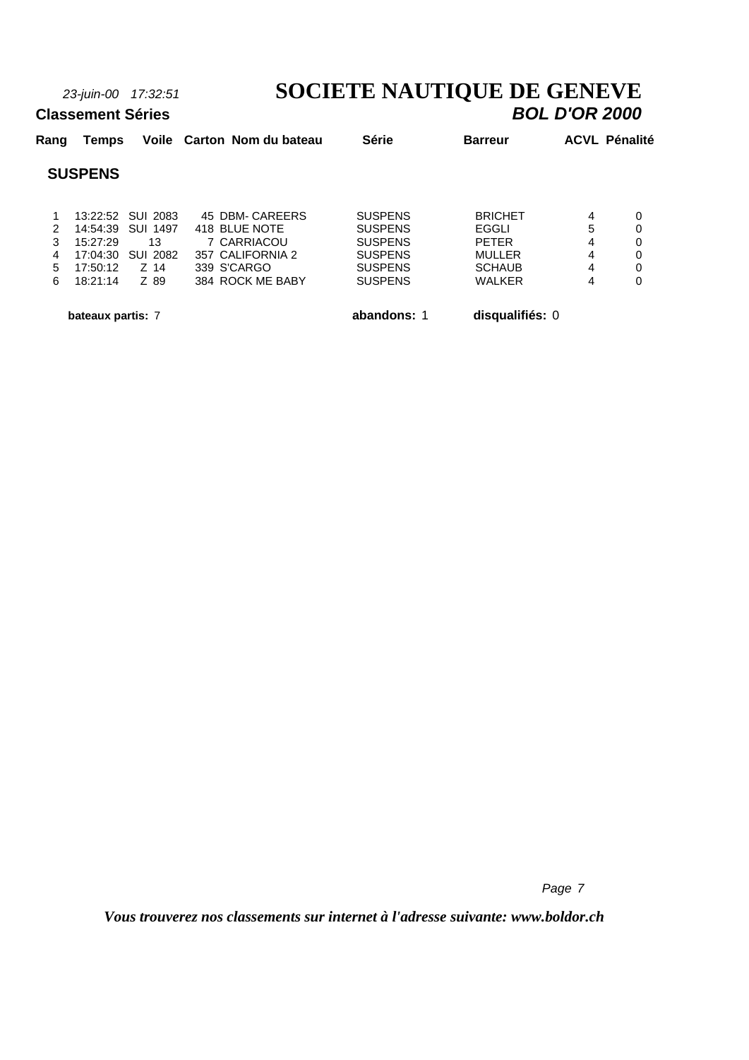*23-juin-00 17:32:51*

# SOCIETE NAUTIQUE DE GENEVE

**Classement Séries**

***BOL D'OR 2000***

## SUSPENS

| Rang | Temps | Voile | Carton | Nom du bateau | Série | Barreur | ACVL | Pénalité |
|---|---|---|---|---|---|---|---|---|
| 1 | 13:22:52 | SUI 2083 | 45 | DBM- CAREERS | SUSPENS | BRICHET | 4 | 0 |
| 2 | 14:54:39 | SUI 1497 | 418 | BLUE NOTE | SUSPENS | EGGLI | 5 | 0 |
| 3 | 15:27:29 | 13 | 7 | CARRIACOU | SUSPENS | PETER | 4 | 0 |
| 4 | 17:04:30 | SUI 2082 | 357 | CALIFORNIA 2 | SUSPENS | MULLER | 4 | 0 |
| 5 | 17:50:12 | Z 14 | 339 | S'CARGO | SUSPENS | SCHAUB | 4 | 0 |
| 6 | 18:21:14 | Z 89 | 384 | ROCK ME BABY | SUSPENS | WALKER | 4 | 0 |

**bateaux partis:** 7 **abandons:** 1 **disqualifiés:** 0

*Vous trouverez nos classements sur internet à l'adresse suivante: www.boldor.ch*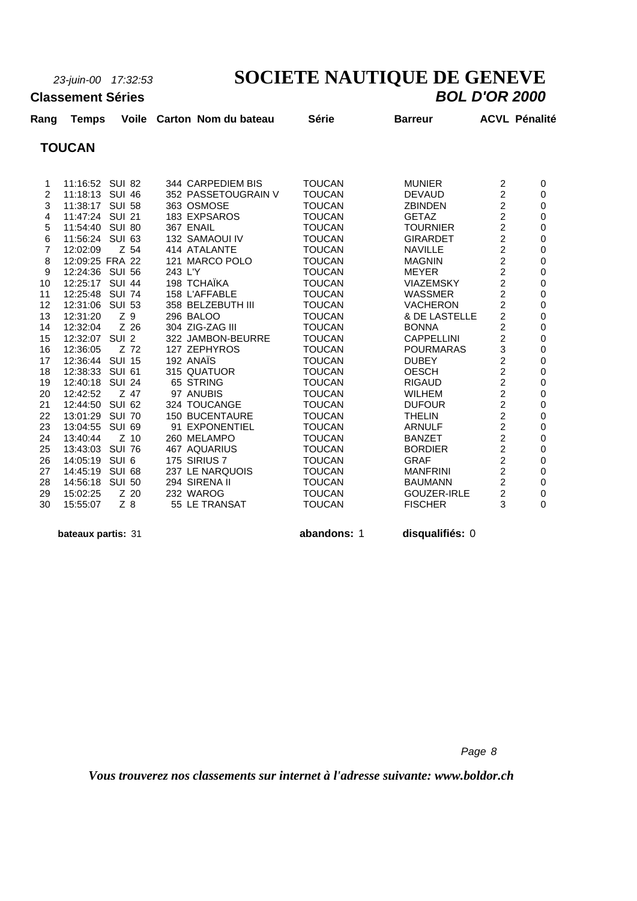*23-juin-00 17:32:53*

# SOCIETE NAUTIQUE DE GENEVE

**Classement Séries** ***BOL D'OR 2000***

## TOUCAN

| Rang | Temps | Voile | Carton | Nom du bateau | Série | Barreur | ACVL | Pénalité |
|---|---|---|---|---|---|---|---|---|
| 1 | 11:16:52 | SUI 82 | 344 | CARPEDIEM BIS | TOUCAN | MUNIER | 2 | 0 |
| 2 | 11:18:13 | SUI 46 | 352 | PASSETOUGRAIN V | TOUCAN | DEVAUD | 2 | 0 |
| 3 | 11:38:17 | SUI 58 | 363 | OSMOSE | TOUCAN | ZBINDEN | 2 | 0 |
| 4 | 11:47:24 | SUI 21 | 183 | EXPSAROS | TOUCAN | GETAZ | 2 | 0 |
| 5 | 11:54:40 | SUI 80 | 367 | ENAIL | TOUCAN | TOURNIER | 2 | 0 |
| 6 | 11:56:24 | SUI 63 | 132 | SAMAOUI IV | TOUCAN | GIRARDET | 2 | 0 |
| 7 | 12:02:09 | Z 54 | 414 | ATALANTE | TOUCAN | NAVILLE | 2 | 0 |
| 8 | 12:09:25 | FRA 22 | 121 | MARCO POLO | TOUCAN | MAGNIN | 2 | 0 |
| 9 | 12:24:36 | SUI 56 | 243 | L'Y | TOUCAN | MEYER | 2 | 0 |
| 10 | 12:25:17 | SUI 44 | 198 | TCHAÏKA | TOUCAN | VIAZEMSKY | 2 | 0 |
| 11 | 12:25:48 | SUI 74 | 158 | L'AFFABLE | TOUCAN | WASSMER | 2 | 0 |
| 12 | 12:31:06 | SUI 53 | 358 | BELZEBUTH III | TOUCAN | VACHERON | 2 | 0 |
| 13 | 12:31:20 | Z 9 | 296 | BALOO | TOUCAN | & DE LASTELLE | 2 | 0 |
| 14 | 12:32:04 | Z 26 | 304 | ZIG-ZAG III | TOUCAN | BONNA | 2 | 0 |
| 15 | 12:32:07 | SUI 2 | 322 | JAMBON-BEURRE | TOUCAN | CAPPELLINI | 2 | 0 |
| 16 | 12:36:05 | Z 72 | 127 | ZEPHYROS | TOUCAN | POURMARAS | 3 | 0 |
| 17 | 12:36:44 | SUI 15 | 192 | ANAÏS | TOUCAN | DUBEY | 2 | 0 |
| 18 | 12:38:33 | SUI 61 | 315 | QUATUOR | TOUCAN | OESCH | 2 | 0 |
| 19 | 12:40:18 | SUI 24 | 65 | STRING | TOUCAN | RIGAUD | 2 | 0 |
| 20 | 12:42:52 | Z 47 | 97 | ANUBIS | TOUCAN | WILHEM | 2 | 0 |
| 21 | 12:44:50 | SUI 62 | 324 | TOUCANGE | TOUCAN | DUFOUR | 2 | 0 |
| 22 | 13:01:29 | SUI 70 | 150 | BUCENTAURE | TOUCAN | THELIN | 2 | 0 |
| 23 | 13:04:55 | SUI 69 | 91 | EXPONENTIEL | TOUCAN | ARNULF | 2 | 0 |
| 24 | 13:40:44 | Z 10 | 260 | MELAMPO | TOUCAN | BANZET | 2 | 0 |
| 25 | 13:43:03 | SUI 76 | 467 | AQUARIUS | TOUCAN | BORDIER | 2 | 0 |
| 26 | 14:05:19 | SUI 6 | 175 | SIRIUS 7 | TOUCAN | GRAF | 2 | 0 |
| 27 | 14:45:19 | SUI 68 | 237 | LE NARQUOIS | TOUCAN | MANFRINI | 2 | 0 |
| 28 | 14:56:18 | SUI 50 | 294 | SIRENA II | TOUCAN | BAUMANN | 2 | 0 |
| 29 | 15:02:25 | Z 20 | 232 | WAROG | TOUCAN | GOUZER-IRLE | 2 | 0 |
| 30 | 15:55:07 | Z 8 | 55 | LE TRANSAT | TOUCAN | FISCHER | 3 | 0 |

**bateaux partis:** 31 **abandons:** 1 **disqualifiés:** 0

*Vous trouverez nos classements sur internet à l'adresse suivante: www.boldor.ch*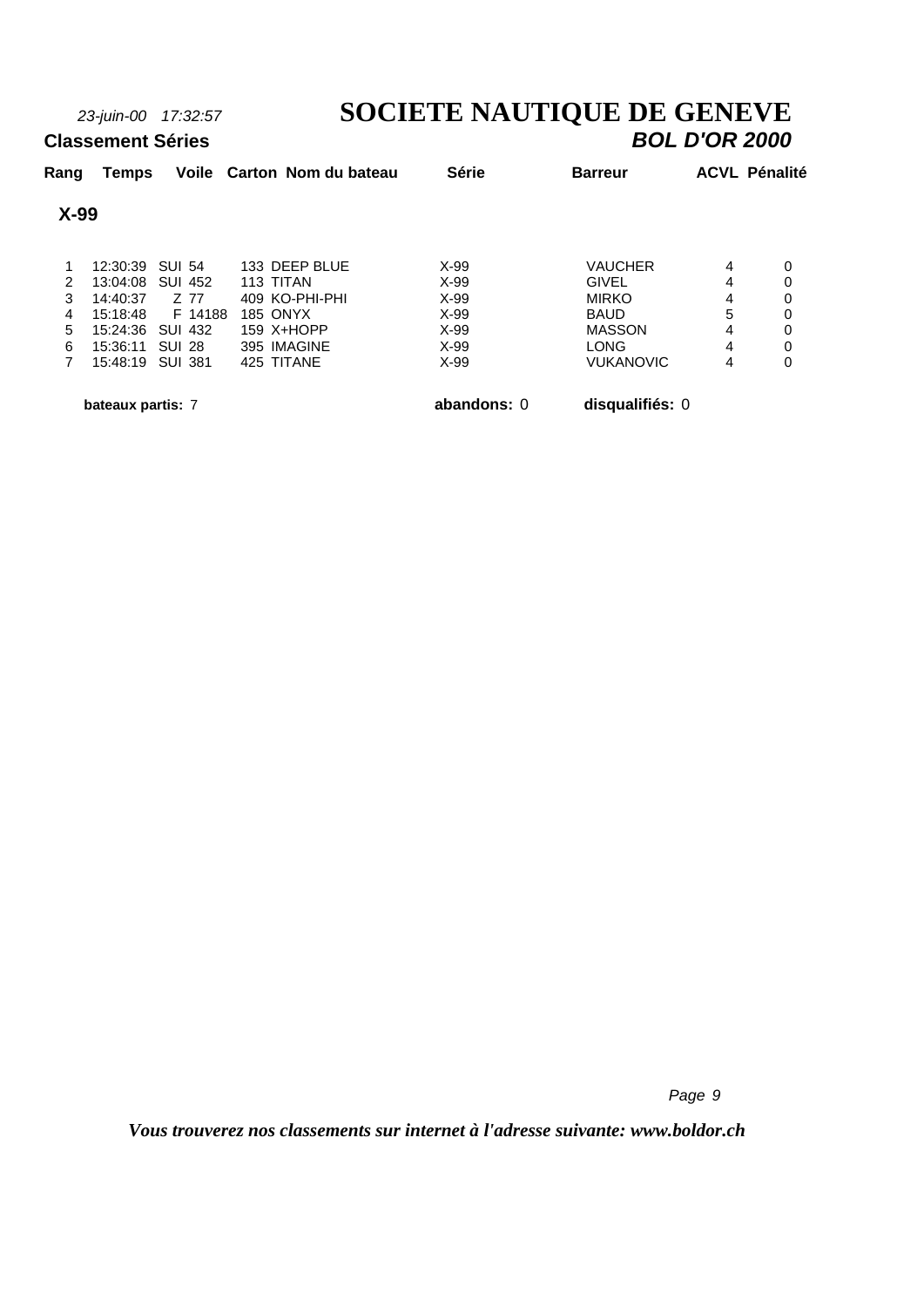*23-juin-00 17:32:57*

# SOCIETE NAUTIQUE DE GENEVE

**Classement Séries** ***BOL D'OR 2000***

## X-99

| Rang | Temps | Voile | Carton | Nom du bateau | Série | Barreur | ACVL | Pénalité |
|---|---|---|---|---|---|---|---|---|
| 1 | 12:30:39 | SUI 54 | 133 | DEEP BLUE | X-99 | VAUCHER | 4 | 0 |
| 2 | 13:04:08 | SUI 452 | 113 | TITAN | X-99 | GIVEL | 4 | 0 |
| 3 | 14:40:37 | Z 77 | 409 | KO-PHI-PHI | X-99 | MIRKO | 4 | 0 |
| 4 | 15:18:48 | F 14188 | 185 | ONYX | X-99 | BAUD | 5 | 0 |
| 5 | 15:24:36 | SUI 432 | 159 | X+HOPP | X-99 | MASSON | 4 | 0 |
| 6 | 15:36:11 | SUI 28 | 395 | IMAGINE | X-99 | LONG | 4 | 0 |
| 7 | 15:48:19 | SUI 381 | 425 | TITANE | X-99 | VUKANOVIC | 4 | 0 |

**bateaux partis:** 7 **abandons:** 0 **disqualifiés:** 0

*Vous trouverez nos classements sur internet à l'adresse suivante: www.boldor.ch*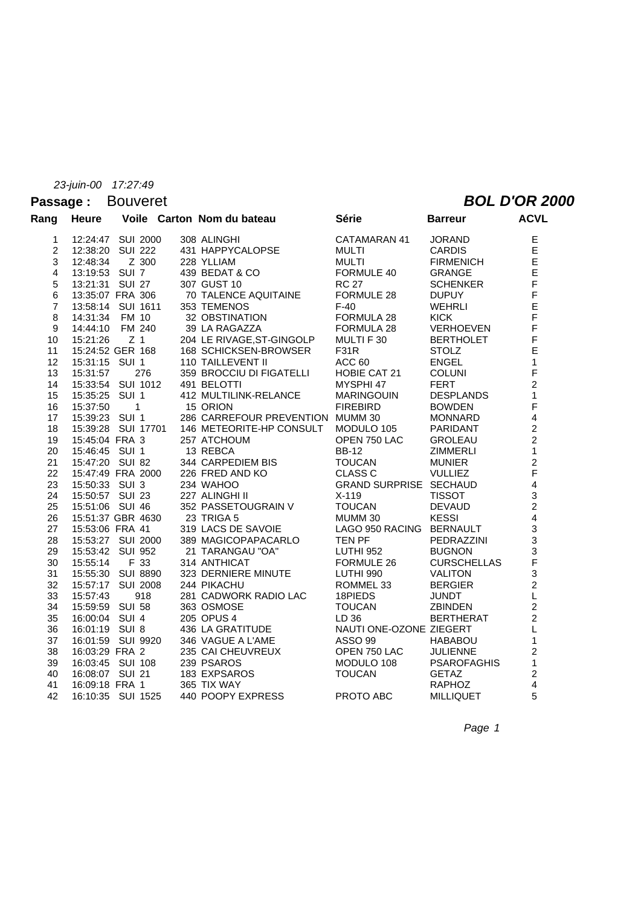*23-juin-00 17:27:49*

**Passage :** Bouveret

***BOL D'OR 2000***

| Rang | Heure | Voile | Carton | Nom du bateau | Série | Barreur | ACVL |
|---|---|---|---|---|---|---|---|
| 1 | 12:24:47 | SUI 2000 | 308 | ALINGHI | CATAMARAN 41 | JORAND | E |
| 2 | 12:38:20 | SUI 222 | 431 | HAPPYCALOPSE | MULTI | CARDIS | E |
| 3 | 12:48:34 | Z 300 | 228 | YLLIAM | MULTI | FIRMENICH | E |
| 4 | 13:19:53 | SUI 7 | 439 | BEDAT & CO | FORMULE 40 | GRANGE | E |
| 5 | 13:21:31 | SUI 27 | 307 | GUST 10 | RC 27 | SCHENKER | F |
| 6 | 13:35:07 | FRA 306 | 70 | TALENCE AQUITAINE | FORMULE 28 | DUPUY | F |
| 7 | 13:58:14 | SUI 1611 | 353 | TEMENOS | F-40 | WEHRLI | E |
| 8 | 14:31:34 | FM 10 | 32 | OBSTINATION | FORMULA 28 | KICK | F |
| 9 | 14:44:10 | FM 240 | 39 | LA RAGAZZA | FORMULA 28 | VERHOEVEN | F |
| 10 | 15:21:26 | Z 1 | 204 | LE RIVAGE,ST-GINGOLP | MULTI F 30 | BERTHOLET | F |
| 11 | 15:24:52 | GER 168 | 168 | SCHICKSEN-BROWSER | F31R | STOLZ | E |
| 12 | 15:31:15 | SUI 1 | 110 | TAILLEVENT II | ACC 60 | ENGEL | 1 |
| 13 | 15:31:57 | 276 | 359 | BROCCIU DI FIGATELLI | HOBIE CAT 21 | COLUNI | F |
| 14 | 15:33:54 | SUI 1012 | 491 | BELOTTI | MYSPHI 47 | FERT | 2 |
| 15 | 15:35:25 | SUI 1 | 412 | MULTILINK-RELANCE | MARINGOUIN | DESPLANDS | 1 |
| 16 | 15:37:50 | 1 | 15 | ORION | FIREBIRD | BOWDEN | F |
| 17 | 15:39:23 | SUI 1 | 286 | CARREFOUR PREVENTION | MUMM 30 | MONNARD | 4 |
| 18 | 15:39:28 | SUI 17701 | 146 | METEORITE-HP CONSULT | MODULO 105 | PARIDANT | 2 |
| 19 | 15:45:04 | FRA 3 | 257 | ATCHOUM | OPEN 750 LAC | GROLEAU | 2 |
| 20 | 15:46:45 | SUI 1 | 13 | REBCA | BB-12 | ZIMMERLI | 1 |
| 21 | 15:47:20 | SUI 82 | 344 | CARPEDIEM BIS | TOUCAN | MUNIER | 2 |
| 22 | 15:47:49 | FRA 2000 | 226 | FRED AND KO | CLASS C | VULLIEZ | F |
| 23 | 15:50:33 | SUI 3 | 234 | WAHOO | GRAND SURPRISE | SECHAUD | 4 |
| 24 | 15:50:57 | SUI 23 | 227 | ALINGHI II | X-119 | TISSOT | 3 |
| 25 | 15:51:06 | SUI 46 | 352 | PASSETOUGRAIN V | TOUCAN | DEVAUD | 2 |
| 26 | 15:51:37 | GBR 4630 | 23 | TRIGA 5 | MUMM 30 | KESSI | 4 |
| 27 | 15:53:06 | FRA 41 | 319 | LACS DE SAVOIE | LAGO 950 RACING | BERNAULT | 3 |
| 28 | 15:53:27 | SUI 2000 | 389 | MAGICOPAPACARLO | TEN PF | PEDRAZZINI | 3 |
| 29 | 15:53:42 | SUI 952 | 21 | TARANGAU "OA" | LUTHI 952 | BUGNON | 3 |
| 30 | 15:55:14 | F 33 | 314 | ANTHICAT | FORMULE 26 | CURSCHELLAS | F |
| 31 | 15:55:30 | SUI 8890 | 323 | DERNIERE MINUTE | LUTHI 990 | VALITON | 3 |
| 32 | 15:57:17 | SUI 2008 | 244 | PIKACHU | ROMMEL 33 | BERGIER | 2 |
| 33 | 15:57:43 | 918 | 281 | CADWORK RADIO LAC | 18PIEDS | JUNDT | L |
| 34 | 15:59:59 | SUI 58 | 363 | OSMOSE | TOUCAN | ZBINDEN | 2 |
| 35 | 16:00:04 | SUI 4 | 205 | OPUS 4 | LD 36 | BERTHERAT | 2 |
| 36 | 16:01:19 | SUI 8 | 436 | LA GRATITUDE | NAUTI ONE-OZONE | ZIEGERT | L |
| 37 | 16:01:59 | SUI 9920 | 346 | VAGUE A L'AME | ASSO 99 | HABABOU | 1 |
| 38 | 16:03:29 | FRA 2 | 235 | CAI CHEUVREUX | OPEN 750 LAC | JULIENNE | 2 |
| 39 | 16:03:45 | SUI 108 | 239 | PSAROS | MODULO 108 | PSAROFAGHIS | 1 |
| 40 | 16:08:07 | SUI 21 | 183 | EXPSAROS | TOUCAN | GETAZ | 2 |
| 41 | 16:09:18 | FRA 1 | 365 | TIX WAY | | RAPHOZ | 4 |
| 42 | 16:10:35 | SUI 1525 | 440 | POOPY EXPRESS | PROTO ABC | MILLIQUET | 5 |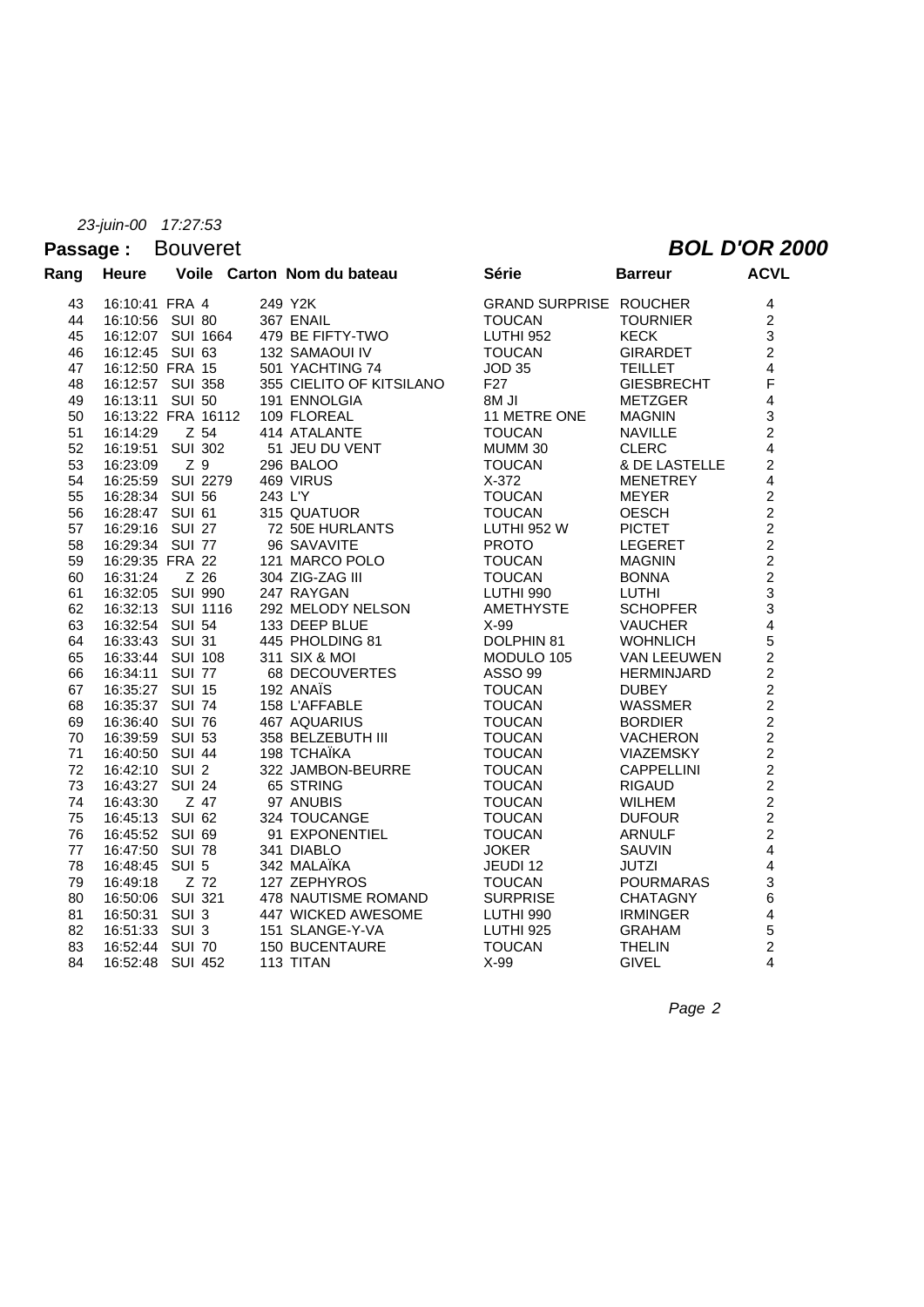*23-juin-00 17:27:53*

**Passage :** Bouveret

***BOL D'OR 2000***

| Rang | Heure | Voile | Carton | Nom du bateau | Série | Barreur | ACVL |
|---|---|---|---|---|---|---|---|
| 43 | 16:10:41 | FRA 4 | 249 | Y2K | GRAND SURPRISE | ROUCHER | 4 |
| 44 | 16:10:56 | SUI 80 | 367 | ENAIL | TOUCAN | TOURNIER | 2 |
| 45 | 16:12:07 | SUI 1664 | 479 | BE FIFTY-TWO | LUTHI 952 | KECK | 3 |
| 46 | 16:12:45 | SUI 63 | 132 | SAMAOUI IV | TOUCAN | GIRARDET | 2 |
| 47 | 16:12:50 | FRA 15 | 501 | YACHTING 74 | JOD 35 | TEILLET | 4 |
| 48 | 16:12:57 | SUI 358 | 355 | CIELITO OF KITSILANO | F27 | GIESBRECHT | F |
| 49 | 16:13:11 | SUI 50 | 191 | ENNOLGIA | 8M JI | METZGER | 4 |
| 50 | 16:13:22 | FRA 16112 | 109 | FLOREAL | 11 METRE ONE | MAGNIN | 3 |
| 51 | 16:14:29 | Z 54 | 414 | ATALANTE | TOUCAN | NAVILLE | 2 |
| 52 | 16:19:51 | SUI 302 | 51 | JEU DU VENT | MUMM 30 | CLERC | 4 |
| 53 | 16:23:09 | Z 9 | 296 | BALOO | TOUCAN | & DE LASTELLE | 2 |
| 54 | 16:25:59 | SUI 2279 | 469 | VIRUS | X-372 | MENETREY | 4 |
| 55 | 16:28:34 | SUI 56 | 243 | L'Y | TOUCAN | MEYER | 2 |
| 56 | 16:28:47 | SUI 61 | 315 | QUATUOR | TOUCAN | OESCH | 2 |
| 57 | 16:29:16 | SUI 27 | 72 | 50E HURLANTS | LUTHI 952 W | PICTET | 2 |
| 58 | 16:29:34 | SUI 77 | 96 | SAVAVITE | PROTO | LEGERET | 2 |
| 59 | 16:29:35 | FRA 22 | 121 | MARCO POLO | TOUCAN | MAGNIN | 2 |
| 60 | 16:31:24 | Z 26 | 304 | ZIG-ZAG III | TOUCAN | BONNA | 2 |
| 61 | 16:32:05 | SUI 990 | 247 | RAYGAN | LUTHI 990 | LUTHI | 3 |
| 62 | 16:32:13 | SUI 1116 | 292 | MELODY NELSON | AMETHYSTE | SCHOPFER | 3 |
| 63 | 16:32:54 | SUI 54 | 133 | DEEP BLUE | X-99 | VAUCHER | 4 |
| 64 | 16:33:43 | SUI 31 | 445 | PHOLDING 81 | DOLPHIN 81 | WOHNLICH | 5 |
| 65 | 16:33:44 | SUI 108 | 311 | SIX & MOI | MODULO 105 | VAN LEEUWEN | 2 |
| 66 | 16:34:11 | SUI 77 | 68 | DECOUVERTES | ASSO 99 | HERMINJARD | 2 |
| 67 | 16:35:27 | SUI 15 | 192 | ANAÏS | TOUCAN | DUBEY | 2 |
| 68 | 16:35:37 | SUI 74 | 158 | L'AFFABLE | TOUCAN | WASSMER | 2 |
| 69 | 16:36:40 | SUI 76 | 467 | AQUARIUS | TOUCAN | BORDIER | 2 |
| 70 | 16:39:59 | SUI 53 | 358 | BELZEBUTH III | TOUCAN | VACHERON | 2 |
| 71 | 16:40:50 | SUI 44 | 198 | TCHAÏKA | TOUCAN | VIAZEMSKY | 2 |
| 72 | 16:42:10 | SUI 2 | 322 | JAMBON-BEURRE | TOUCAN | CAPPELLINI | 2 |
| 73 | 16:43:27 | SUI 24 | 65 | STRING | TOUCAN | RIGAUD | 2 |
| 74 | 16:43:30 | Z 47 | 97 | ANUBIS | TOUCAN | WILHEM | 2 |
| 75 | 16:45:13 | SUI 62 | 324 | TOUCANGE | TOUCAN | DUFOUR | 2 |
| 76 | 16:45:52 | SUI 69 | 91 | EXPONENTIEL | TOUCAN | ARNULF | 2 |
| 77 | 16:47:50 | SUI 78 | 341 | DIABLO | JOKER | SAUVIN | 4 |
| 78 | 16:48:45 | SUI 5 | 342 | MALAÏKA | JEUDI 12 | JUTZI | 4 |
| 79 | 16:49:18 | Z 72 | 127 | ZEPHYROS | TOUCAN | POURMARAS | 3 |
| 80 | 16:50:06 | SUI 321 | 478 | NAUTISME ROMAND | SURPRISE | CHATAGNY | 6 |
| 81 | 16:50:31 | SUI 3 | 447 | WICKED AWESOME | LUTHI 990 | IRMINGER | 4 |
| 82 | 16:51:33 | SUI 3 | 151 | SLANGE-Y-VA | LUTHI 925 | GRAHAM | 5 |
| 83 | 16:52:44 | SUI 70 | 150 | BUCENTAURE | TOUCAN | THELIN | 2 |
| 84 | 16:52:48 | SUI 452 | 113 | TITAN | X-99 | GIVEL | 4 |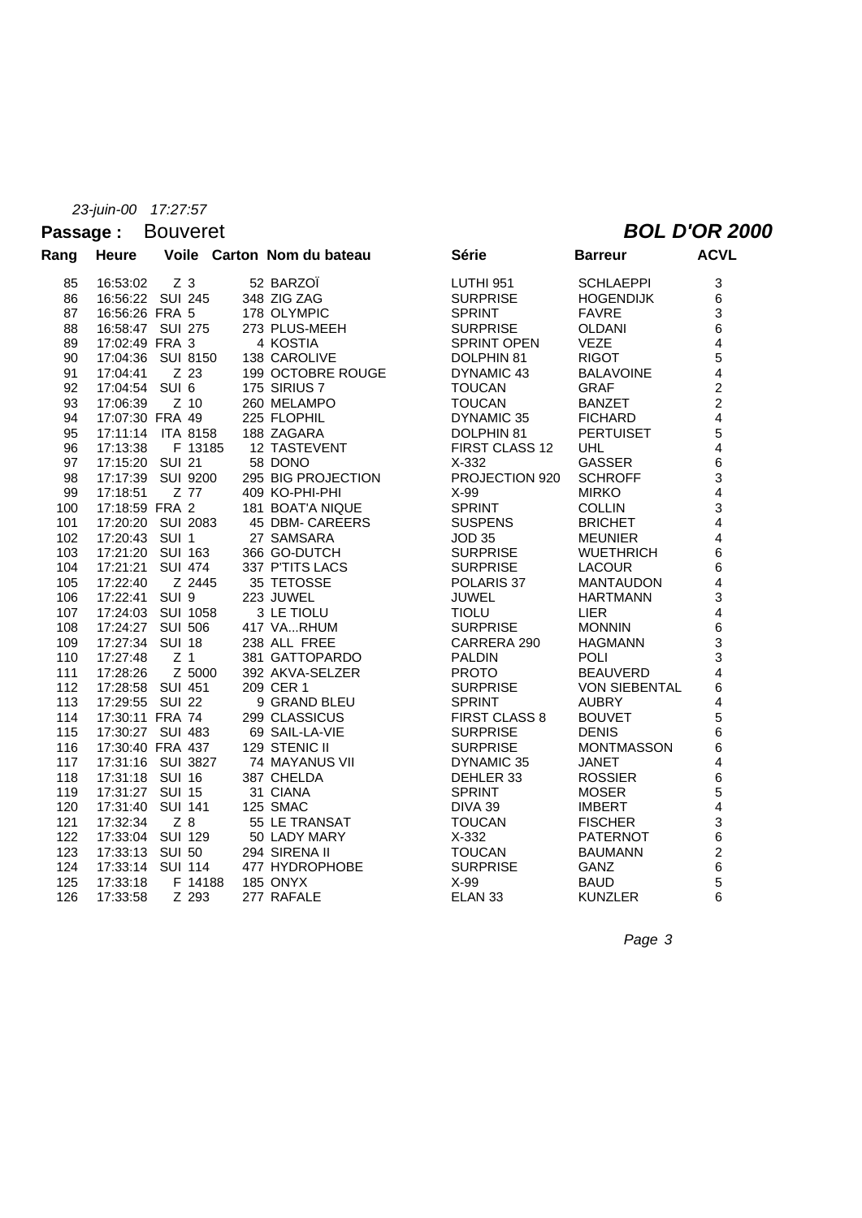*23-juin-00 17:27:57*

**Passage :** Bouveret

***BOL D'OR 2000***

| Rang | Heure | Voile | Carton | Nom du bateau | Série | Barreur | ACVL |
|---|---|---|---|---|---|---|---|
| 85 | 16:53:02 | Z 3 | 52 | BARZOÏ | LUTHI 951 | SCHLAEPPI | 3 |
| 86 | 16:56:22 | SUI 245 | 348 | ZIG ZAG | SURPRISE | HOGENDIJK | 6 |
| 87 | 16:56:26 | FRA 5 | 178 | OLYMPIC | SPRINT | FAVRE | 3 |
| 88 | 16:58:47 | SUI 275 | 273 | PLUS-MEEH | SURPRISE | OLDANI | 6 |
| 89 | 17:02:49 | FRA 3 | 4 | KOSTIA | SPRINT OPEN | VEZE | 4 |
| 90 | 17:04:36 | SUI 8150 | 138 | CAROLIVE | DOLPHIN 81 | RIGOT | 5 |
| 91 | 17:04:41 | Z 23 | 199 | OCTOBRE ROUGE | DYNAMIC 43 | BALAVOINE | 4 |
| 92 | 17:04:54 | SUI 6 | 175 | SIRIUS 7 | TOUCAN | GRAF | 2 |
| 93 | 17:06:39 | Z 10 | 260 | MELAMPO | TOUCAN | BANZET | 2 |
| 94 | 17:07:30 | FRA 49 | 225 | FLOPHIL | DYNAMIC 35 | FICHARD | 4 |
| 95 | 17:11:14 | ITA 8158 | 188 | ZAGARA | DOLPHIN 81 | PERTUISET | 5 |
| 96 | 17:13:38 | F 13185 | 12 | TASTEVENT | FIRST CLASS 12 | UHL | 4 |
| 97 | 17:15:20 | SUI 21 | 58 | DONO | X-332 | GASSER | 6 |
| 98 | 17:17:39 | SUI 9200 | 295 | BIG PROJECTION | PROJECTION 920 | SCHROFF | 3 |
| 99 | 17:18:51 | Z 77 | 409 | KO-PHI-PHI | X-99 | MIRKO | 4 |
| 100 | 17:18:59 | FRA 2 | 181 | BOAT'A NIQUE | SPRINT | COLLIN | 3 |
| 101 | 17:20:20 | SUI 2083 | 45 | DBM- CAREERS | SUSPENS | BRICHET | 4 |
| 102 | 17:20:43 | SUI 1 | 27 | SAMSARA | JOD 35 | MEUNIER | 4 |
| 103 | 17:21:20 | SUI 163 | 366 | GO-DUTCH | SURPRISE | WUETHRICH | 6 |
| 104 | 17:21:21 | SUI 474 | 337 | P'TITS LACS | SURPRISE | LACOUR | 6 |
| 105 | 17:22:40 | Z 2445 | 35 | TETOSSE | POLARIS 37 | MANTAUDON | 4 |
| 106 | 17:22:41 | SUI 9 | 223 | JUWEL | JUWEL | HARTMANN | 3 |
| 107 | 17:24:03 | SUI 1058 | 3 | LE TIOLU | TIOLU | LIER | 4 |
| 108 | 17:24:27 | SUI 506 | 417 | VA...RHUM | SURPRISE | MONNIN | 6 |
| 109 | 17:27:34 | SUI 18 | 238 | ALL FREE | CARRERA 290 | HAGMANN | 3 |
| 110 | 17:27:48 | Z 1 | 381 | GATTOPARDO | PALDIN | POLI | 3 |
| 111 | 17:28:26 | Z 5000 | 392 | AKVA-SELZER | PROTO | BEAUVERD | 4 |
| 112 | 17:28:58 | SUI 451 | 209 | CER 1 | SURPRISE | VON SIEBENTAL | 6 |
| 113 | 17:29:55 | SUI 22 | 9 | GRAND BLEU | SPRINT | AUBRY | 4 |
| 114 | 17:30:11 | FRA 74 | 299 | CLASSICUS | FIRST CLASS 8 | BOUVET | 5 |
| 115 | 17:30:27 | SUI 483 | 69 | SAIL-LA-VIE | SURPRISE | DENIS | 6 |
| 116 | 17:30:40 | FRA 437 | 129 | STENIC II | SURPRISE | MONTMASSON | 6 |
| 117 | 17:31:16 | SUI 3827 | 74 | MAYANUS VII | DYNAMIC 35 | JANET | 4 |
| 118 | 17:31:18 | SUI 16 | 387 | CHELDA | DEHLER 33 | ROSSIER | 6 |
| 119 | 17:31:27 | SUI 15 | 31 | CIANA | SPRINT | MOSER | 5 |
| 120 | 17:31:40 | SUI 141 | 125 | SMAC | DIVA 39 | IMBERT | 4 |
| 121 | 17:32:34 | Z 8 | 55 | LE TRANSAT | TOUCAN | FISCHER | 3 |
| 122 | 17:33:04 | SUI 129 | 50 | LADY MARY | X-332 | PATERNOT | 6 |
| 123 | 17:33:13 | SUI 50 | 294 | SIRENA II | TOUCAN | BAUMANN | 2 |
| 124 | 17:33:14 | SUI 114 | 477 | HYDROPHOBE | SURPRISE | GANZ | 6 |
| 125 | 17:33:18 | F 14188 | 185 | ONYX | X-99 | BAUD | 5 |
| 126 | 17:33:58 | Z 293 | 277 | RAFALE | ELAN 33 | KUNZLER | 6 |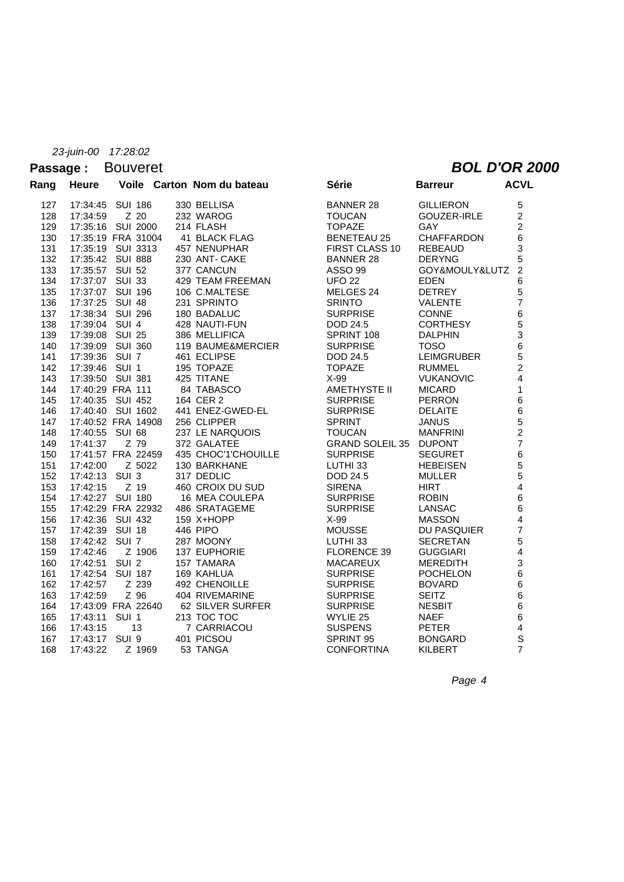*23-juin-00 17:28:02*

**Passage :** Bouveret

***BOL D'OR 2000***

| Rang | Heure | Voile | Carton | Nom du bateau | Série | Barreur | ACVL |
|---|---|---|---|---|---|---|---|
| 127 | 17:34:45 | SUI 186 | 330 | BELLISA | BANNER 28 | GILLIERON | 5 |
| 128 | 17:34:59 | Z 20 | 232 | WAROG | TOUCAN | GOUZER-IRLE | 2 |
| 129 | 17:35:16 | SUI 2000 | 214 | FLASH | TOPAZE | GAY | 2 |
| 130 | 17:35:19 | FRA 31004 | 41 | BLACK FLAG | BENETEAU 25 | CHAFFARDON | 6 |
| 131 | 17:35:19 | SUI 3313 | 457 | NENUPHAR | FIRST CLASS 10 | REBEAUD | 3 |
| 132 | 17:35:42 | SUI 888 | 230 | ANT- CAKE | BANNER 28 | DERYNG | 5 |
| 133 | 17:35:57 | SUI 52 | 377 | CANCUN | ASSO 99 | GOY&MOULY&LUTZ | 2 |
| 134 | 17:37:07 | SUI 33 | 429 | TEAM FREEMAN | UFO 22 | EDEN | 6 |
| 135 | 17:37:07 | SUI 196 | 106 | C.MALTESE | MELGES 24 | DETREY | 5 |
| 136 | 17:37:25 | SUI 48 | 231 | SPRINTO | SRINTO | VALENTE | 7 |
| 137 | 17:38:34 | SUI 296 | 180 | BADALUC | SURPRISE | CONNE | 6 |
| 138 | 17:39:04 | SUI 4 | 428 | NAUTI-FUN | DOD 24.5 | CORTHESY | 5 |
| 139 | 17:39:08 | SUI 25 | 386 | MELLIFICA | SPRINT 108 | DALPHIN | 3 |
| 140 | 17:39:09 | SUI 360 | 119 | BAUME&MERCIER | SURPRISE | TOSO | 6 |
| 141 | 17:39:36 | SUI 7 | 461 | ECLIPSE | DOD 24.5 | LEIMGRUBER | 5 |
| 142 | 17:39:46 | SUI 1 | 195 | TOPAZE | TOPAZE | RUMMEL | 2 |
| 143 | 17:39:50 | SUI 381 | 425 | TITANE | X-99 | VUKANOVIC | 4 |
| 144 | 17:40:29 | FRA 111 | 84 | TABASCO | AMETHYSTE II | MICARD | 1 |
| 145 | 17:40:35 | SUI 452 | 164 | CER 2 | SURPRISE | PERRON | 6 |
| 146 | 17:40:40 | SUI 1602 | 441 | ENEZ-GWED-EL | SURPRISE | DELAITE | 6 |
| 147 | 17:40:52 | FRA 14908 | 256 | CLIPPER | SPRINT | JANUS | 5 |
| 148 | 17:40:55 | SUI 68 | 237 | LE NARQUOIS | TOUCAN | MANFRINI | 2 |
| 149 | 17:41:37 | Z 79 | 372 | GALATEE | GRAND SOLEIL 35 | DUPONT | 7 |
| 150 | 17:41:57 | FRA 22459 | 435 | CHOC'1'CHOUILLE | SURPRISE | SEGURET | 6 |
| 151 | 17:42:00 | Z 5022 | 130 | BARKHANE | LUTHI 33 | HEBEISEN | 5 |
| 152 | 17:42:13 | SUI 3 | 317 | DEDLIC | DOD 24.5 | MULLER | 5 |
| 153 | 17:42:15 | Z 19 | 460 | CROIX DU SUD | SIRENA | HIRT | 4 |
| 154 | 17:42:27 | SUI 180 | 16 | MEA COULEPA | SURPRISE | ROBIN | 6 |
| 155 | 17:42:29 | FRA 22932 | 486 | SRATAGEME | SURPRISE | LANSAC | 6 |
| 156 | 17:42:36 | SUI 432 | 159 | X+HOPP | X-99 | MASSON | 4 |
| 157 | 17:42:39 | SUI 18 | 446 | PIPO | MOUSSE | DU PASQUIER | 7 |
| 158 | 17:42:42 | SUI 7 | 287 | MOONY | LUTHI 33 | SECRETAN | 5 |
| 159 | 17:42:46 | Z 1906 | 137 | EUPHORIE | FLORENCE 39 | GUGGIARI | 4 |
| 160 | 17:42:51 | SUI 2 | 157 | TAMARA | MACAREUX | MEREDITH | 3 |
| 161 | 17:42:54 | SUI 187 | 169 | KAHLUA | SURPRISE | POCHELON | 6 |
| 162 | 17:42:57 | Z 239 | 492 | CHENOILLE | SURPRISE | BOVARD | 6 |
| 163 | 17:42:59 | Z 96 | 404 | RIVEMARINE | SURPRISE | SEITZ | 6 |
| 164 | 17:43:09 | FRA 22640 | 62 | SILVER SURFER | SURPRISE | NESBIT | 6 |
| 165 | 17:43:11 | SUI 1 | 213 | TOC TOC | WYLIE 25 | NAEF | 6 |
| 166 | 17:43:15 | 13 | 7 | CARRIACOU | SUSPENS | PETER | 4 |
| 167 | 17:43:17 | SUI 9 | 401 | PICSOU | SPRINT 95 | BONGARD | S |
| 168 | 17:43:22 | Z 1969 | 53 | TANGA | CONFORTINA | KILBERT | 7 |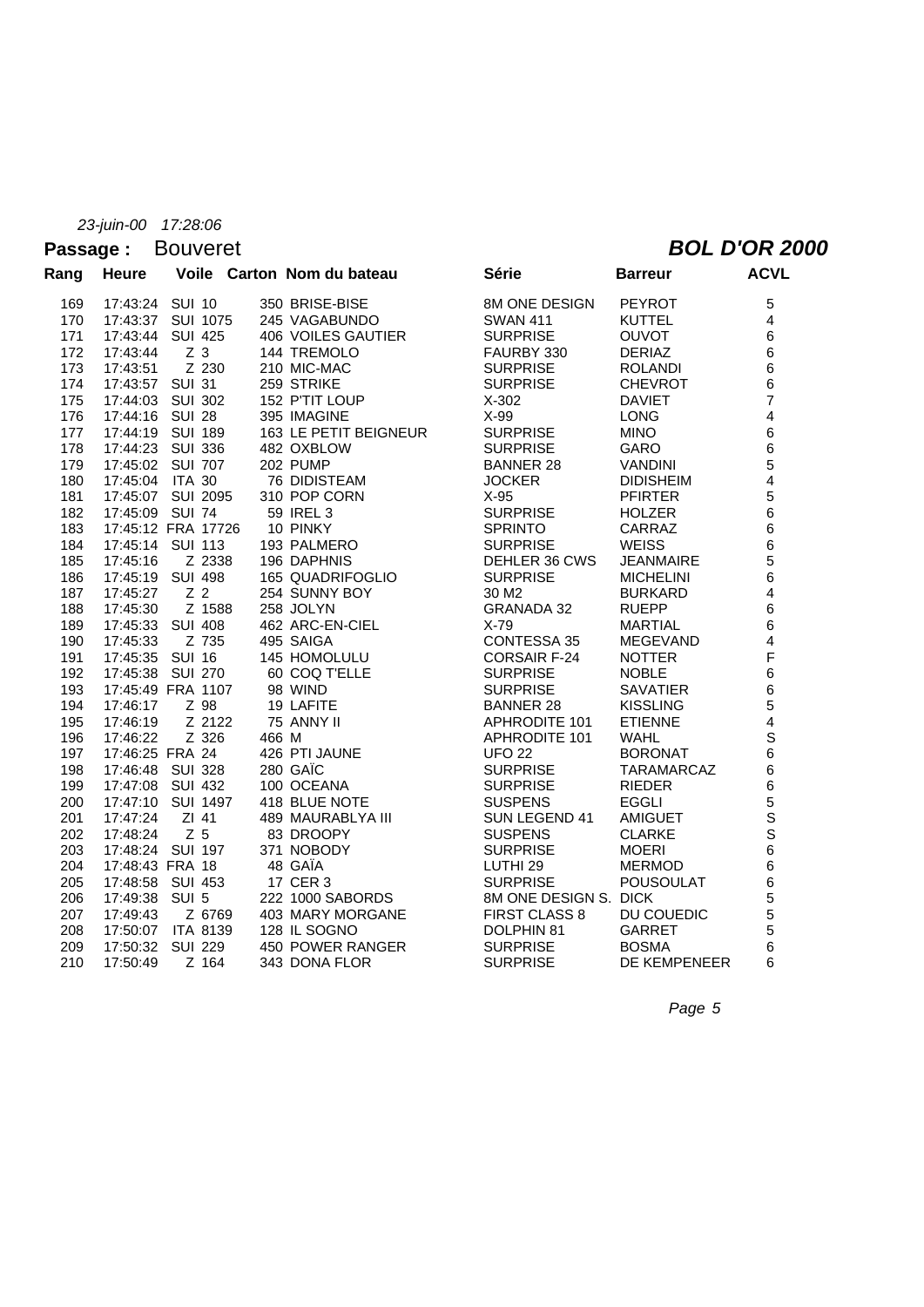*23-juin-00 17:28:06*

**Passage :** Bouveret **BOL D'OR 2000**

| Rang | Heure | Voile | Carton | Nom du bateau | Série | Barreur | ACVL |
|---|---|---|---|---|---|---|---|
| 169 | 17:43:24 | SUI 10 | 350 | BRISE-BISE | 8M ONE DESIGN | PEYROT | 5 |
| 170 | 17:43:37 | SUI 1075 | 245 | VAGABUNDO | SWAN 411 | KUTTEL | 4 |
| 171 | 17:43:44 | SUI 425 | 406 | VOILES GAUTIER | SURPRISE | OUVOT | 6 |
| 172 | 17:43:44 | Z 3 | 144 | TREMOLO | FAURBY 330 | DERIAZ | 6 |
| 173 | 17:43:51 | Z 230 | 210 | MIC-MAC | SURPRISE | ROLANDI | 6 |
| 174 | 17:43:57 | SUI 31 | 259 | STRIKE | SURPRISE | CHEVROT | 6 |
| 175 | 17:44:03 | SUI 302 | 152 | P'TIT LOUP | X-302 | DAVIET | 7 |
| 176 | 17:44:16 | SUI 28 | 395 | IMAGINE | X-99 | LONG | 4 |
| 177 | 17:44:19 | SUI 189 | 163 | LE PETIT BEIGNEUR | SURPRISE | MINO | 6 |
| 178 | 17:44:23 | SUI 336 | 482 | OXBLOW | SURPRISE | GARO | 6 |
| 179 | 17:45:02 | SUI 707 | 202 | PUMP | BANNER 28 | VANDINI | 5 |
| 180 | 17:45:04 | ITA 30 | 76 | DIDISTEAM | JOCKER | DIDISHEIM | 4 |
| 181 | 17:45:07 | SUI 2095 | 310 | POP CORN | X-95 | PFIRTER | 5 |
| 182 | 17:45:09 | SUI 74 | 59 | IREL 3 | SURPRISE | HOLZER | 6 |
| 183 | 17:45:12 | FRA 17726 | 10 | PINKY | SPRINTO | CARRAZ | 6 |
| 184 | 17:45:14 | SUI 113 | 193 | PALMERO | SURPRISE | WEISS | 6 |
| 185 | 17:45:16 | Z 2338 | 196 | DAPHNIS | DEHLER 36 CWS | JEANMAIRE | 5 |
| 186 | 17:45:19 | SUI 498 | 165 | QUADRIFOGLIO | SURPRISE | MICHELINI | 6 |
| 187 | 17:45:27 | Z 2 | 254 | SUNNY BOY | 30 M2 | BURKARD | 4 |
| 188 | 17:45:30 | Z 1588 | 258 | JOLYN | GRANADA 32 | RUEPP | 6 |
| 189 | 17:45:33 | SUI 408 | 462 | ARC-EN-CIEL | X-79 | MARTIAL | 6 |
| 190 | 17:45:33 | Z 735 | 495 | SAIGA | CONTESSA 35 | MEGEVAND | 4 |
| 191 | 17:45:35 | SUI 16 | 145 | HOMOLULU | CORSAIR F-24 | NOTTER | F |
| 192 | 17:45:38 | SUI 270 | 60 | COQ T'ELLE | SURPRISE | NOBLE | 6 |
| 193 | 17:45:49 | FRA 1107 | 98 | WIND | SURPRISE | SAVATIER | 6 |
| 194 | 17:46:17 | Z 98 | 19 | LAFITE | BANNER 28 | KISSLING | 5 |
| 195 | 17:46:19 | Z 2122 | 75 | ANNY II | APHRODITE 101 | ETIENNE | 4 |
| 196 | 17:46:22 | Z 326 | 466 | M | APHRODITE 101 | WAHL | S |
| 197 | 17:46:25 | FRA 24 | 426 | PTI JAUNE | UFO 22 | BORONAT | 6 |
| 198 | 17:46:48 | SUI 328 | 280 | GAÏC | SURPRISE | TARAMARCAZ | 6 |
| 199 | 17:47:08 | SUI 432 | 100 | OCEANA | SURPRISE | RIEDER | 6 |
| 200 | 17:47:10 | SUI 1497 | 418 | BLUE NOTE | SUSPENS | EGGLI | 5 |
| 201 | 17:47:24 | ZI 41 | 489 | MAURABLYA III | SUN LEGEND 41 | AMIGUET | S |
| 202 | 17:48:24 | Z 5 | 83 | DROOPY | SUSPENS | CLARKE | S |
| 203 | 17:48:24 | SUI 197 | 371 | NOBODY | SURPRISE | MOERI | 6 |
| 204 | 17:48:43 | FRA 18 | 48 | GAÏA | LUTHI 29 | MERMOD | 6 |
| 205 | 17:48:58 | SUI 453 | 17 | CER 3 | SURPRISE | POUSOULAT | 6 |
| 206 | 17:49:38 | SUI 5 | 222 | 1000 SABORDS | 8M ONE DESIGN S. | DICK | 5 |
| 207 | 17:49:43 | Z 6769 | 403 | MARY MORGANE | FIRST CLASS 8 | DU COUEDIC | 5 |
| 208 | 17:50:07 | ITA 8139 | 128 | IL SOGNO | DOLPHIN 81 | GARRET | 5 |
| 209 | 17:50:32 | SUI 229 | 450 | POWER RANGER | SURPRISE | BOSMA | 6 |
| 210 | 17:50:49 | Z 164 | 343 | DONA FLOR | SURPRISE | DE KEMPENEER | 6 |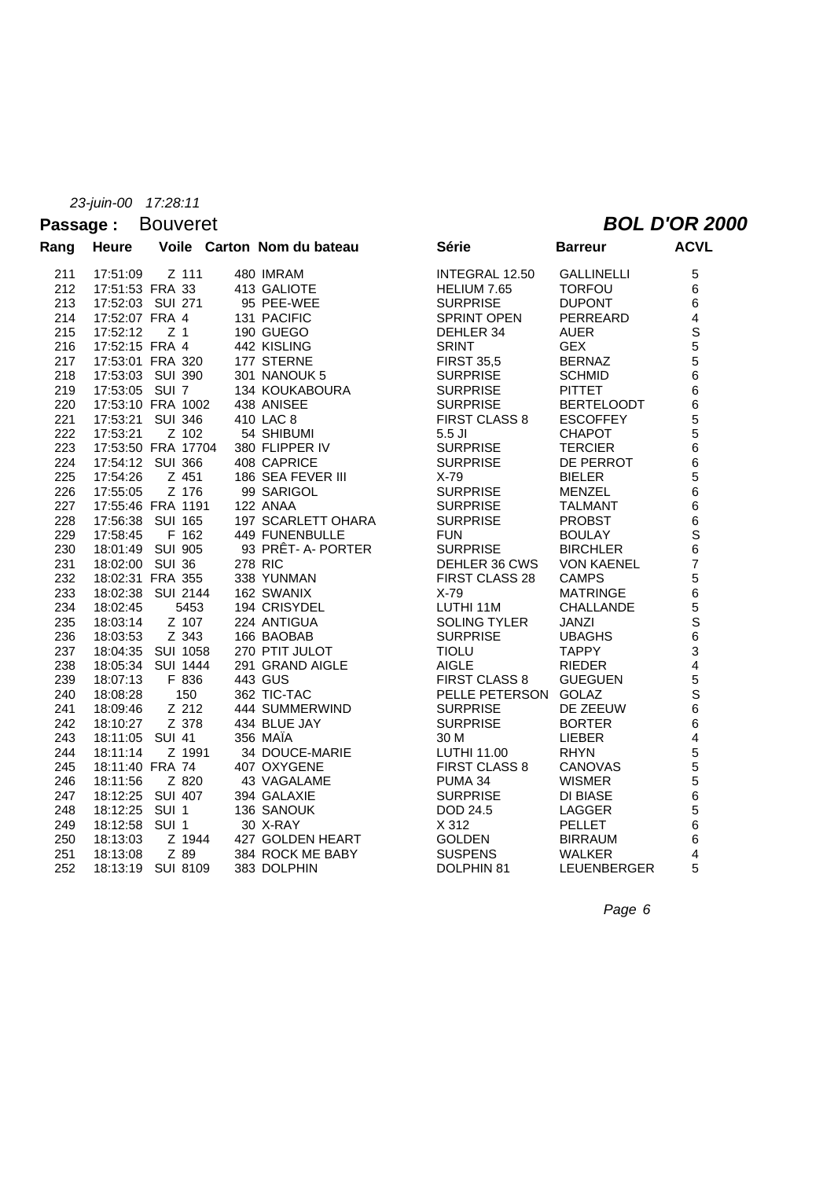*23-juin-00 17:28:11*

**Passage :** Bouveret

***BOL D'OR 2000***

| Rang | Heure | Voile | Carton | Nom du bateau | Série | Barreur | ACVL |
|---|---|---|---|---|---|---|---|
| 211 | 17:51:09 | Z 111 | 480 | IMRAM | INTEGRAL 12.50 | GALLINELLI | 5 |
| 212 | 17:51:53 | FRA 33 | 413 | GALIOTE | HELIUM 7.65 | TORFOU | 6 |
| 213 | 17:52:03 | SUI 271 | 95 | PEE-WEE | SURPRISE | DUPONT | 6 |
| 214 | 17:52:07 | FRA 4 | 131 | PACIFIC | SPRINT OPEN | PERREARD | 4 |
| 215 | 17:52:12 | Z 1 | 190 | GUEGO | DEHLER 34 | AUER | S |
| 216 | 17:52:15 | FRA 4 | 442 | KISLING | SRINT | GEX | 5 |
| 217 | 17:53:01 | FRA 320 | 177 | STERNE | FIRST 35,5 | BERNAZ | 5 |
| 218 | 17:53:03 | SUI 390 | 301 | NANOUK 5 | SURPRISE | SCHMID | 6 |
| 219 | 17:53:05 | SUI 7 | 134 | KOUKABOURA | SURPRISE | PITTET | 6 |
| 220 | 17:53:10 | FRA 1002 | 438 | ANISEE | SURPRISE | BERTELOODT | 6 |
| 221 | 17:53:21 | SUI 346 | 410 | LAC 8 | FIRST CLASS 8 | ESCOFFEY | 5 |
| 222 | 17:53:21 | Z 102 | 54 | SHIBUMI | 5.5 JI | CHAPOT | 5 |
| 223 | 17:53:50 | FRA 17704 | 380 | FLIPPER IV | SURPRISE | TERCIER | 6 |
| 224 | 17:54:12 | SUI 366 | 408 | CAPRICE | SURPRISE | DE PERROT | 6 |
| 225 | 17:54:26 | Z 451 | 186 | SEA FEVER III | X-79 | BIELER | 5 |
| 226 | 17:55:05 | Z 176 | 99 | SARIGOL | SURPRISE | MENZEL | 6 |
| 227 | 17:55:46 | FRA 1191 | 122 | ANAA | SURPRISE | TALMANT | 6 |
| 228 | 17:56:38 | SUI 165 | 197 | SCARLETT OHARA | SURPRISE | PROBST | 6 |
| 229 | 17:58:45 | F 162 | 449 | FUNENBULLE | FUN | BOULAY | S |
| 230 | 18:01:49 | SUI 905 | 93 | PRÊT- A- PORTER | SURPRISE | BIRCHLER | 6 |
| 231 | 18:02:00 | SUI 36 | 278 | RIC | DEHLER 36 CWS | VON KAENEL | 7 |
| 232 | 18:02:31 | FRA 355 | 338 | YUNMAN | FIRST CLASS 28 | CAMPS | 5 |
| 233 | 18:02:38 | SUI 2144 | 162 | SWANIX | X-79 | MATRINGE | 6 |
| 234 | 18:02:45 | 5453 | 194 | CRISYDEL | LUTHI 11M | CHALLANDE | 5 |
| 235 | 18:03:14 | Z 107 | 224 | ANTIGUA | SOLING TYLER | JANZI | S |
| 236 | 18:03:53 | Z 343 | 166 | BAOBAB | SURPRISE | UBAGHS | 6 |
| 237 | 18:04:35 | SUI 1058 | 270 | PTIT JULOT | TIOLU | TAPPY | 3 |
| 238 | 18:05:34 | SUI 1444 | 291 | GRAND AIGLE | AIGLE | RIEDER | 4 |
| 239 | 18:07:13 | F 836 | 443 | GUS | FIRST CLASS 8 | GUEGUEN | 5 |
| 240 | 18:08:28 | 150 | 362 | TIC-TAC | PELLE PETERSON | GOLAZ | S |
| 241 | 18:09:46 | Z 212 | 444 | SUMMERWIND | SURPRISE | DE ZEEUW | 6 |
| 242 | 18:10:27 | Z 378 | 434 | BLUE JAY | SURPRISE | BORTER | 6 |
| 243 | 18:11:05 | SUI 41 | 356 | MAÏA | 30 M | LIEBER | 4 |
| 244 | 18:11:14 | Z 1991 | 34 | DOUCE-MARIE | LUTHI 11.00 | RHYN | 5 |
| 245 | 18:11:40 | FRA 74 | 407 | OXYGENE | FIRST CLASS 8 | CANOVAS | 5 |
| 246 | 18:11:56 | Z 820 | 43 | VAGALAME | PUMA 34 | WISMER | 5 |
| 247 | 18:12:25 | SUI 407 | 394 | GALAXIE | SURPRISE | DI BIASE | 6 |
| 248 | 18:12:25 | SUI 1 | 136 | SANOUK | DOD 24.5 | LAGGER | 5 |
| 249 | 18:12:58 | SUI 1 | 30 | X-RAY | X 312 | PELLET | 6 |
| 250 | 18:13:03 | Z 1944 | 427 | GOLDEN HEART | GOLDEN | BIRRAUM | 6 |
| 251 | 18:13:08 | Z 89 | 384 | ROCK ME BABY | SUSPENS | WALKER | 4 |
| 252 | 18:13:19 | SUI 8109 | 383 | DOLPHIN | DOLPHIN 81 | LEUENBERGER | 5 |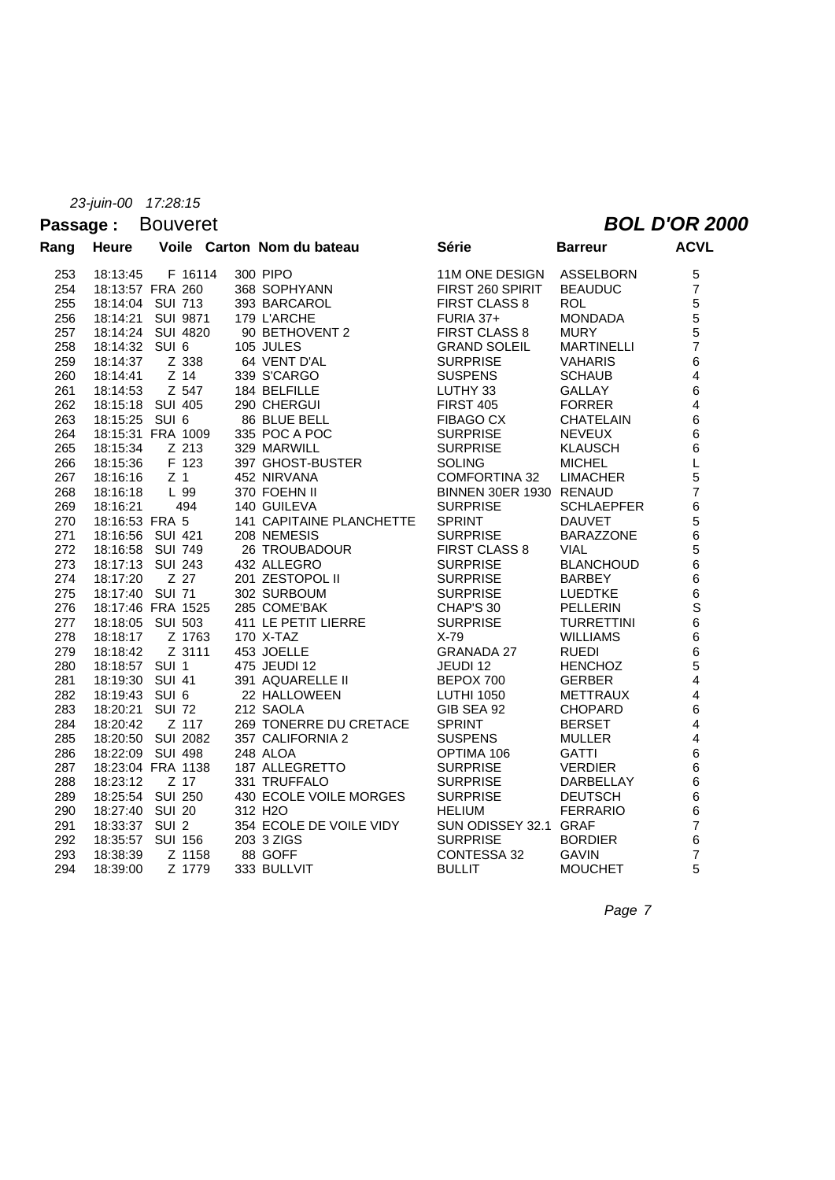*23-juin-00 17:28:15*

**Passage :** Bouveret

***BOL D'OR 2000***

| Rang | Heure | Voile | Carton | Nom du bateau | Série | Barreur | ACVL |
|---|---|---|---|---|---|---|---|
| 253 | 18:13:45 | F 16114 | 300 | PIPO | 11M ONE DESIGN | ASSELBORN | 5 |
| 254 | 18:13:57 | FRA 260 | 368 | SOPHYANN | FIRST 260 SPIRIT | BEAUDUC | 7 |
| 255 | 18:14:04 | SUI 713 | 393 | BARCAROL | FIRST CLASS 8 | ROL | 5 |
| 256 | 18:14:21 | SUI 9871 | 179 | L'ARCHE | FURIA 37+ | MONDADA | 5 |
| 257 | 18:14:24 | SUI 4820 | 90 | BETHOVENT 2 | FIRST CLASS 8 | MURY | 5 |
| 258 | 18:14:32 | SUI 6 | 105 | JULES | GRAND SOLEIL | MARTINELLI | 7 |
| 259 | 18:14:37 | Z 338 | 64 | VENT D'AL | SURPRISE | VAHARIS | 6 |
| 260 | 18:14:41 | Z 14 | 339 | S'CARGO | SUSPENS | SCHAUB | 4 |
| 261 | 18:14:53 | Z 547 | 184 | BELFILLE | LUTHY 33 | GALLAY | 6 |
| 262 | 18:15:18 | SUI 405 | 290 | CHERGUI | FIRST 405 | FORRER | 4 |
| 263 | 18:15:25 | SUI 6 | 86 | BLUE BELL | FIBAGO CX | CHATELAIN | 6 |
| 264 | 18:15:31 | FRA 1009 | 335 | POC A POC | SURPRISE | NEVEUX | 6 |
| 265 | 18:15:34 | Z 213 | 329 | MARWILL | SURPRISE | KLAUSCH | 6 |
| 266 | 18:15:36 | F 123 | 397 | GHOST-BUSTER | SOLING | MICHEL | L |
| 267 | 18:16:16 | Z 1 | 452 | NIRVANA | COMFORTINA 32 | LIMACHER | 5 |
| 268 | 18:16:18 | L 99 | 370 | FOEHN II | BINNEN 30ER 1930 | RENAUD | 7 |
| 269 | 18:16:21 | 494 | 140 | GUILEVA | SURPRISE | SCHLAEPFER | 6 |
| 270 | 18:16:53 | FRA 5 | 141 | CAPITAINE PLANCHETTE | SPRINT | DAUVET | 5 |
| 271 | 18:16:56 | SUI 421 | 208 | NEMESIS | SURPRISE | BARAZZONE | 6 |
| 272 | 18:16:58 | SUI 749 | 26 | TROUBADOUR | FIRST CLASS 8 | VIAL | 5 |
| 273 | 18:17:13 | SUI 243 | 432 | ALLEGRO | SURPRISE | BLANCHOUD | 6 |
| 274 | 18:17:20 | Z 27 | 201 | ZESTOPOL II | SURPRISE | BARBEY | 6 |
| 275 | 18:17:40 | SUI 71 | 302 | SURBOUM | SURPRISE | LUEDTKE | 6 |
| 276 | 18:17:46 | FRA 1525 | 285 | COME'BAK | CHAP'S 30 | PELLERIN | S |
| 277 | 18:18:05 | SUI 503 | 411 | LE PETIT LIERRE | SURPRISE | TURRETTINI | 6 |
| 278 | 18:18:17 | Z 1763 | 170 | X-TAZ | X-79 | WILLIAMS | 6 |
| 279 | 18:18:42 | Z 3111 | 453 | JOELLE | GRANADA 27 | RUEDI | 6 |
| 280 | 18:18:57 | SUI 1 | 475 | JEUDI 12 | JEUDI 12 | HENCHOZ | 5 |
| 281 | 18:19:30 | SUI 41 | 391 | AQUARELLE II | BEPOX 700 | GERBER | 4 |
| 282 | 18:19:43 | SUI 6 | 22 | HALLOWEEN | LUTHI 1050 | METTRAUX | 4 |
| 283 | 18:20:21 | SUI 72 | 212 | SAOLA | GIB SEA 92 | CHOPARD | 6 |
| 284 | 18:20:42 | Z 117 | 269 | TONERRE DU CRETACE | SPRINT | BERSET | 4 |
| 285 | 18:20:50 | SUI 2082 | 357 | CALIFORNIA 2 | SUSPENS | MULLER | 4 |
| 286 | 18:22:09 | SUI 498 | 248 | ALOA | OPTIMA 106 | GATTI | 6 |
| 287 | 18:23:04 | FRA 1138 | 187 | ALLEGRETTO | SURPRISE | VERDIER | 6 |
| 288 | 18:23:12 | Z 17 | 331 | TRUFFALO | SURPRISE | DARBELLAY | 6 |
| 289 | 18:25:54 | SUI 250 | 430 | ECOLE VOILE MORGES | SURPRISE | DEUTSCH | 6 |
| 290 | 18:27:40 | SUI 20 | 312 | H2O | HELIUM | FERRARIO | 6 |
| 291 | 18:33:37 | SUI 2 | 354 | ECOLE DE VOILE VIDY | SUN ODISSEY 32.1 | GRAF | 7 |
| 292 | 18:35:57 | SUI 156 | 203 | 3 ZIGS | SURPRISE | BORDIER | 6 |
| 293 | 18:38:39 | Z 1158 | 88 | GOFF | CONTESSA 32 | GAVIN | 7 |
| 294 | 18:39:00 | Z 1779 | 333 | BULLVIT | BULLIT | MOUCHET | 5 |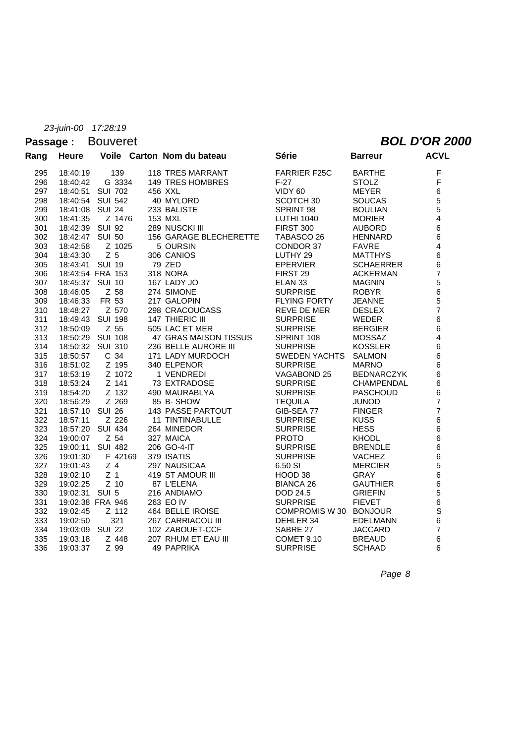*23-juin-00 17:28:19*

**Passage :** Bouveret

***BOL D'OR 2000***

| Rang | Heure | Voile | Carton | Nom du bateau | Série | Barreur | ACVL |
|---|---|---|---|---|---|---|---|
| 295 | 18:40:19 | 139 | 118 | TRES MARRANT | FARRIER F25C | BARTHE | F |
| 296 | 18:40:42 | G 3334 | 149 | TRES HOMBRES | F-27 | STOLZ | F |
| 297 | 18:40:51 | SUI 702 | 456 | XXL | VIDY 60 | MEYER | 6 |
| 298 | 18:40:54 | SUI 542 | 40 | MYLORD | SCOTCH 30 | SOUCAS | 5 |
| 299 | 18:41:08 | SUI 24 | 233 | BALISTE | SPRINT 98 | BOULIAN | 5 |
| 300 | 18:41:35 | Z 1476 | 153 | MXL | LUTHI 1040 | MORIER | 4 |
| 301 | 18:42:39 | SUI 92 | 289 | NUSCKI III | FIRST 300 | AUBORD | 6 |
| 302 | 18:42:47 | SUI 50 | 156 | GARAGE BLECHERETTE | TABASCO 26 | HENNARD | 6 |
| 303 | 18:42:58 | Z 1025 | 5 | OURSIN | CONDOR 37 | FAVRE | 4 |
| 304 | 18:43:30 | Z 5 | 306 | CANIOS | LUTHY 29 | MATTHYS | 6 |
| 305 | 18:43:41 | SUI 19 | 79 | ZED | EPERVIER | SCHAERRER | 6 |
| 306 | 18:43:54 | FRA 153 | 318 | NORA | FIRST 29 | ACKERMAN | 7 |
| 307 | 18:45:37 | SUI 10 | 167 | LADY JO | ELAN 33 | MAGNIN | 5 |
| 308 | 18:46:05 | Z 58 | 274 | SIMONE | SURPRISE | ROBYR | 6 |
| 309 | 18:46:33 | FR 53 | 217 | GALOPIN | FLYING FORTY | JEANNE | 5 |
| 310 | 18:48:27 | Z 570 | 298 | CRACOUCASS | REVE DE MER | DESLEX | 7 |
| 311 | 18:49:43 | SUI 198 | 147 | THIERIC III | SURPRISE | WEDER | 6 |
| 312 | 18:50:09 | Z 55 | 505 | LAC ET MER | SURPRISE | BERGIER | 6 |
| 313 | 18:50:29 | SUI 108 | 47 | GRAS MAISON TISSUS | SPRINT 108 | MOSSAZ | 4 |
| 314 | 18:50:32 | SUI 310 | 236 | BELLE AURORE III | SURPRISE | KOSSLER | 6 |
| 315 | 18:50:57 | C 34 | 171 | LADY MURDOCH | SWEDEN YACHTS | SALMON | 6 |
| 316 | 18:51:02 | Z 195 | 340 | ELPENOR | SURPRISE | MARNO | 6 |
| 317 | 18:53:19 | Z 1072 | 1 | VENDREDI | VAGABOND 25 | BEDNARCZYK | 6 |
| 318 | 18:53:24 | Z 141 | 73 | EXTRADOSE | SURPRISE | CHAMPENDAL | 6 |
| 319 | 18:54:20 | Z 132 | 490 | MAURABLYA | SURPRISE | PASCHOUD | 6 |
| 320 | 18:56:29 | Z 269 | 85 | B- SHOW | TEQUILA | JUNOD | 7 |
| 321 | 18:57:10 | SUI 26 | 143 | PASSE PARTOUT | GIB-SEA 77 | FINGER | 7 |
| 322 | 18:57:11 | Z 226 | 11 | TINTINABULLE | SURPRISE | KUSS | 6 |
| 323 | 18:57:20 | SUI 434 | 264 | MINEDOR | SURPRISE | HESS | 6 |
| 324 | 19:00:07 | Z 54 | 327 | MAICA | PROTO | KHODL | 6 |
| 325 | 19:00:11 | SUI 482 | 206 | GO-4-IT | SURPRISE | BRENDLE | 6 |
| 326 | 19:01:30 | F 42169 | 379 | ISATIS | SURPRISE | VACHEZ | 6 |
| 327 | 19:01:43 | Z 4 | 297 | NAUSICAA | 6.50 SI | MERCIER | 5 |
| 328 | 19:02:10 | Z 1 | 419 | ST AMOUR III | HOOD 38 | GRAY | 6 |
| 329 | 19:02:25 | Z 10 | 87 | L'ELENA | BIANCA 26 | GAUTHIER | 6 |
| 330 | 19:02:31 | SUI 5 | 216 | ANDIAMO | DOD 24.5 | GRIEFIN | 5 |
| 331 | 19:02:38 | FRA 946 | 263 | EO IV | SURPRISE | FIEVET | 6 |
| 332 | 19:02:45 | Z 112 | 464 | BELLE IROISE | COMPROMIS W 30 | BONJOUR | S |
| 333 | 19:02:50 | 321 | 267 | CARRIACOU III | DEHLER 34 | EDELMANN | 6 |
| 334 | 19:03:09 | SUI 22 | 102 | ZABOUET-CCF | SABRE 27 | JACCARD | 7 |
| 335 | 19:03:18 | Z 448 | 207 | RHUM ET EAU III | COMET 9.10 | BREAUD | 6 |
| 336 | 19:03:37 | Z 99 | 49 | PAPRIKA | SURPRISE | SCHAAD | 6 |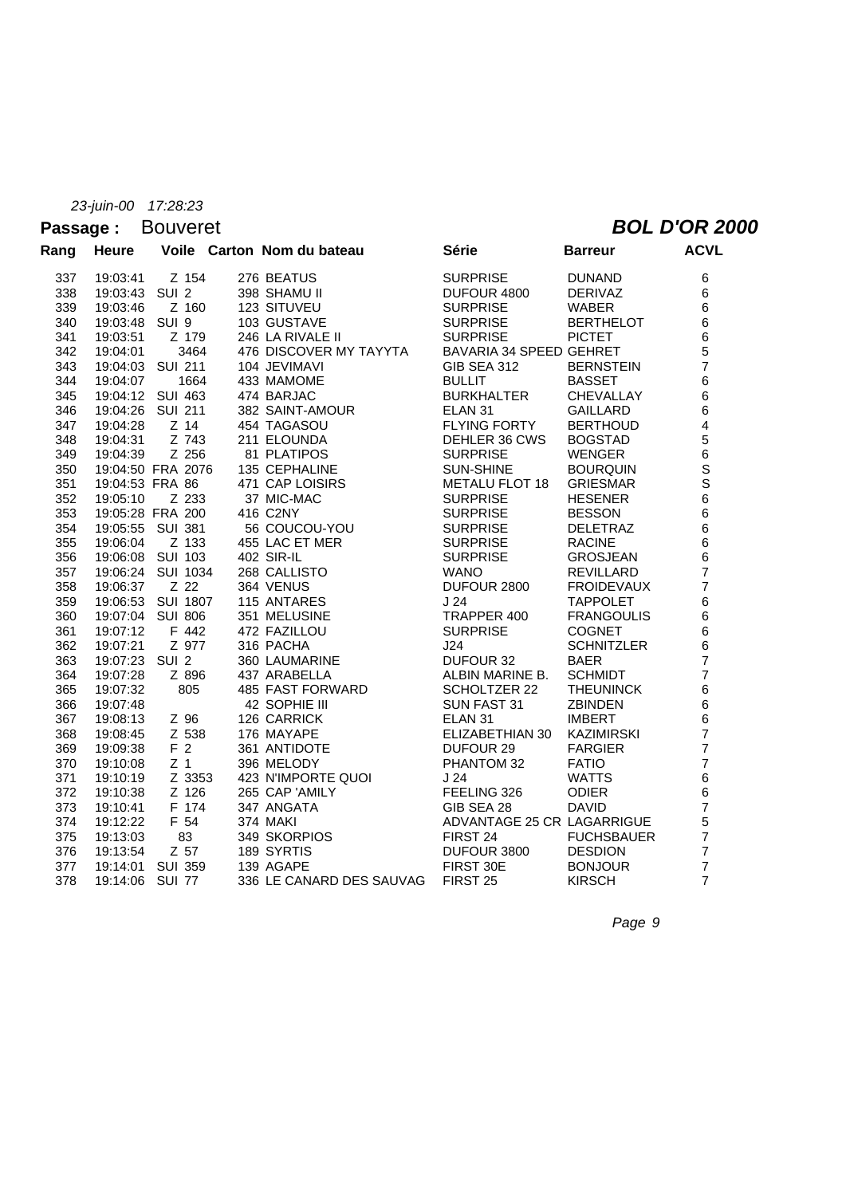*23-juin-00 17:28:23*

**Passage :** Bouveret

***BOL D'OR 2000***

| Rang | Heure | Voile | Carton | Nom du bateau | Série | Barreur | ACVL |
|---|---|---|---|---|---|---|---|
| 337 | 19:03:41 | Z 154 | 276 | BEATUS | SURPRISE | DUNAND | 6 |
| 338 | 19:03:43 | SUI 2 | 398 | SHAMU II | DUFOUR 4800 | DERIVAZ | 6 |
| 339 | 19:03:46 | Z 160 | 123 | SITUVEU | SURPRISE | WABER | 6 |
| 340 | 19:03:48 | SUI 9 | 103 | GUSTAVE | SURPRISE | BERTHELOT | 6 |
| 341 | 19:03:51 | Z 179 | 246 | LA RIVALE II | SURPRISE | PICTET | 6 |
| 342 | 19:04:01 | 3464 | 476 | DISCOVER MY TAYYTA | BAVARIA 34 SPEED | GEHRET | 5 |
| 343 | 19:04:03 | SUI 211 | 104 | JEVIMAVI | GIB SEA 312 | BERNSTEIN | 7 |
| 344 | 19:04:07 | 1664 | 433 | MAMOME | BULLIT | BASSET | 6 |
| 345 | 19:04:12 | SUI 463 | 474 | BARJAC | BURKHALTER | CHEVALLAY | 6 |
| 346 | 19:04:26 | SUI 211 | 382 | SAINT-AMOUR | ELAN 31 | GAILLARD | 6 |
| 347 | 19:04:28 | Z 14 | 454 | TAGASOU | FLYING FORTY | BERTHOUD | 4 |
| 348 | 19:04:31 | Z 743 | 211 | ELOUNDA | DEHLER 36 CWS | BOGSTAD | 5 |
| 349 | 19:04:39 | Z 256 | 81 | PLATIPOS | SURPRISE | WENGER | 6 |
| 350 | 19:04:50 | FRA 2076 | 135 | CEPHALINE | SUN-SHINE | BOURQUIN | S |
| 351 | 19:04:53 | FRA 86 | 471 | CAP LOISIRS | METALU FLOT 18 | GRIESMAR | S |
| 352 | 19:05:10 | Z 233 | 37 | MIC-MAC | SURPRISE | HESENER | 6 |
| 353 | 19:05:28 | FRA 200 | 416 | C2NY | SURPRISE | BESSON | 6 |
| 354 | 19:05:55 | SUI 381 | 56 | COUCOU-YOU | SURPRISE | DELETRAZ | 6 |
| 355 | 19:06:04 | Z 133 | 455 | LAC ET MER | SURPRISE | RACINE | 6 |
| 356 | 19:06:08 | SUI 103 | 402 | SIR-IL | SURPRISE | GROSJEAN | 6 |
| 357 | 19:06:24 | SUI 1034 | 268 | CALLISTO | WANO | REVILLARD | 7 |
| 358 | 19:06:37 | Z 22 | 364 | VENUS | DUFOUR 2800 | FROIDEVAUX | 7 |
| 359 | 19:06:53 | SUI 1807 | 115 | ANTARES | J 24 | TAPPOLET | 6 |
| 360 | 19:07:04 | SUI 806 | 351 | MELUSINE | TRAPPER 400 | FRANGOULIS | 6 |
| 361 | 19:07:12 | F 442 | 472 | FAZILLOU | SURPRISE | COGNET | 6 |
| 362 | 19:07:21 | Z 977 | 316 | PACHA | J24 | SCHNITZLER | 6 |
| 363 | 19:07:23 | SUI 2 | 360 | LAUMARINE | DUFOUR 32 | BAER | 7 |
| 364 | 19:07:28 | Z 896 | 437 | ARABELLA | ALBIN MARINE B. | SCHMIDT | 7 |
| 365 | 19:07:32 | 805 | 485 | FAST FORWARD | SCHOLTZER 22 | THEUNINCK | 6 |
| 366 | 19:07:48 | | 42 | SOPHIE III | SUN FAST 31 | ZBINDEN | 6 |
| 367 | 19:08:13 | Z 96 | 126 | CARRICK | ELAN 31 | IMBERT | 6 |
| 368 | 19:08:45 | Z 538 | 176 | MAYAPE | ELIZABETHIAN 30 | KAZIMIRSKI | 7 |
| 369 | 19:09:38 | F 2 | 361 | ANTIDOTE | DUFOUR 29 | FARGIER | 7 |
| 370 | 19:10:08 | Z 1 | 396 | MELODY | PHANTOM 32 | FATIO | 7 |
| 371 | 19:10:19 | Z 3353 | 423 | N'IMPORTE QUOI | J 24 | WATTS | 6 |
| 372 | 19:10:38 | Z 126 | 265 | CAP 'AMILY | FEELING 326 | ODIER | 6 |
| 373 | 19:10:41 | F 174 | 347 | ANGATA | GIB SEA 28 | DAVID | 7 |
| 374 | 19:12:22 | F 54 | 374 | MAKI | ADVANTAGE 25 CR | LAGARRIGUE | 5 |
| 375 | 19:13:03 | 83 | 349 | SKORPIOS | FIRST 24 | FUCHSBAUER | 7 |
| 376 | 19:13:54 | Z 57 | 189 | SYRTIS | DUFOUR 3800 | DESDION | 7 |
| 377 | 19:14:01 | SUI 359 | 139 | AGAPE | FIRST 30E | BONJOUR | 7 |
| 378 | 19:14:06 | SUI 77 | 336 | LE CANARD DES SAUVAG | FIRST 25 | KIRSCH | 7 |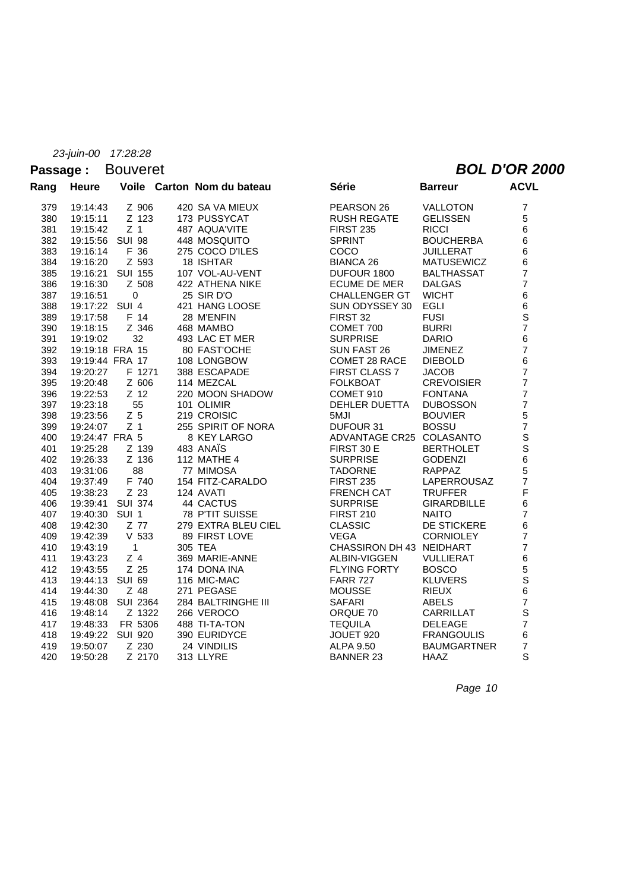*23-juin-00 17:28:28*

**Passage :** Bouveret **BOL D'OR 2000**

| Rang | Heure | Voile | Carton | Nom du bateau | Série | Barreur | ACVL |
|---|---|---|---|---|---|---|---|
| 379 | 19:14:43 | Z 906 | 420 | SA VA MIEUX | PEARSON 26 | VALLOTON | 7 |
| 380 | 19:15:11 | Z 123 | 173 | PUSSYCAT | RUSH REGATE | GELISSEN | 5 |
| 381 | 19:15:42 | Z 1 | 487 | AQUA'VITE | FIRST 235 | RICCI | 6 |
| 382 | 19:15:56 | SUI 98 | 448 | MOSQUITO | SPRINT | BOUCHERBA | 6 |
| 383 | 19:16:14 | F 36 | 275 | COCO D'ILES | COCO | JUILLERAT | 6 |
| 384 | 19:16:20 | Z 593 | 18 | ISHTAR | BIANCA 26 | MATUSEWICZ | 6 |
| 385 | 19:16:21 | SUI 155 | 107 | VOL-AU-VENT | DUFOUR 1800 | BALTHASSAT | 7 |
| 386 | 19:16:30 | Z 508 | 422 | ATHENA NIKE | ECUME DE MER | DALGAS | 7 |
| 387 | 19:16:51 | 0 | 25 | SIR D'O | CHALLENGER GT | WICHT | 6 |
| 388 | 19:17:22 | SUI 4 | 421 | HANG LOOSE | SUN ODYSSEY 30 | EGLI | 6 |
| 389 | 19:17:58 | F 14 | 28 | M'ENFIN | FIRST 32 | FUSI | S |
| 390 | 19:18:15 | Z 346 | 468 | MAMBO | COMET 700 | BURRI | 7 |
| 391 | 19:19:02 | 32 | 493 | LAC ET MER | SURPRISE | DARIO | 6 |
| 392 | 19:19:18 | FRA 15 | 80 | FAST'OCHE | SUN FAST 26 | JIMENEZ | 7 |
| 393 | 19:19:44 | FRA 17 | 108 | LONGBOW | COMET 28 RACE | DIEBOLD | 6 |
| 394 | 19:20:27 | F 1271 | 388 | ESCAPADE | FIRST CLASS 7 | JACOB | 7 |
| 395 | 19:20:48 | Z 606 | 114 | MEZCAL | FOLKBOAT | CREVOISIER | 7 |
| 396 | 19:22:53 | Z 12 | 220 | MOON SHADOW | COMET 910 | FONTANA | 7 |
| 397 | 19:23:18 | 55 | 101 | OLIMIR | DEHLER DUETTA | DUBOSSON | 7 |
| 398 | 19:23:56 | Z 5 | 219 | CROISIC | 5MJI | BOUVIER | 5 |
| 399 | 19:24:07 | Z 1 | 255 | SPIRIT OF NORA | DUFOUR 31 | BOSSU | 7 |
| 400 | 19:24:47 | FRA 5 | 8 | KEY LARGO | ADVANTAGE CR25 | COLASANTO | S |
| 401 | 19:25:28 | Z 139 | 483 | ANAÏS | FIRST 30 E | BERTHOLET | S |
| 402 | 19:26:33 | Z 136 | 112 | MATHE 4 | SURPRISE | GODENZI | 6 |
| 403 | 19:31:06 | 88 | 77 | MIMOSA | TADORNE | RAPPAZ | 5 |
| 404 | 19:37:49 | F 740 | 154 | FITZ-CARALDO | FIRST 235 | LAPERROUSAZ | 7 |
| 405 | 19:38:23 | Z 23 | 124 | AVATI | FRENCH CAT | TRUFFER | F |
| 406 | 19:39:41 | SUI 374 | 44 | CACTUS | SURPRISE | GIRARDBILLE | 6 |
| 407 | 19:40:30 | SUI 1 | 78 | P'TIT SUISSE | FIRST 210 | NAITO | 7 |
| 408 | 19:42:30 | Z 77 | 279 | EXTRA BLEU CIEL | CLASSIC | DE STICKERE | 6 |
| 409 | 19:42:39 | V 533 | 89 | FIRST LOVE | VEGA | CORNIOLEY | 7 |
| 410 | 19:43:19 | 1 | 305 | TEA | CHASSIRON DH 43 | NEIDHART | 7 |
| 411 | 19:43:23 | Z 4 | 369 | MARIE-ANNE | ALBIN-VIGGEN | VULLIERAT | 6 |
| 412 | 19:43:55 | Z 25 | 174 | DONA INA | FLYING FORTY | BOSCO | 5 |
| 413 | 19:44:13 | SUI 69 | 116 | MIC-MAC | FARR 727 | KLUVERS | S |
| 414 | 19:44:30 | Z 48 | 271 | PEGASE | MOUSSE | RIEUX | 6 |
| 415 | 19:48:08 | SUI 2364 | 284 | BALTRINGHE III | SAFARI | ABELS | 7 |
| 416 | 19:48:14 | Z 1322 | 266 | VEROCO | ORQUE 70 | CARRILLAT | S |
| 417 | 19:48:33 | FR 5306 | 488 | TI-TA-TON | TEQUILA | DELEAGE | 7 |
| 418 | 19:49:22 | SUI 920 | 390 | EURIDYCE | JOUET 920 | FRANGOULIS | 6 |
| 419 | 19:50:07 | Z 230 | 24 | VINDILIS | ALPA 9.50 | BAUMGARTNER | 7 |
| 420 | 19:50:28 | Z 2170 | 313 | LLYRE | BANNER 23 | HAAZ | S |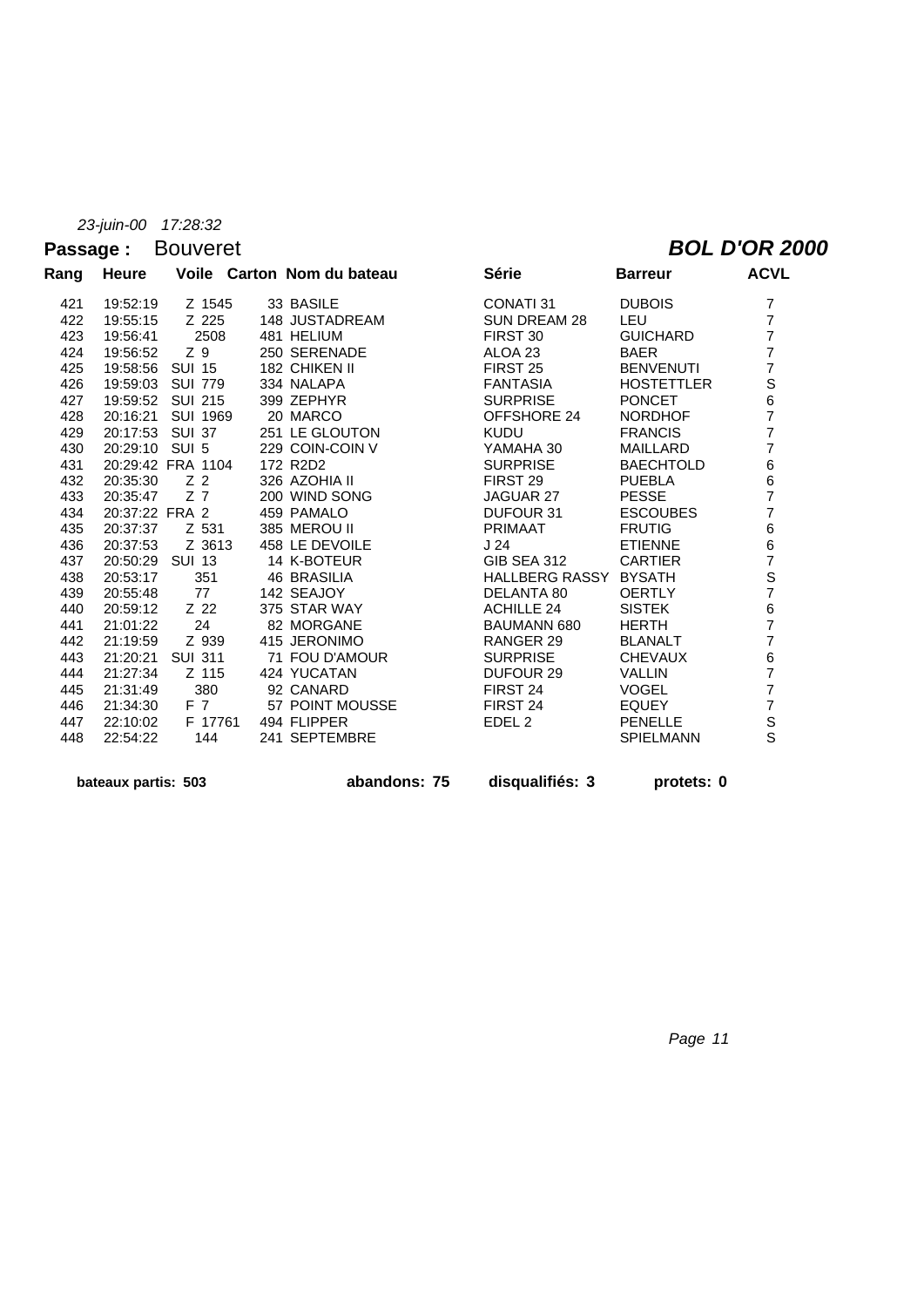*23-juin-00 17:28:32*

**Passage :** Bouveret

***BOL D'OR 2000***

| Rang | Heure | Voile | Carton | Nom du bateau | Série | Barreur | ACVL |
|---|---|---|---|---|---|---|---|
| 421 | 19:52:19 | Z 1545 | 33 | BASILE | CONATI 31 | DUBOIS | 7 |
| 422 | 19:55:15 | Z 225 | 148 | JUSTADREAM | SUN DREAM 28 | LEU | 7 |
| 423 | 19:56:41 | 2508 | 481 | HELIUM | FIRST 30 | GUICHARD | 7 |
| 424 | 19:56:52 | Z 9 | 250 | SERENADE | ALOA 23 | BAER | 7 |
| 425 | 19:58:56 | SUI 15 | 182 | CHIKEN II | FIRST 25 | BENVENUTI | 7 |
| 426 | 19:59:03 | SUI 779 | 334 | NALAPA | FANTASIA | HOSTETTLER | S |
| 427 | 19:59:52 | SUI 215 | 399 | ZEPHYR | SURPRISE | PONCET | 6 |
| 428 | 20:16:21 | SUI 1969 | 20 | MARCO | OFFSHORE 24 | NORDHOF | 7 |
| 429 | 20:17:53 | SUI 37 | 251 | LE GLOUTON | KUDU | FRANCIS | 7 |
| 430 | 20:29:10 | SUI 5 | 229 | COIN-COIN V | YAMAHA 30 | MAILLARD | 7 |
| 431 | 20:29:42 | FRA 1104 | 172 | R2D2 | SURPRISE | BAECHTOLD | 6 |
| 432 | 20:35:30 | Z 2 | 326 | AZOHIA II | FIRST 29 | PUEBLA | 6 |
| 433 | 20:35:47 | Z 7 | 200 | WIND SONG | JAGUAR 27 | PESSE | 7 |
| 434 | 20:37:22 | FRA 2 | 459 | PAMALO | DUFOUR 31 | ESCOUBES | 7 |
| 435 | 20:37:37 | Z 531 | 385 | MEROU II | PRIMAAT | FRUTIG | 6 |
| 436 | 20:37:53 | Z 3613 | 458 | LE DEVOILE | J 24 | ETIENNE | 6 |
| 437 | 20:50:29 | SUI 13 | 14 | K-BOTEUR | GIB SEA 312 | CARTIER | 7 |
| 438 | 20:53:17 | 351 | 46 | BRASILIA | HALLBERG RASSY | BYSATH | S |
| 439 | 20:55:48 | 77 | 142 | SEAJOY | DELANTA 80 | OERTLY | 7 |
| 440 | 20:59:12 | Z 22 | 375 | STAR WAY | ACHILLE 24 | SISTEK | 6 |
| 441 | 21:01:22 | 24 | 82 | MORGANE | BAUMANN 680 | HERTH | 7 |
| 442 | 21:19:59 | Z 939 | 415 | JERONIMO | RANGER 29 | BLANALT | 7 |
| 443 | 21:20:21 | SUI 311 | 71 | FOU D'AMOUR | SURPRISE | CHEVAUX | 6 |
| 444 | 21:27:34 | Z 115 | 424 | YUCATAN | DUFOUR 29 | VALLIN | 7 |
| 445 | 21:31:49 | 380 | 92 | CANARD | FIRST 24 | VOGEL | 7 |
| 446 | 21:34:30 | F 7 | 57 | POINT MOUSSE | FIRST 24 | EQUEY | 7 |
| 447 | 22:10:02 | F 17761 | 494 | FLIPPER | EDEL 2 | PENELLE | S |
| 448 | 22:54:22 | 144 | 241 | SEPTEMBRE | | SPIELMANN | S |

**bateaux partis: 503** **abandons: 75** **disqualifiés: 3** **protets: 0**